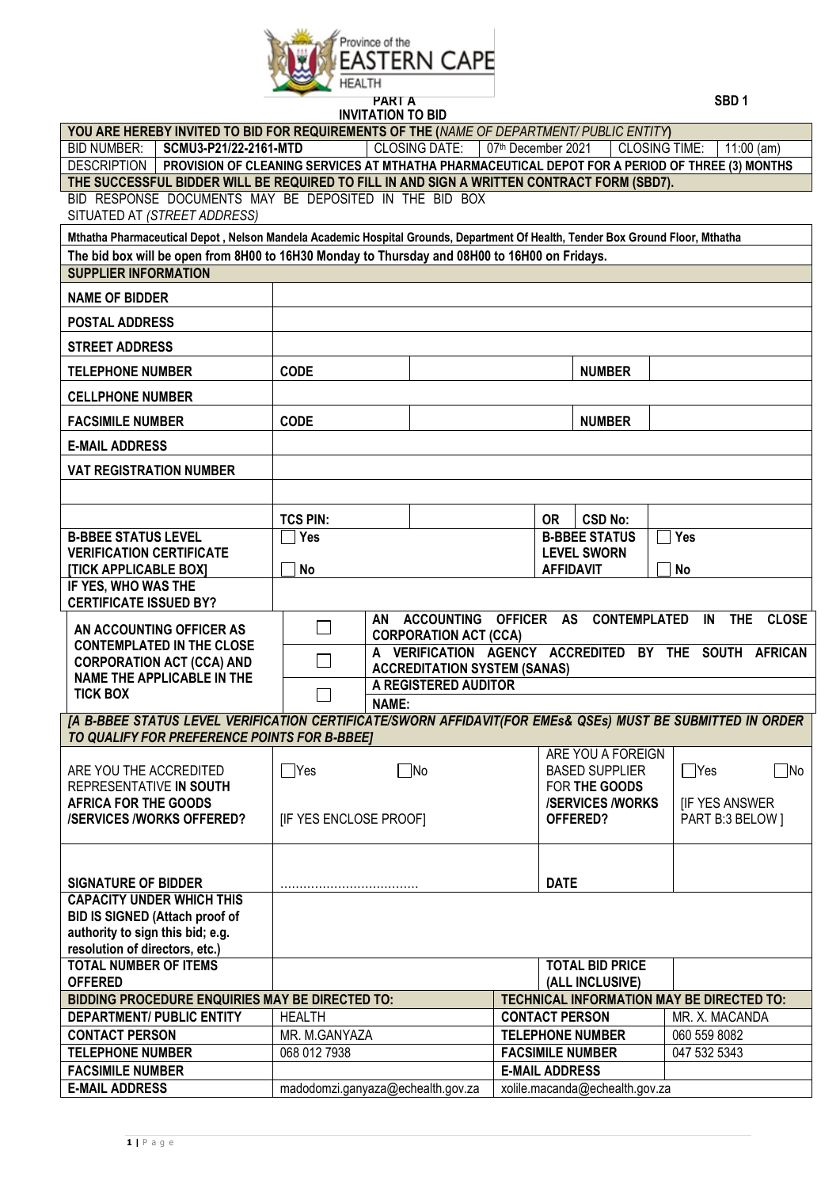**PART A**

**INVITATION TO BID**

**SBD 1**

| **YOU ARE HEREBY INVITED TO BID FOR REQUIREMENTS OF THE (*NAME OF DEPARTMENT/ PUBLIC ENTITY*)** | | | | | |
|---|---|---|---|---|---|
| BID NUMBER: | **SCMU3-P21/22-2161-MTD** | CLOSING DATE: | 07th December 2021 | CLOSING TIME: | 11:00 (am) |
| DESCRIPTION | **PROVISION OF CLEANING SERVICES AT MTHATHA PHARMACEUTICAL DEPOT FOR A PERIOD OF THREE (3) MONTHS** | | | | |
| **THE SUCCESSFUL BIDDER WILL BE REQUIRED TO FILL IN AND SIGN A WRITTEN CONTRACT FORM (SBD7).** | | | | | |
| BID RESPONSE DOCUMENTS MAY BE DEPOSITED IN THE BID BOX SITUATED AT *(STREET ADDRESS)* | | | | | |
| **Mthatha Pharmaceutical Depot , Nelson Mandela Academic Hospital Grounds, Department Of Health, Tender Box Ground Floor, Mthatha** | | | | | |
| **The bid box will be open from 8H00 to 16H30 Monday to Thursday and 08H00 to 16H00 on Fridays.** | | | | | |

| **SUPPLIER INFORMATION** | | | | | |
|---|---|---|---|---|---|
| **NAME OF BIDDER** | | | | | |
| **POSTAL ADDRESS** | | | | | |
| **STREET ADDRESS** | | | | | |
| **TELEPHONE NUMBER** | **CODE** | | | **NUMBER** | |
| **CELLPHONE NUMBER** | | | | | |
| **FACSIMILE NUMBER** | **CODE** | | | **NUMBER** | |
| **E-MAIL ADDRESS** | | | | | |
| **VAT REGISTRATION NUMBER** | | | | | |
| | | | | | |
| | **TCS PIN:** | | **OR** | **CSD No:** | |
| **B-BBEE STATUS LEVEL VERIFICATION CERTIFICATE [TICK APPLICABLE BOX]** | ☐ Yes<br>☐ No | | **B-BBEE STATUS LEVEL SWORN AFFIDAVIT** | | ☐ Yes<br>☐ No |
| **IF YES, WHO WAS THE CERTIFICATE ISSUED BY?** | | | | | |
| **AN ACCOUNTING OFFICER AS CONTEMPLATED IN THE CLOSE CORPORATION ACT (CCA) AND NAME THE APPLICABLE IN THE TICK BOX** | ☐ | **AN ACCOUNTING OFFICER AS CONTEMPLATED IN THE CLOSE CORPORATION ACT (CCA)** | | | |
| | ☐ | **A VERIFICATION AGENCY ACCREDITED BY THE SOUTH AFRICAN ACCREDITATION SYSTEM (SANAS)** | | | |
| | ☐ | **A REGISTERED AUDITOR**<br>**NAME:** | | | |
| ***[A B-BBEE STATUS LEVEL VERIFICATION CERTIFICATE/SWORN AFFIDAVIT(FOR EMEs& QSEs) MUST BE SUBMITTED IN ORDER TO QUALIFY FOR PREFERENCE POINTS FOR B-BBEE]*** | | | | | |
| ARE YOU THE ACCREDITED REPRESENTATIVE **IN SOUTH AFRICA FOR THE GOODS /SERVICES /WORKS OFFERED?** | ☐Yes ☐No<br>[IF YES ENCLOSE PROOF] | | ARE YOU A FOREIGN BASED SUPPLIER FOR **THE GOODS /SERVICES /WORKS OFFERED?** | | ☐Yes ☐No<br>[IF YES ANSWER PART B:3 BELOW ] |
| **SIGNATURE OF BIDDER** | ……………………………… | | **DATE** | | |
| **CAPACITY UNDER WHICH THIS BID IS SIGNED (Attach proof of authority to sign this bid; e.g. resolution of directors, etc.)** | | | | | |
| **TOTAL NUMBER OF ITEMS OFFERED** | | | **TOTAL BID PRICE (ALL INCLUSIVE)** | | |

| **BIDDING PROCEDURE ENQUIRIES MAY BE DIRECTED TO:** | | **TECHNICAL INFORMATION MAY BE DIRECTED TO:** | |
|---|---|---|---|
| **DEPARTMENT/ PUBLIC ENTITY** | HEALTH | **CONTACT PERSON** | MR. X. MACANDA |
| **CONTACT PERSON** | MR. M.GANYAZA | **TELEPHONE NUMBER** | 060 559 8082 |
| **TELEPHONE NUMBER** | 068 012 7938 | **FACSIMILE NUMBER** | 047 532 5343 |
| **FACSIMILE NUMBER** | | **E-MAIL ADDRESS** | |
| **E-MAIL ADDRESS** | madodomzi.ganyaza@echealth.gov.za | xolile.macanda@echealth.gov.za | |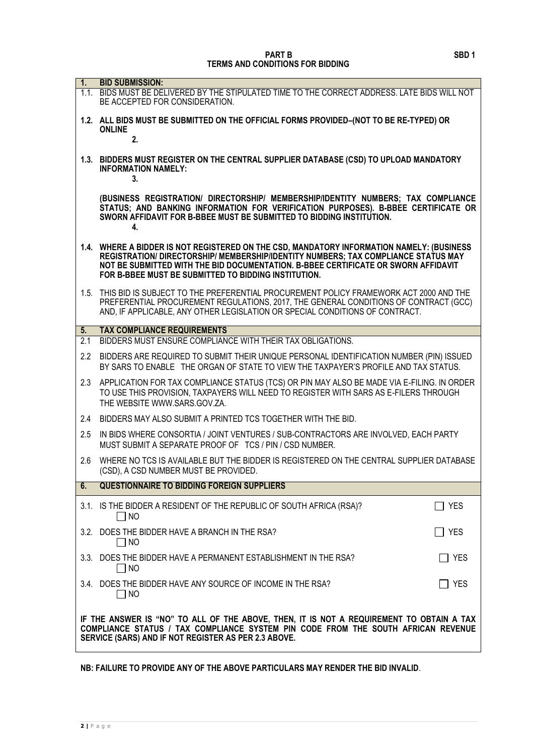**PART B**
**TERMS AND CONDITIONS FOR BIDDING**

SBD 1

**1. BID SUBMISSION:**

1.1. BIDS MUST BE DELIVERED BY THE STIPULATED TIME TO THE CORRECT ADDRESS. LATE BIDS WILL NOT BE ACCEPTED FOR CONSIDERATION.

**1.2. ALL BIDS MUST BE SUBMITTED ON THE OFFICIAL FORMS PROVIDED–(NOT TO BE RE-TYPED) OR ONLINE**

**2.**

**1.3. BIDDERS MUST REGISTER ON THE CENTRAL SUPPLIER DATABASE (CSD) TO UPLOAD MANDATORY INFORMATION NAMELY:**

**3.**

**(BUSINESS REGISTRATION/ DIRECTORSHIP/ MEMBERSHIP/IDENTITY NUMBERS; TAX COMPLIANCE STATUS; AND BANKING INFORMATION FOR VERIFICATION PURPOSES). B-BBEE CERTIFICATE OR SWORN AFFIDAVIT FOR B-BBEE MUST BE SUBMITTED TO BIDDING INSTITUTION.**

**4.**

**1.4. WHERE A BIDDER IS NOT REGISTERED ON THE CSD, MANDATORY INFORMATION NAMELY: (BUSINESS REGISTRATION/ DIRECTORSHIP/ MEMBERSHIP/IDENTITY NUMBERS; TAX COMPLIANCE STATUS MAY NOT BE SUBMITTED WITH THE BID DOCUMENTATION. B-BBEE CERTIFICATE OR SWORN AFFIDAVIT FOR B-BBEE MUST BE SUBMITTED TO BIDDING INSTITUTION.**

1.5. THIS BID IS SUBJECT TO THE PREFERENTIAL PROCUREMENT POLICY FRAMEWORK ACT 2000 AND THE PREFERENTIAL PROCUREMENT REGULATIONS, 2017, THE GENERAL CONDITIONS OF CONTRACT (GCC) AND, IF APPLICABLE, ANY OTHER LEGISLATION OR SPECIAL CONDITIONS OF CONTRACT.

**5. TAX COMPLIANCE REQUIREMENTS**

2.1 BIDDERS MUST ENSURE COMPLIANCE WITH THEIR TAX OBLIGATIONS.

2.2 BIDDERS ARE REQUIRED TO SUBMIT THEIR UNIQUE PERSONAL IDENTIFICATION NUMBER (PIN) ISSUED BY SARS TO ENABLE THE ORGAN OF STATE TO VIEW THE TAXPAYER'S PROFILE AND TAX STATUS.

2.3 APPLICATION FOR TAX COMPLIANCE STATUS (TCS) OR PIN MAY ALSO BE MADE VIA E-FILING. IN ORDER TO USE THIS PROVISION, TAXPAYERS WILL NEED TO REGISTER WITH SARS AS E-FILERS THROUGH THE WEBSITE WWW.SARS.GOV.ZA.

2.4 BIDDERS MAY ALSO SUBMIT A PRINTED TCS TOGETHER WITH THE BID.

2.5 IN BIDS WHERE CONSORTIA / JOINT VENTURES / SUB-CONTRACTORS ARE INVOLVED, EACH PARTY MUST SUBMIT A SEPARATE PROOF OF TCS / PIN / CSD NUMBER.

2.6 WHERE NO TCS IS AVAILABLE BUT THE BIDDER IS REGISTERED ON THE CENTRAL SUPPLIER DATABASE (CSD), A CSD NUMBER MUST BE PROVIDED.

**6. QUESTIONNAIRE TO BIDDING FOREIGN SUPPLIERS**

3.1. IS THE BIDDER A RESIDENT OF THE REPUBLIC OF SOUTH AFRICA (RSA)? ☐ YES ☐ NO

3.2. DOES THE BIDDER HAVE A BRANCH IN THE RSA? ☐ YES ☐ NO

3.3. DOES THE BIDDER HAVE A PERMANENT ESTABLISHMENT IN THE RSA? ☐ YES ☐ NO

3.4. DOES THE BIDDER HAVE ANY SOURCE OF INCOME IN THE RSA? ☐ YES ☐ NO

**IF THE ANSWER IS "NO" TO ALL OF THE ABOVE, THEN, IT IS NOT A REQUIREMENT TO OBTAIN A TAX COMPLIANCE STATUS / TAX COMPLIANCE SYSTEM PIN CODE FROM THE SOUTH AFRICAN REVENUE SERVICE (SARS) AND IF NOT REGISTER AS PER 2.3 ABOVE.**

**NB: FAILURE TO PROVIDE ANY OF THE ABOVE PARTICULARS MAY RENDER THE BID INVALID**.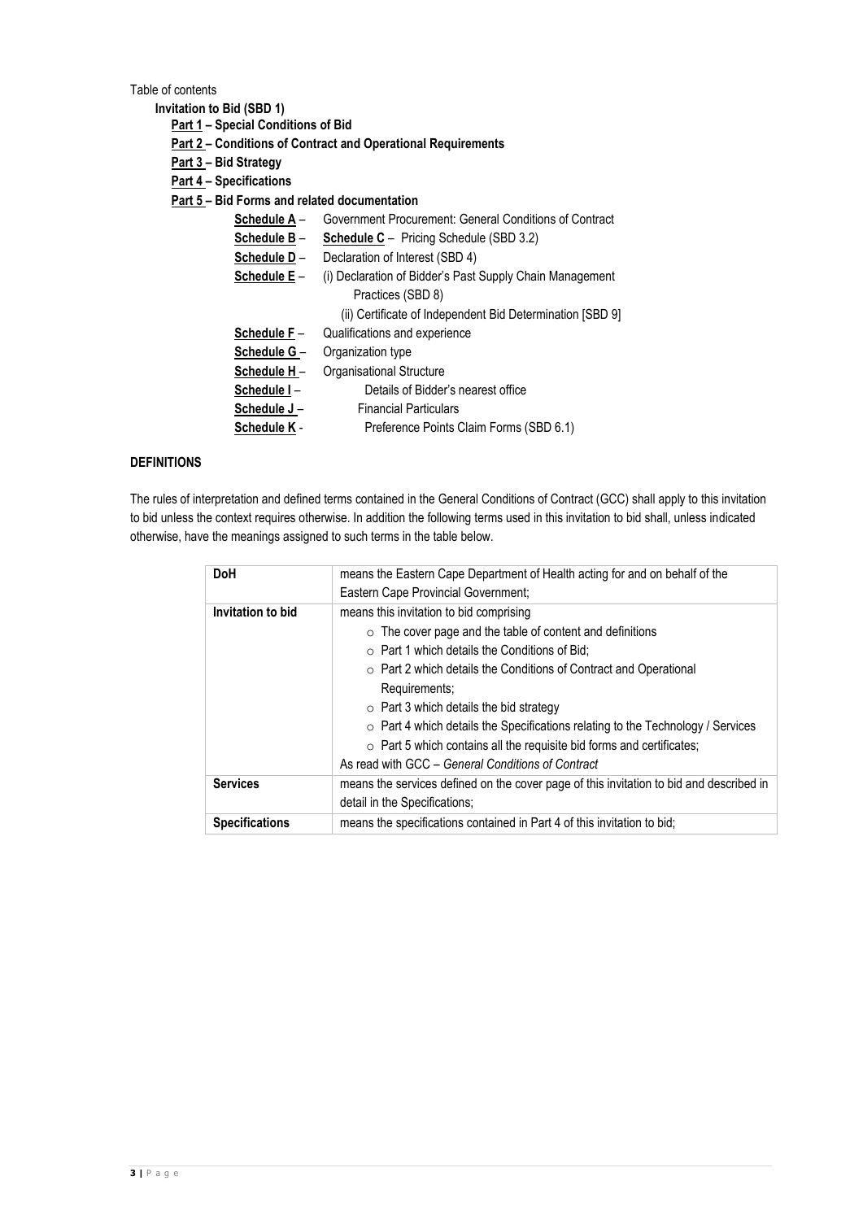Table of contents

**Invitation to Bid (SBD 1)**

- **Part 1 – Special Conditions of Bid**
- **Part 2 – Conditions of Contract and Operational Requirements**
- **Part 3 – Bid Strategy**
- **Part 4 – Specifications**
- **Part 5 – Bid Forms and related documentation**
  - **Schedule A** – Government Procurement: General Conditions of Contract
  - **Schedule B** – **Schedule C** – Pricing Schedule (SBD 3.2)
  - **Schedule D** – Declaration of Interest (SBD 4)
  - **Schedule E** – (i) Declaration of Bidder's Past Supply Chain Management Practices (SBD 8)
    (ii) Certificate of Independent Bid Determination [SBD 9]
  - **Schedule F** – Qualifications and experience
  - **Schedule G** – Organization type
  - **Schedule H** – Organisational Structure
  - **Schedule I** – Details of Bidder's nearest office
  - **Schedule J** – Financial Particulars
  - **Schedule K** - Preference Points Claim Forms (SBD 6.1)

**DEFINITIONS**

The rules of interpretation and defined terms contained in the General Conditions of Contract (GCC) shall apply to this invitation to bid unless the context requires otherwise. In addition the following terms used in this invitation to bid shall, unless indicated otherwise, have the meanings assigned to such terms in the table below.

| **DoH** | means the Eastern Cape Department of Health acting for and on behalf of the Eastern Cape Provincial Government; |
|---|---|
| **Invitation to bid** | means this invitation to bid comprising<br>○ The cover page and the table of content and definitions<br>○ Part 1 which details the Conditions of Bid;<br>○ Part 2 which details the Conditions of Contract and Operational Requirements;<br>○ Part 3 which details the bid strategy<br>○ Part 4 which details the Specifications relating to the Technology / Services<br>○ Part 5 which contains all the requisite bid forms and certificates;<br>As read with GCC – *General Conditions of Contract* |
| **Services** | means the services defined on the cover page of this invitation to bid and described in detail in the Specifications; |
| **Specifications** | means the specifications contained in Part 4 of this invitation to bid; |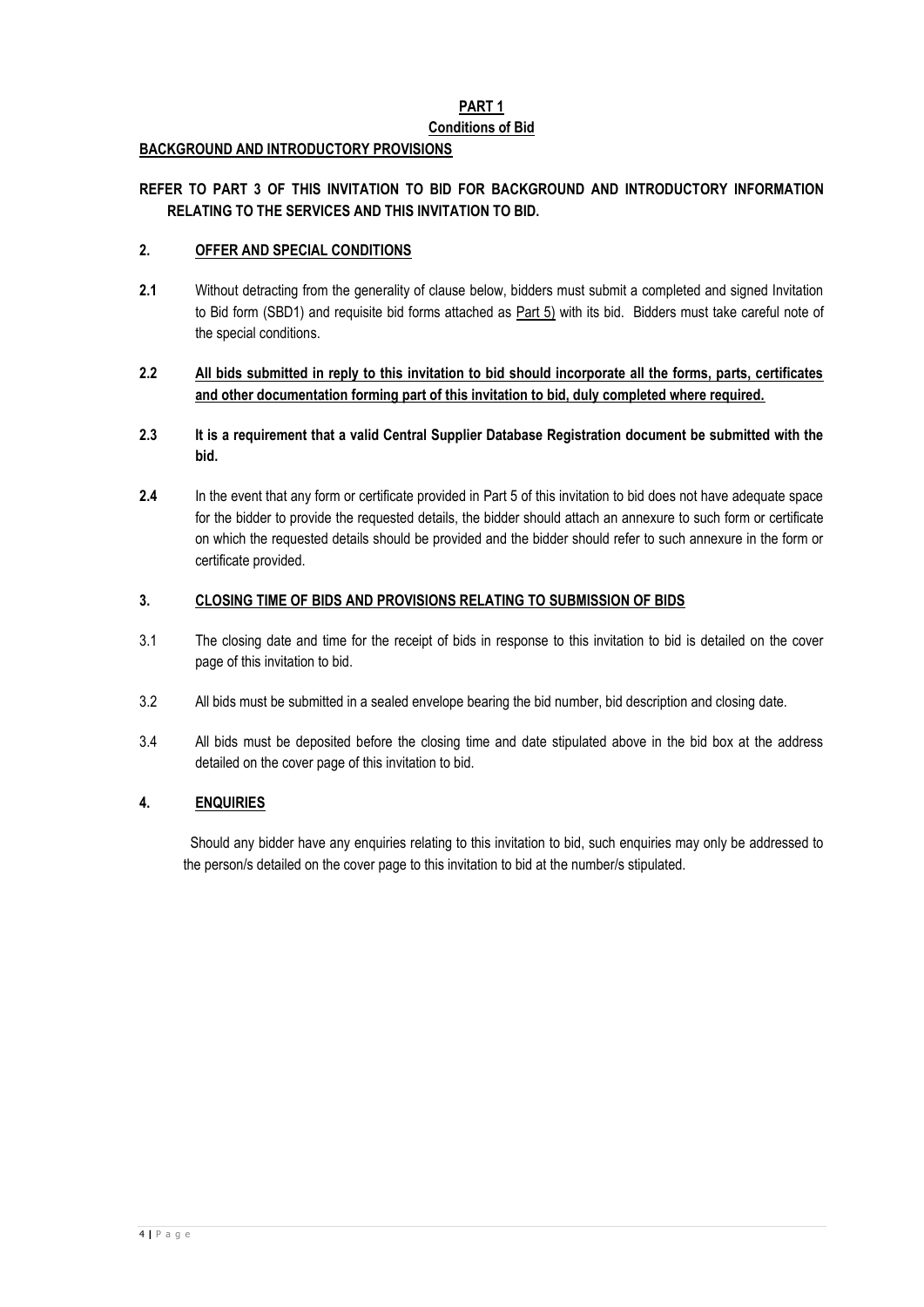# PART 1

## Conditions of Bid

**BACKGROUND AND INTRODUCTORY PROVISIONS**

**REFER TO PART 3 OF THIS INVITATION TO BID FOR BACKGROUND AND INTRODUCTORY INFORMATION RELATING TO THE SERVICES AND THIS INVITATION TO BID.**

### 2. OFFER AND SPECIAL CONDITIONS

**2.1** Without detracting from the generality of clause below, bidders must submit a completed and signed Invitation to Bid form (SBD1) and requisite bid forms attached as Part 5) with its bid. Bidders must take careful note of the special conditions.

**2.2** **All bids submitted in reply to this invitation to bid should incorporate all the forms, parts, certificates and other documentation forming part of this invitation to bid, duly completed where required.**

**2.3** **It is a requirement that a valid Central Supplier Database Registration document be submitted with the bid.**

**2.4** In the event that any form or certificate provided in Part 5 of this invitation to bid does not have adequate space for the bidder to provide the requested details, the bidder should attach an annexure to such form or certificate on which the requested details should be provided and the bidder should refer to such annexure in the form or certificate provided.

### 3. CLOSING TIME OF BIDS AND PROVISIONS RELATING TO SUBMISSION OF BIDS

3.1 The closing date and time for the receipt of bids in response to this invitation to bid is detailed on the cover page of this invitation to bid.

3.2 All bids must be submitted in a sealed envelope bearing the bid number, bid description and closing date.

3.4 All bids must be deposited before the closing time and date stipulated above in the bid box at the address detailed on the cover page of this invitation to bid.

### 4. ENQUIRIES

Should any bidder have any enquiries relating to this invitation to bid, such enquiries may only be addressed to the person/s detailed on the cover page to this invitation to bid at the number/s stipulated.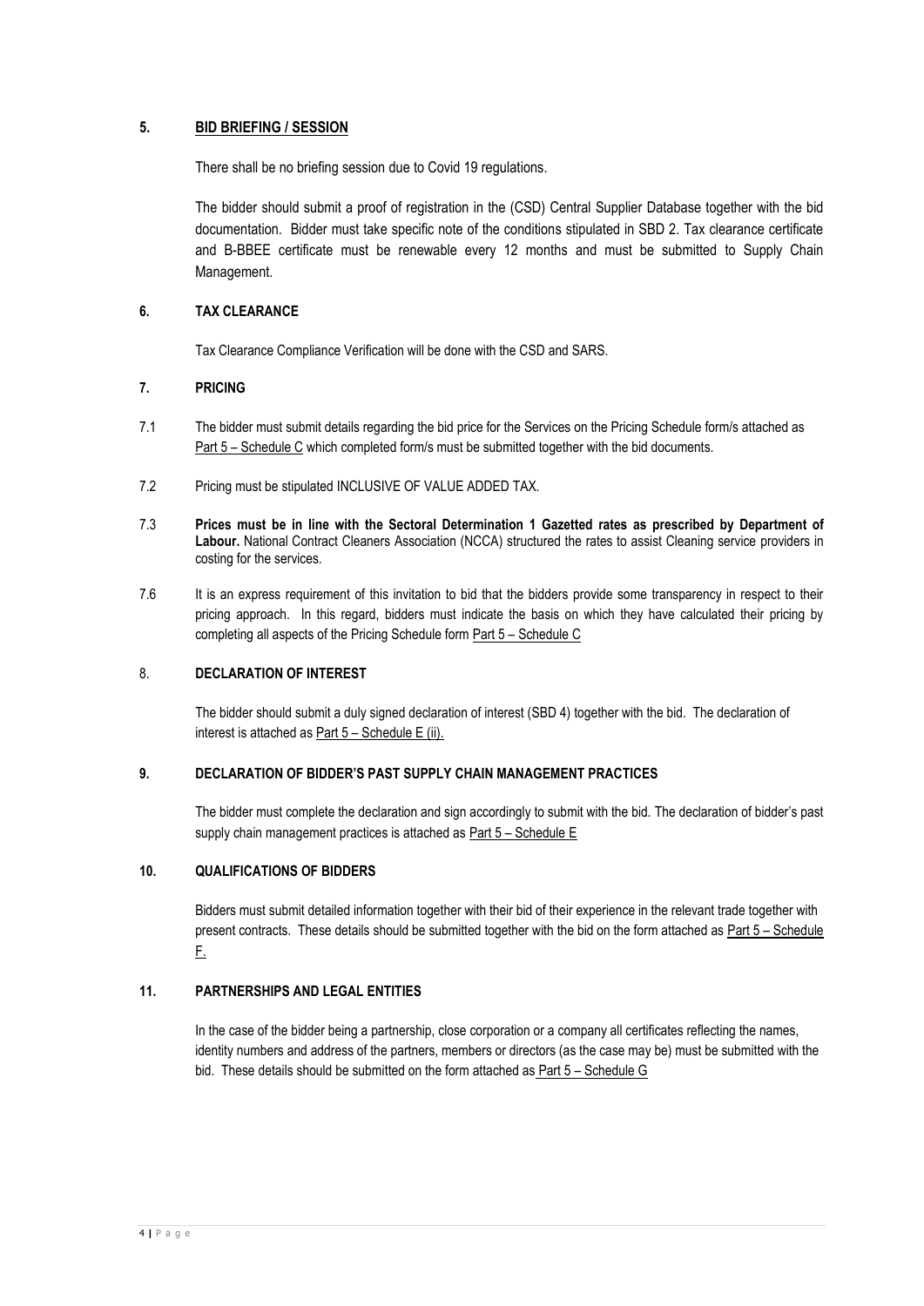## 5. BID BRIEFING / SESSION

There shall be no briefing session due to Covid 19 regulations.

The bidder should submit a proof of registration in the (CSD) Central Supplier Database together with the bid documentation. Bidder must take specific note of the conditions stipulated in SBD 2. Tax clearance certificate and B-BBEE certificate must be renewable every 12 months and must be submitted to Supply Chain Management.

## 6. TAX CLEARANCE

Tax Clearance Compliance Verification will be done with the CSD and SARS.

## 7. PRICING

7.1 The bidder must submit details regarding the bid price for the Services on the Pricing Schedule form/s attached as Part 5 – Schedule C which completed form/s must be submitted together with the bid documents.

7.2 Pricing must be stipulated INCLUSIVE OF VALUE ADDED TAX.

7.3 **Prices must be in line with the Sectoral Determination 1 Gazetted rates as prescribed by Department of Labour.** National Contract Cleaners Association (NCCA) structured the rates to assist Cleaning service providers in costing for the services.

7.6 It is an express requirement of this invitation to bid that the bidders provide some transparency in respect to their pricing approach. In this regard, bidders must indicate the basis on which they have calculated their pricing by completing all aspects of the Pricing Schedule form Part 5 – Schedule C

## 8. DECLARATION OF INTEREST

The bidder should submit a duly signed declaration of interest (SBD 4) together with the bid. The declaration of interest is attached as Part 5 – Schedule E (ii).

## 9. DECLARATION OF BIDDER'S PAST SUPPLY CHAIN MANAGEMENT PRACTICES

The bidder must complete the declaration and sign accordingly to submit with the bid. The declaration of bidder's past supply chain management practices is attached as Part 5 – Schedule E

## 10. QUALIFICATIONS OF BIDDERS

Bidders must submit detailed information together with their bid of their experience in the relevant trade together with present contracts. These details should be submitted together with the bid on the form attached as Part 5 – Schedule F.

## 11. PARTNERSHIPS AND LEGAL ENTITIES

In the case of the bidder being a partnership, close corporation or a company all certificates reflecting the names, identity numbers and address of the partners, members or directors (as the case may be) must be submitted with the bid. These details should be submitted on the form attached as Part 5 – Schedule G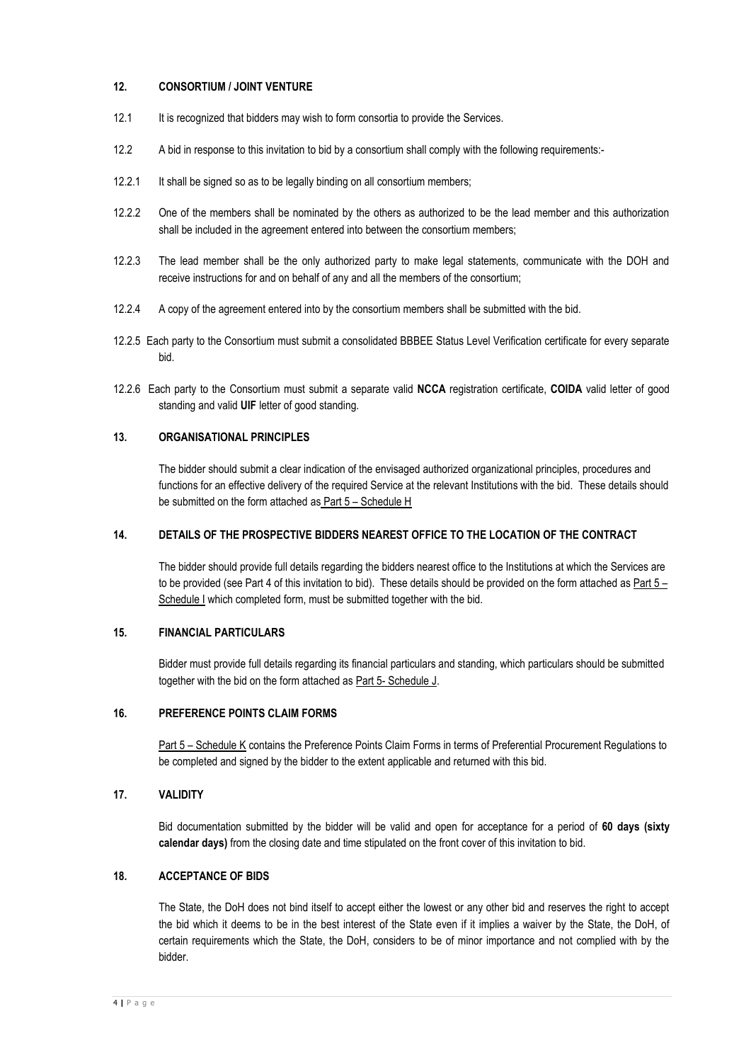## 12. CONSORTIUM / JOINT VENTURE

12.1 It is recognized that bidders may wish to form consortia to provide the Services.

12.2 A bid in response to this invitation to bid by a consortium shall comply with the following requirements:-

12.2.1 It shall be signed so as to be legally binding on all consortium members;

12.2.2 One of the members shall be nominated by the others as authorized to be the lead member and this authorization shall be included in the agreement entered into between the consortium members;

12.2.3 The lead member shall be the only authorized party to make legal statements, communicate with the DOH and receive instructions for and on behalf of any and all the members of the consortium;

12.2.4 A copy of the agreement entered into by the consortium members shall be submitted with the bid.

12.2.5 Each party to the Consortium must submit a consolidated BBBEE Status Level Verification certificate for every separate bid.

12.2.6 Each party to the Consortium must submit a separate valid **NCCA** registration certificate, **COIDA** valid letter of good standing and valid **UIF** letter of good standing.

## 13. ORGANISATIONAL PRINCIPLES

The bidder should submit a clear indication of the envisaged authorized organizational principles, procedures and functions for an effective delivery of the required Service at the relevant Institutions with the bid. These details should be submitted on the form attached as Part 5 – Schedule H

## 14. DETAILS OF THE PROSPECTIVE BIDDERS NEAREST OFFICE TO THE LOCATION OF THE CONTRACT

The bidder should provide full details regarding the bidders nearest office to the Institutions at which the Services are to be provided (see Part 4 of this invitation to bid). These details should be provided on the form attached as Part 5 – Schedule I which completed form, must be submitted together with the bid.

## 15. FINANCIAL PARTICULARS

Bidder must provide full details regarding its financial particulars and standing, which particulars should be submitted together with the bid on the form attached as Part 5- Schedule J.

## 16. PREFERENCE POINTS CLAIM FORMS

Part 5 – Schedule K contains the Preference Points Claim Forms in terms of Preferential Procurement Regulations to be completed and signed by the bidder to the extent applicable and returned with this bid.

## 17. VALIDITY

Bid documentation submitted by the bidder will be valid and open for acceptance for a period of **60 days (sixty calendar days)** from the closing date and time stipulated on the front cover of this invitation to bid.

## 18. ACCEPTANCE OF BIDS

The State, the DoH does not bind itself to accept either the lowest or any other bid and reserves the right to accept the bid which it deems to be in the best interest of the State even if it implies a waiver by the State, the DoH, of certain requirements which the State, the DoH, considers to be of minor importance and not complied with by the bidder.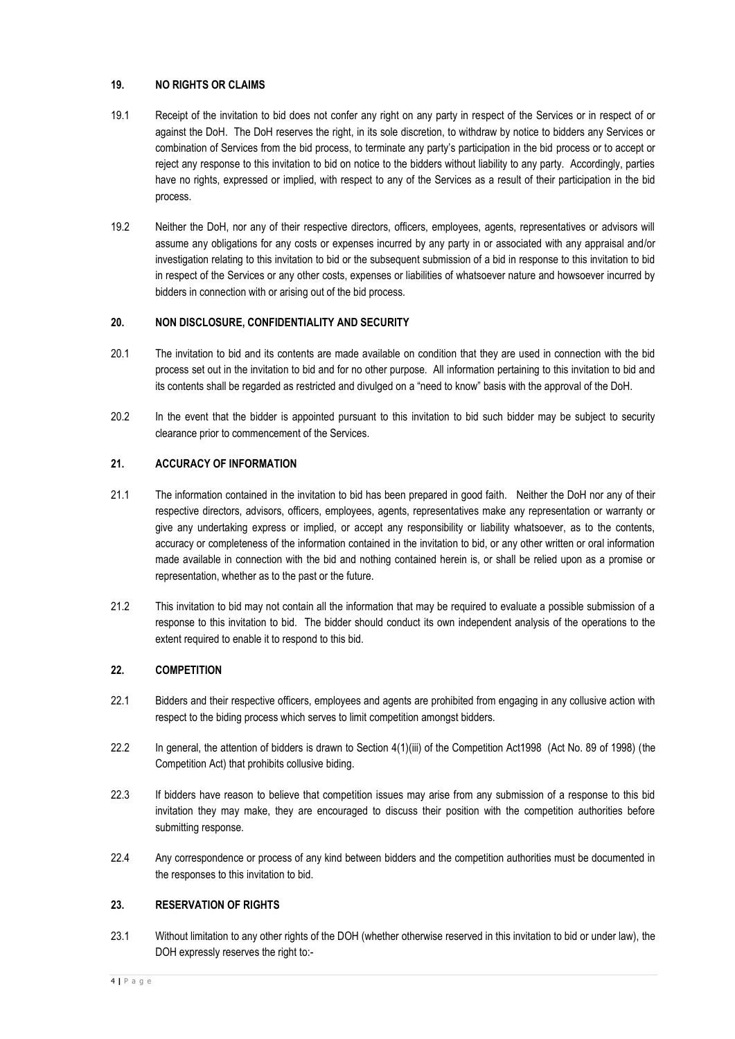## 19. NO RIGHTS OR CLAIMS

19.1 Receipt of the invitation to bid does not confer any right on any party in respect of the Services or in respect of or against the DoH. The DoH reserves the right, in its sole discretion, to withdraw by notice to bidders any Services or combination of Services from the bid process, to terminate any party's participation in the bid process or to accept or reject any response to this invitation to bid on notice to the bidders without liability to any party. Accordingly, parties have no rights, expressed or implied, with respect to any of the Services as a result of their participation in the bid process.

19.2 Neither the DoH, nor any of their respective directors, officers, employees, agents, representatives or advisors will assume any obligations for any costs or expenses incurred by any party in or associated with any appraisal and/or investigation relating to this invitation to bid or the subsequent submission of a bid in response to this invitation to bid in respect of the Services or any other costs, expenses or liabilities of whatsoever nature and howsoever incurred by bidders in connection with or arising out of the bid process.

## 20. NON DISCLOSURE, CONFIDENTIALITY AND SECURITY

20.1 The invitation to bid and its contents are made available on condition that they are used in connection with the bid process set out in the invitation to bid and for no other purpose. All information pertaining to this invitation to bid and its contents shall be regarded as restricted and divulged on a "need to know" basis with the approval of the DoH.

20.2 In the event that the bidder is appointed pursuant to this invitation to bid such bidder may be subject to security clearance prior to commencement of the Services.

## 21. ACCURACY OF INFORMATION

21.1 The information contained in the invitation to bid has been prepared in good faith. Neither the DoH nor any of their respective directors, advisors, officers, employees, agents, representatives make any representation or warranty or give any undertaking express or implied, or accept any responsibility or liability whatsoever, as to the contents, accuracy or completeness of the information contained in the invitation to bid, or any other written or oral information made available in connection with the bid and nothing contained herein is, or shall be relied upon as a promise or representation, whether as to the past or the future.

21.2 This invitation to bid may not contain all the information that may be required to evaluate a possible submission of a response to this invitation to bid. The bidder should conduct its own independent analysis of the operations to the extent required to enable it to respond to this bid.

## 22. COMPETITION

22.1 Bidders and their respective officers, employees and agents are prohibited from engaging in any collusive action with respect to the biding process which serves to limit competition amongst bidders.

22.2 In general, the attention of bidders is drawn to Section 4(1)(iii) of the Competition Act1998 (Act No. 89 of 1998) (the Competition Act) that prohibits collusive biding.

22.3 If bidders have reason to believe that competition issues may arise from any submission of a response to this bid invitation they may make, they are encouraged to discuss their position with the competition authorities before submitting response.

22.4 Any correspondence or process of any kind between bidders and the competition authorities must be documented in the responses to this invitation to bid.

## 23. RESERVATION OF RIGHTS

23.1 Without limitation to any other rights of the DOH (whether otherwise reserved in this invitation to bid or under law), the DOH expressly reserves the right to:-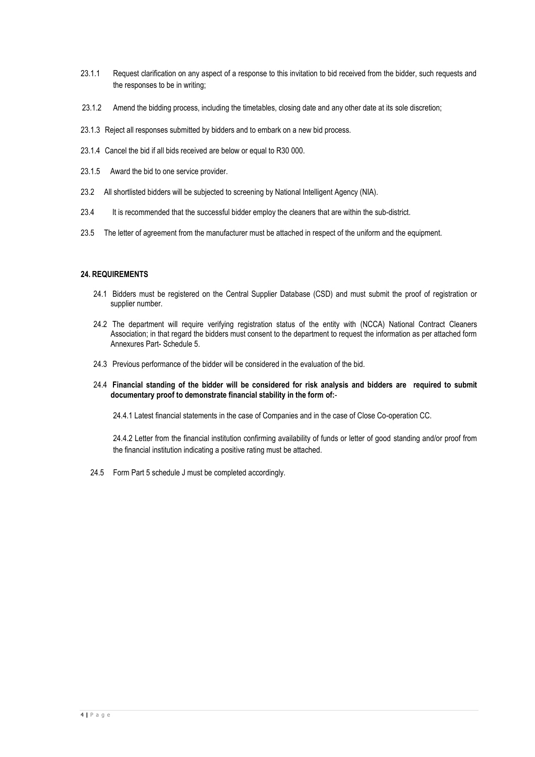23.1.1 Request clarification on any aspect of a response to this invitation to bid received from the bidder, such requests and the responses to be in writing;

23.1.2 Amend the bidding process, including the timetables, closing date and any other date at its sole discretion;

23.1.3 Reject all responses submitted by bidders and to embark on a new bid process.

23.1.4 Cancel the bid if all bids received are below or equal to R30 000.

23.1.5 Award the bid to one service provider.

23.2 All shortlisted bidders will be subjected to screening by National Intelligent Agency (NIA).

23.4 It is recommended that the successful bidder employ the cleaners that are within the sub-district.

23.5 The letter of agreement from the manufacturer must be attached in respect of the uniform and the equipment.

**24. REQUIREMENTS**

24.1 Bidders must be registered on the Central Supplier Database (CSD) and must submit the proof of registration or supplier number.

24.2 The department will require verifying registration status of the entity with (NCCA) National Contract Cleaners Association; in that regard the bidders must consent to the department to request the information as per attached form Annexures Part- Schedule 5.

24.3 Previous performance of the bidder will be considered in the evaluation of the bid.

24.4 **Financial standing of the bidder will be considered for risk analysis and bidders are required to submit documentary proof to demonstrate financial stability in the form of:**-

24.4.1 Latest financial statements in the case of Companies and in the case of Close Co-operation CC.

24.4.2 Letter from the financial institution confirming availability of funds or letter of good standing and/or proof from the financial institution indicating a positive rating must be attached.

24.5 Form Part 5 schedule J must be completed accordingly.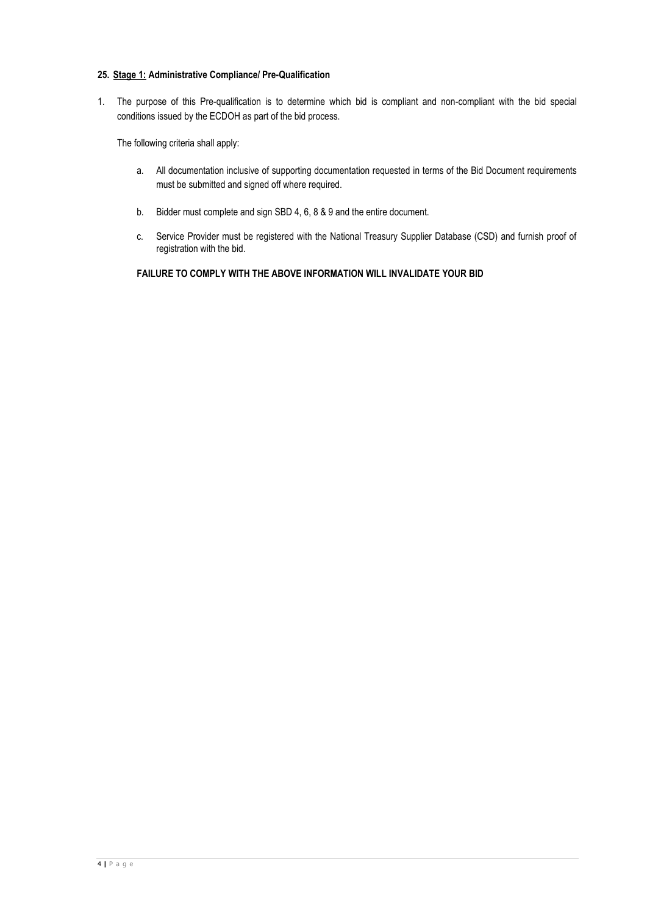**25. <u>Stage 1:</u> Administrative Compliance/ Pre-Qualification**

1. The purpose of this Pre-qualification is to determine which bid is compliant and non-compliant with the bid special conditions issued by the ECDOH as part of the bid process.

   The following criteria shall apply:

   a. All documentation inclusive of supporting documentation requested in terms of the Bid Document requirements must be submitted and signed off where required.

   b. Bidder must complete and sign SBD 4, 6, 8 & 9 and the entire document.

   c. Service Provider must be registered with the National Treasury Supplier Database (CSD) and furnish proof of registration with the bid.

   **FAILURE TO COMPLY WITH THE ABOVE INFORMATION WILL INVALIDATE YOUR BID**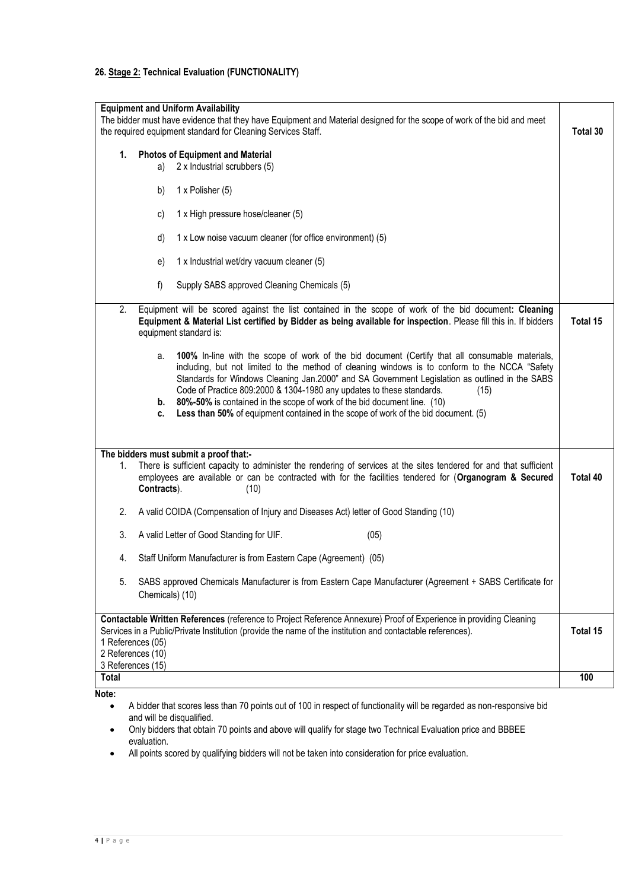## 26. Stage 2: Technical Evaluation (FUNCTIONALITY)

| Criteria | Points |
|---|---|
| **Equipment and Uniform Availability**<br>The bidder must have evidence that they have Equipment and Material designed for the scope of work of the bid and meet the required equipment standard for Cleaning Services Staff.<br><br>**1. Photos of Equipment and Material**<br>a) 2 x Industrial scrubbers (5)<br>b) 1 x Polisher (5)<br>c) 1 x High pressure hose/cleaner (5)<br>d) 1 x Low noise vacuum cleaner (for office environment) (5)<br>e) 1 x Industrial wet/dry vacuum cleaner (5)<br>f) Supply SABS approved Cleaning Chemicals (5) | **Total 30** |
| 2. Equipment will be scored against the list contained in the scope of work of the bid document**: Cleaning Equipment & Material List certified by Bidder as being available for inspection**. Please fill this in. If bidders equipment standard is:<br><br>a. **100%** In-line with the scope of work of the bid document (Certify that all consumable materials, including, but not limited to the method of cleaning windows is to conform to the NCCA "Safety Standards for Windows Cleaning Jan.2000" and SA Government Legislation as outlined in the SABS Code of Practice 809:2000 & 1304-1980 any updates to these standards. (15)<br>**b. 80%-50%** is contained in the scope of work of the bid document line. (10)<br>**c. Less than 50%** of equipment contained in the scope of work of the bid document. (5) | **Total 15** |
| **The bidders must submit a proof that:-**<br>1. There is sufficient capacity to administer the rendering of services at the sites tendered for and that sufficient employees are available or can be contracted with for the facilities tendered for (**Organogram & Secured Contracts**). (10)<br>2. A valid COIDA (Compensation of Injury and Diseases Act) letter of Good Standing (10)<br>3. A valid Letter of Good Standing for UIF. (05)<br>4. Staff Uniform Manufacturer is from Eastern Cape (Agreement) (05)<br>5. SABS approved Chemicals Manufacturer is from Eastern Cape Manufacturer (Agreement + SABS Certificate for Chemicals) (10) | **Total 40** |
| **Contactable Written References** (reference to Project Reference Annexure) Proof of Experience in providing Cleaning Services in a Public/Private Institution (provide the name of the institution and contactable references).<br>1 References (05)<br>2 References (10)<br>3 References (15) | **Total 15** |
| **Total** | **100** |

**Note:**

- A bidder that scores less than 70 points out of 100 in respect of functionality will be regarded as non-responsive bid and will be disqualified.
- Only bidders that obtain 70 points and above will qualify for stage two Technical Evaluation price and BBBEE evaluation.
- All points scored by qualifying bidders will not be taken into consideration for price evaluation.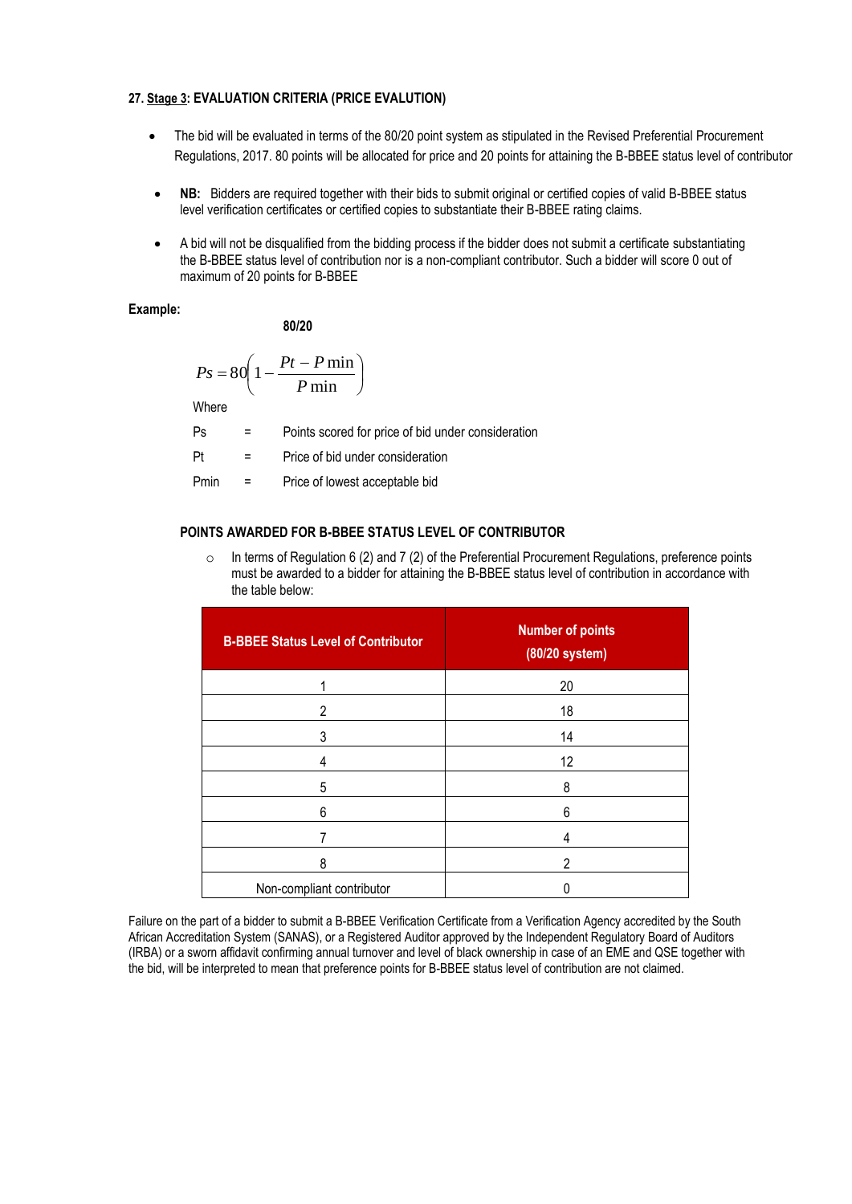**27. Stage 3: EVALUATION CRITERIA (PRICE EVALUTION)**

- The bid will be evaluated in terms of the 80/20 point system as stipulated in the Revised Preferential Procurement Regulations, 2017. 80 points will be allocated for price and 20 points for attaining the B-BBEE status level of contributor

- **NB:** Bidders are required together with their bids to submit original or certified copies of valid B-BBEE status level verification certificates or certified copies to substantiate their B-BBEE rating claims.

- A bid will not be disqualified from the bidding process if the bidder does not submit a certificate substantiating the B-BBEE status level of contribution nor is a non-compliant contributor. Such a bidder will score 0 out of maximum of 20 points for B-BBEE

**Example:**

**80/20**

$$Ps = 80\left(1 - \frac{Pt - P\min}{P\min}\right)$$

Where

Ps = Points scored for price of bid under consideration

Pt = Price of bid under consideration

Pmin = Price of lowest acceptable bid

**POINTS AWARDED FOR B-BBEE STATUS LEVEL OF CONTRIBUTOR**

- In terms of Regulation 6 (2) and 7 (2) of the Preferential Procurement Regulations, preference points must be awarded to a bidder for attaining the B-BBEE status level of contribution in accordance with the table below:

| B-BBEE Status Level of Contributor | Number of points (80/20 system) |
|---|---|
| 1 | 20 |
| 2 | 18 |
| 3 | 14 |
| 4 | 12 |
| 5 | 8 |
| 6 | 6 |
| 7 | 4 |
| 8 | 2 |
| Non-compliant contributor | 0 |

Failure on the part of a bidder to submit a B-BBEE Verification Certificate from a Verification Agency accredited by the South African Accreditation System (SANAS), or a Registered Auditor approved by the Independent Regulatory Board of Auditors (IRBA) or a sworn affidavit confirming annual turnover and level of black ownership in case of an EME and QSE together with the bid, will be interpreted to mean that preference points for B-BBEE status level of contribution are not claimed.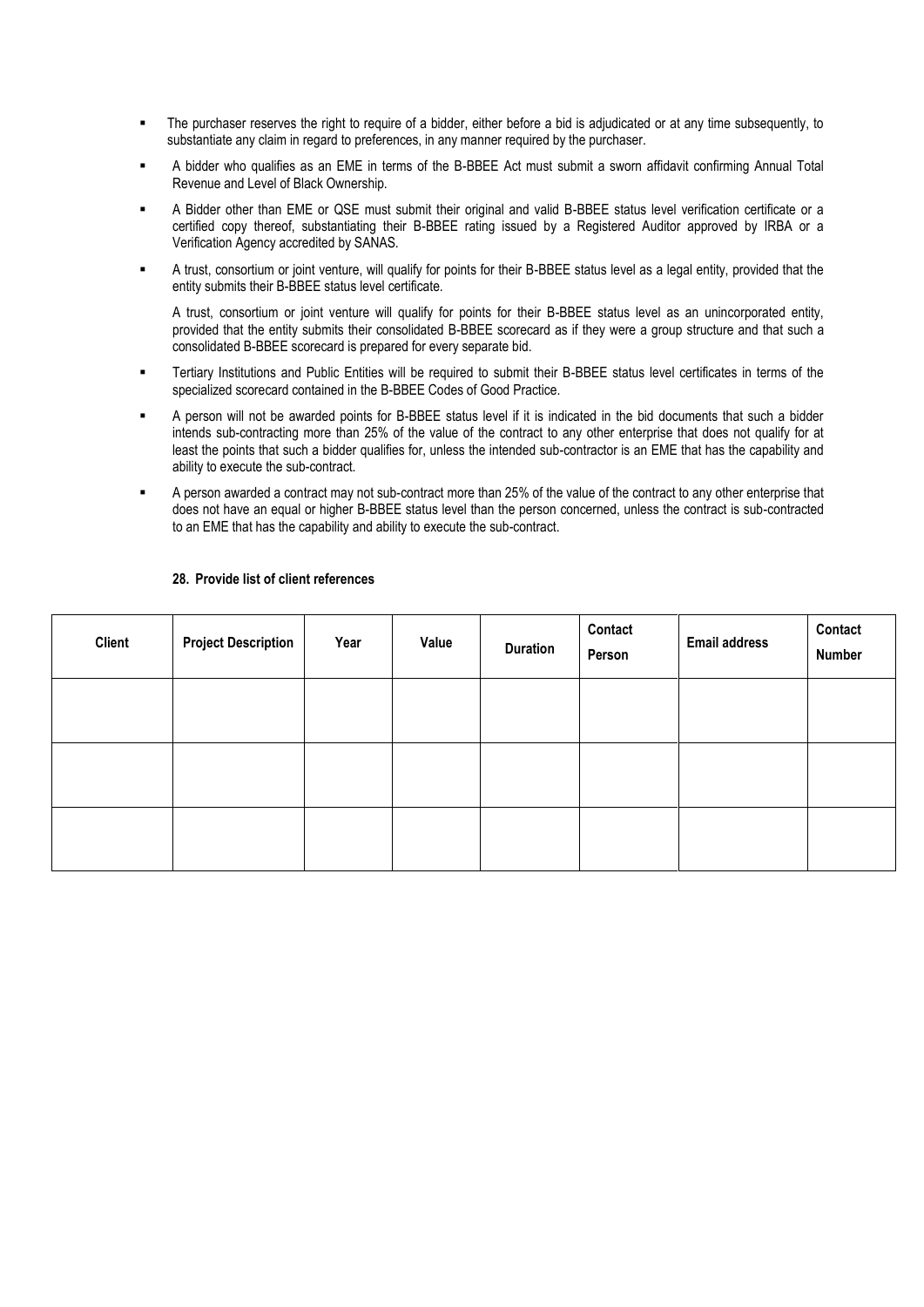- The purchaser reserves the right to require of a bidder, either before a bid is adjudicated or at any time subsequently, to substantiate any claim in regard to preferences, in any manner required by the purchaser.
- A bidder who qualifies as an EME in terms of the B-BBEE Act must submit a sworn affidavit confirming Annual Total Revenue and Level of Black Ownership.
- A Bidder other than EME or QSE must submit their original and valid B-BBEE status level verification certificate or a certified copy thereof, substantiating their B-BBEE rating issued by a Registered Auditor approved by IRBA or a Verification Agency accredited by SANAS.
- A trust, consortium or joint venture, will qualify for points for their B-BBEE status level as a legal entity, provided that the entity submits their B-BBEE status level certificate.

  A trust, consortium or joint venture will qualify for points for their B-BBEE status level as an unincorporated entity, provided that the entity submits their consolidated B-BBEE scorecard as if they were a group structure and that such a consolidated B-BBEE scorecard is prepared for every separate bid.
- Tertiary Institutions and Public Entities will be required to submit their B-BBEE status level certificates in terms of the specialized scorecard contained in the B-BBEE Codes of Good Practice.
- A person will not be awarded points for B-BBEE status level if it is indicated in the bid documents that such a bidder intends sub-contracting more than 25% of the value of the contract to any other enterprise that does not qualify for at least the points that such a bidder qualifies for, unless the intended sub-contractor is an EME that has the capability and ability to execute the sub-contract.
- A person awarded a contract may not sub-contract more than 25% of the value of the contract to any other enterprise that does not have an equal or higher B-BBEE status level than the person concerned, unless the contract is sub-contracted to an EME that has the capability and ability to execute the sub-contract.

**28. Provide list of client references**

| Client | Project Description | Year | Value | Duration | Contact Person | Email address | Contact Number |
|---|---|---|---|---|---|---|---|
| | | | | | | | |
| | | | | | | | |
| | | | | | | | |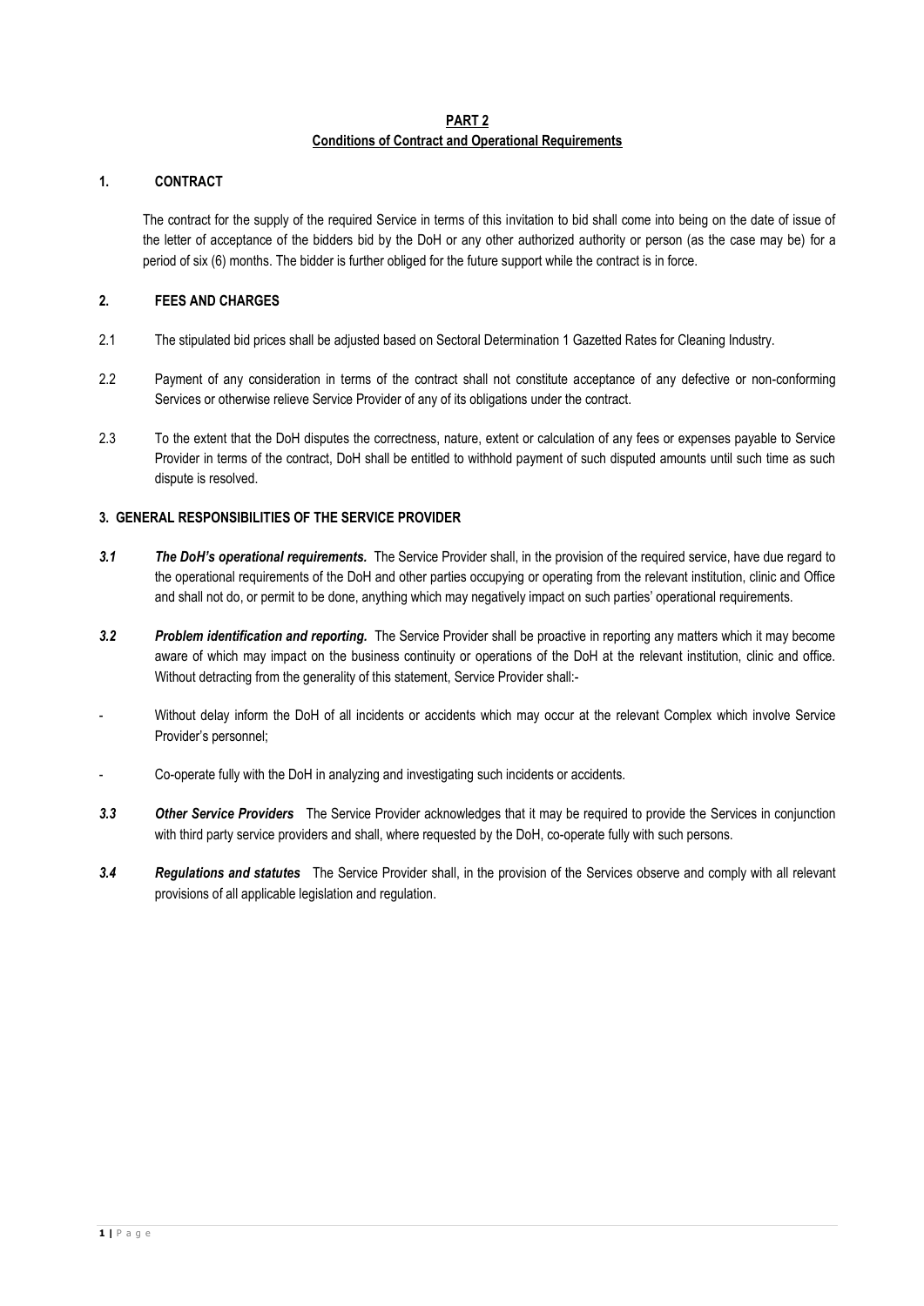**PART 2**
**Conditions of Contract and Operational Requirements**

## 1. CONTRACT

The contract for the supply of the required Service in terms of this invitation to bid shall come into being on the date of issue of the letter of acceptance of the bidders bid by the DoH or any other authorized authority or person (as the case may be) for a period of six (6) months. The bidder is further obliged for the future support while the contract is in force.

## 2. FEES AND CHARGES

2.1 The stipulated bid prices shall be adjusted based on Sectoral Determination 1 Gazetted Rates for Cleaning Industry.

2.2 Payment of any consideration in terms of the contract shall not constitute acceptance of any defective or non-conforming Services or otherwise relieve Service Provider of any of its obligations under the contract.

2.3 To the extent that the DoH disputes the correctness, nature, extent or calculation of any fees or expenses payable to Service Provider in terms of the contract, DoH shall be entitled to withhold payment of such disputed amounts until such time as such dispute is resolved.

## 3. GENERAL RESPONSIBILITIES OF THE SERVICE PROVIDER

***3.1 The DoH's operational requirements.*** The Service Provider shall, in the provision of the required service, have due regard to the operational requirements of the DoH and other parties occupying or operating from the relevant institution, clinic and Office and shall not do, or permit to be done, anything which may negatively impact on such parties' operational requirements.

***3.2 Problem identification and reporting.*** The Service Provider shall be proactive in reporting any matters which it may become aware of which may impact on the business continuity or operations of the DoH at the relevant institution, clinic and office. Without detracting from the generality of this statement, Service Provider shall:-

- Without delay inform the DoH of all incidents or accidents which may occur at the relevant Complex which involve Service Provider's personnel;
- Co-operate fully with the DoH in analyzing and investigating such incidents or accidents.

***3.3 Other Service Providers*** The Service Provider acknowledges that it may be required to provide the Services in conjunction with third party service providers and shall, where requested by the DoH, co-operate fully with such persons.

***3.4 Regulations and statutes*** The Service Provider shall, in the provision of the Services observe and comply with all relevant provisions of all applicable legislation and regulation.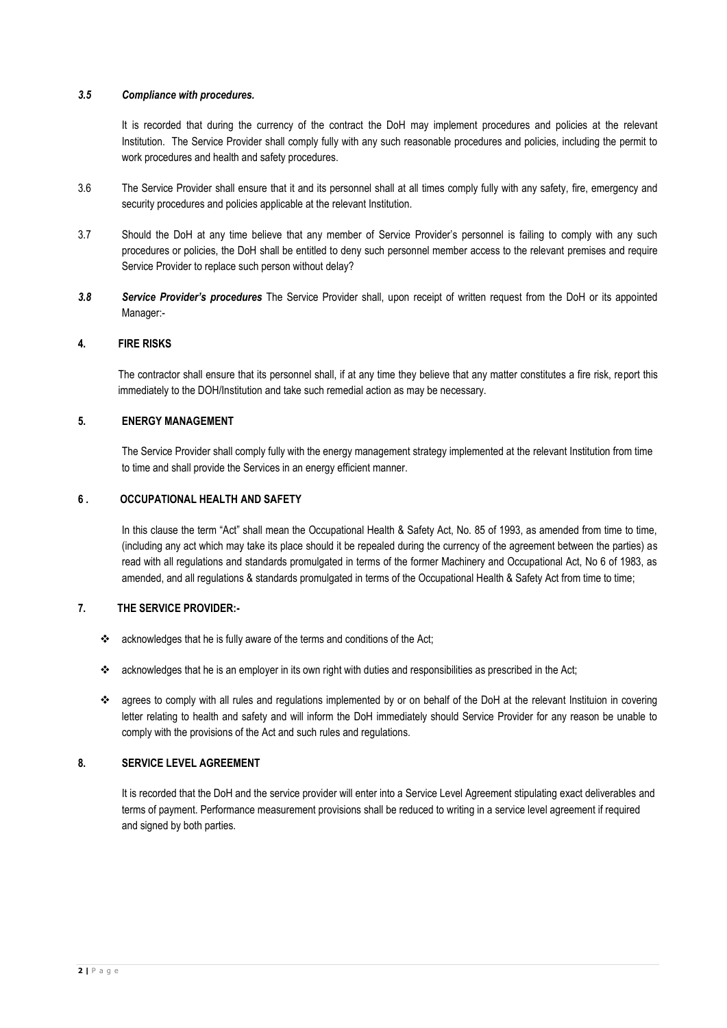***3.5 Compliance with procedures.***

It is recorded that during the currency of the contract the DoH may implement procedures and policies at the relevant Institution. The Service Provider shall comply fully with any such reasonable procedures and policies, including the permit to work procedures and health and safety procedures.

3.6 The Service Provider shall ensure that it and its personnel shall at all times comply fully with any safety, fire, emergency and security procedures and policies applicable at the relevant Institution.

3.7 Should the DoH at any time believe that any member of Service Provider's personnel is failing to comply with any such procedures or policies, the DoH shall be entitled to deny such personnel member access to the relevant premises and require Service Provider to replace such person without delay?

***3.8 Service Provider's procedures*** The Service Provider shall, upon receipt of written request from the DoH or its appointed Manager:-

## 4. FIRE RISKS

The contractor shall ensure that its personnel shall, if at any time they believe that any matter constitutes a fire risk, report this immediately to the DOH/Institution and take such remedial action as may be necessary.

## 5. ENERGY MANAGEMENT

The Service Provider shall comply fully with the energy management strategy implemented at the relevant Institution from time to time and shall provide the Services in an energy efficient manner.

## 6 . OCCUPATIONAL HEALTH AND SAFETY

In this clause the term "Act" shall mean the Occupational Health & Safety Act, No. 85 of 1993, as amended from time to time, (including any act which may take its place should it be repealed during the currency of the agreement between the parties) as read with all regulations and standards promulgated in terms of the former Machinery and Occupational Act, No 6 of 1983, as amended, and all regulations & standards promulgated in terms of the Occupational Health & Safety Act from time to time;

## 7. THE SERVICE PROVIDER:-

- acknowledges that he is fully aware of the terms and conditions of the Act;
- acknowledges that he is an employer in its own right with duties and responsibilities as prescribed in the Act;
- agrees to comply with all rules and regulations implemented by or on behalf of the DoH at the relevant Instituion in covering letter relating to health and safety and will inform the DoH immediately should Service Provider for any reason be unable to comply with the provisions of the Act and such rules and regulations.

## 8. SERVICE LEVEL AGREEMENT

It is recorded that the DoH and the service provider will enter into a Service Level Agreement stipulating exact deliverables and terms of payment. Performance measurement provisions shall be reduced to writing in a service level agreement if required and signed by both parties.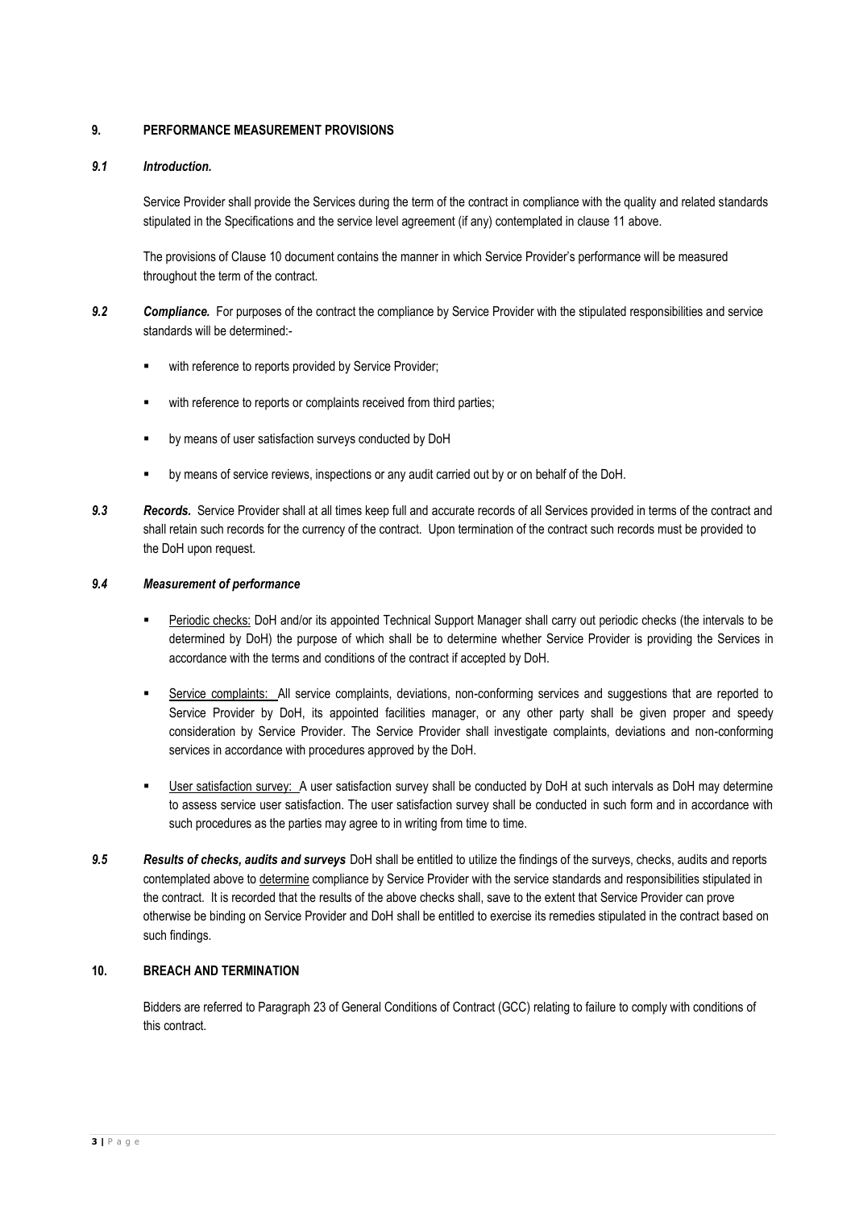## 9. PERFORMANCE MEASUREMENT PROVISIONS

### *9.1 Introduction.*

Service Provider shall provide the Services during the term of the contract in compliance with the quality and related standards stipulated in the Specifications and the service level agreement (if any) contemplated in clause 11 above.

The provisions of Clause 10 document contains the manner in which Service Provider's performance will be measured throughout the term of the contract.

***9.2 Compliance.*** For purposes of the contract the compliance by Service Provider with the stipulated responsibilities and service standards will be determined:-

- with reference to reports provided by Service Provider;
- with reference to reports or complaints received from third parties;
- by means of user satisfaction surveys conducted by DoH
- by means of service reviews, inspections or any audit carried out by or on behalf of the DoH.

***9.3 Records.*** Service Provider shall at all times keep full and accurate records of all Services provided in terms of the contract and shall retain such records for the currency of the contract. Upon termination of the contract such records must be provided to the DoH upon request.

### *9.4 Measurement of performance*

- Periodic checks: DoH and/or its appointed Technical Support Manager shall carry out periodic checks (the intervals to be determined by DoH) the purpose of which shall be to determine whether Service Provider is providing the Services in accordance with the terms and conditions of the contract if accepted by DoH.
- Service complaints: All service complaints, deviations, non-conforming services and suggestions that are reported to Service Provider by DoH, its appointed facilities manager, or any other party shall be given proper and speedy consideration by Service Provider. The Service Provider shall investigate complaints, deviations and non-conforming services in accordance with procedures approved by the DoH.
- User satisfaction survey: A user satisfaction survey shall be conducted by DoH at such intervals as DoH may determine to assess service user satisfaction. The user satisfaction survey shall be conducted in such form and in accordance with such procedures as the parties may agree to in writing from time to time.

***9.5 Results of checks, audits and surveys*** DoH shall be entitled to utilize the findings of the surveys, checks, audits and reports contemplated above to determine compliance by Service Provider with the service standards and responsibilities stipulated in the contract. It is recorded that the results of the above checks shall, save to the extent that Service Provider can prove otherwise be binding on Service Provider and DoH shall be entitled to exercise its remedies stipulated in the contract based on such findings.

## 10. BREACH AND TERMINATION

Bidders are referred to Paragraph 23 of General Conditions of Contract (GCC) relating to failure to comply with conditions of this contract.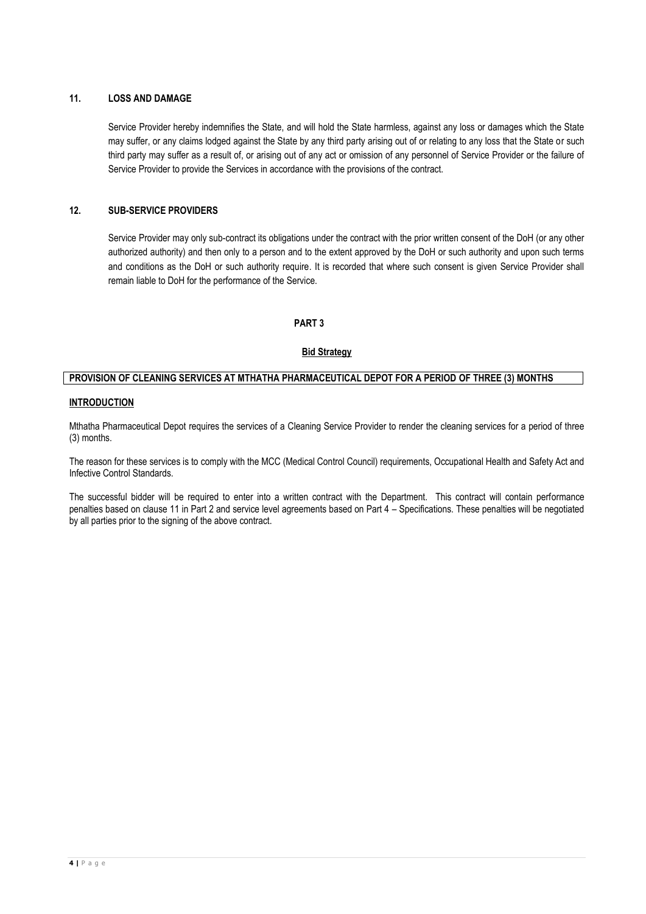### 11. LOSS AND DAMAGE

Service Provider hereby indemnifies the State, and will hold the State harmless, against any loss or damages which the State may suffer, or any claims lodged against the State by any third party arising out of or relating to any loss that the State or such third party may suffer as a result of, or arising out of any act or omission of any personnel of Service Provider or the failure of Service Provider to provide the Services in accordance with the provisions of the contract.

### 12. SUB-SERVICE PROVIDERS

Service Provider may only sub-contract its obligations under the contract with the prior written consent of the DoH (or any other authorized authority) and then only to a person and to the extent approved by the DoH or such authority and upon such terms and conditions as the DoH or such authority require. It is recorded that where such consent is given Service Provider shall remain liable to DoH for the performance of the Service.

## PART 3

### Bid Strategy

**PROVISION OF CLEANING SERVICES AT MTHATHA PHARMACEUTICAL DEPOT FOR A PERIOD OF THREE (3) MONTHS**

**INTRODUCTION**

Mthatha Pharmaceutical Depot requires the services of a Cleaning Service Provider to render the cleaning services for a period of three (3) months.

The reason for these services is to comply with the MCC (Medical Control Council) requirements, Occupational Health and Safety Act and Infective Control Standards.

The successful bidder will be required to enter into a written contract with the Department. This contract will contain performance penalties based on clause 11 in Part 2 and service level agreements based on Part 4 – Specifications. These penalties will be negotiated by all parties prior to the signing of the above contract.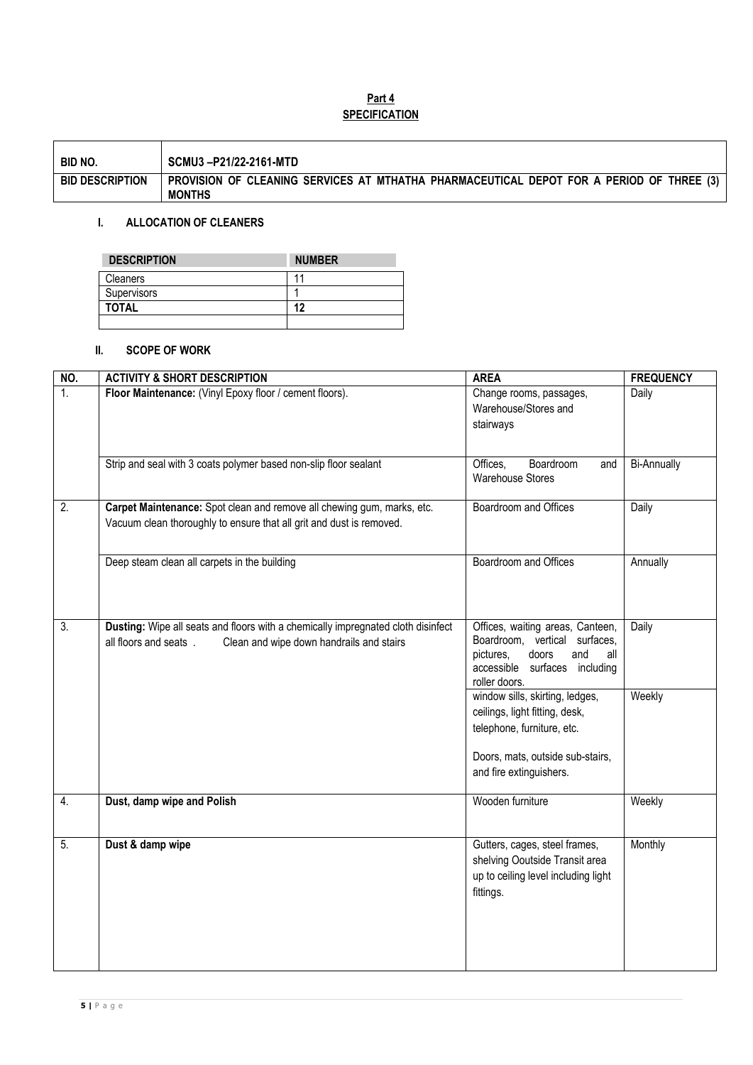# Part 4
## SPECIFICATION

| BID NO. | SCMU3 –P21/22-2161-MTD |
|---|---|
| BID DESCRIPTION | PROVISION OF CLEANING SERVICES AT MTHATHA PHARMACEUTICAL DEPOT FOR A PERIOD OF THREE (3) MONTHS |

### I. ALLOCATION OF CLEANERS

| DESCRIPTION | NUMBER |
|---|---|
| Cleaners | 11 |
| Supervisors | 1 |
| **TOTAL** | **12** |
| | |

### II. SCOPE OF WORK

| NO. | ACTIVITY & SHORT DESCRIPTION | AREA | FREQUENCY |
|---|---|---|---|
| 1. | **Floor Maintenance:** (Vinyl Epoxy floor / cement floors). | Change rooms, passages, Warehouse/Stores and stairways | Daily |
| | Strip and seal with 3 coats polymer based non-slip floor sealant | Offices, Boardroom and Warehouse Stores | Bi-Annually |
| 2. | **Carpet Maintenance:** Spot clean and remove all chewing gum, marks, etc. Vacuum clean thoroughly to ensure that all grit and dust is removed. | Boardroom and Offices | Daily |
| | Deep steam clean all carpets in the building | Boardroom and Offices | Annually |
| 3. | **Dusting:** Wipe all seats and floors with a chemically impregnated cloth disinfect all floors and seats . Clean and wipe down handrails and stairs | Offices, waiting areas, Canteen, Boardroom, vertical surfaces, pictures, doors and all accessible surfaces including roller doors. | Daily |
| | | window sills, skirting, ledges, ceilings, light fitting, desk, telephone, furniture, etc.<br><br>Doors, mats, outside sub-stairs, and fire extinguishers. | Weekly |
| 4. | **Dust, damp wipe and Polish** | Wooden furniture | Weekly |
| 5. | **Dust & damp wipe** | Gutters, cages, steel frames, shelving Ooutside Transit area up to ceiling level including light fittings. | Monthly |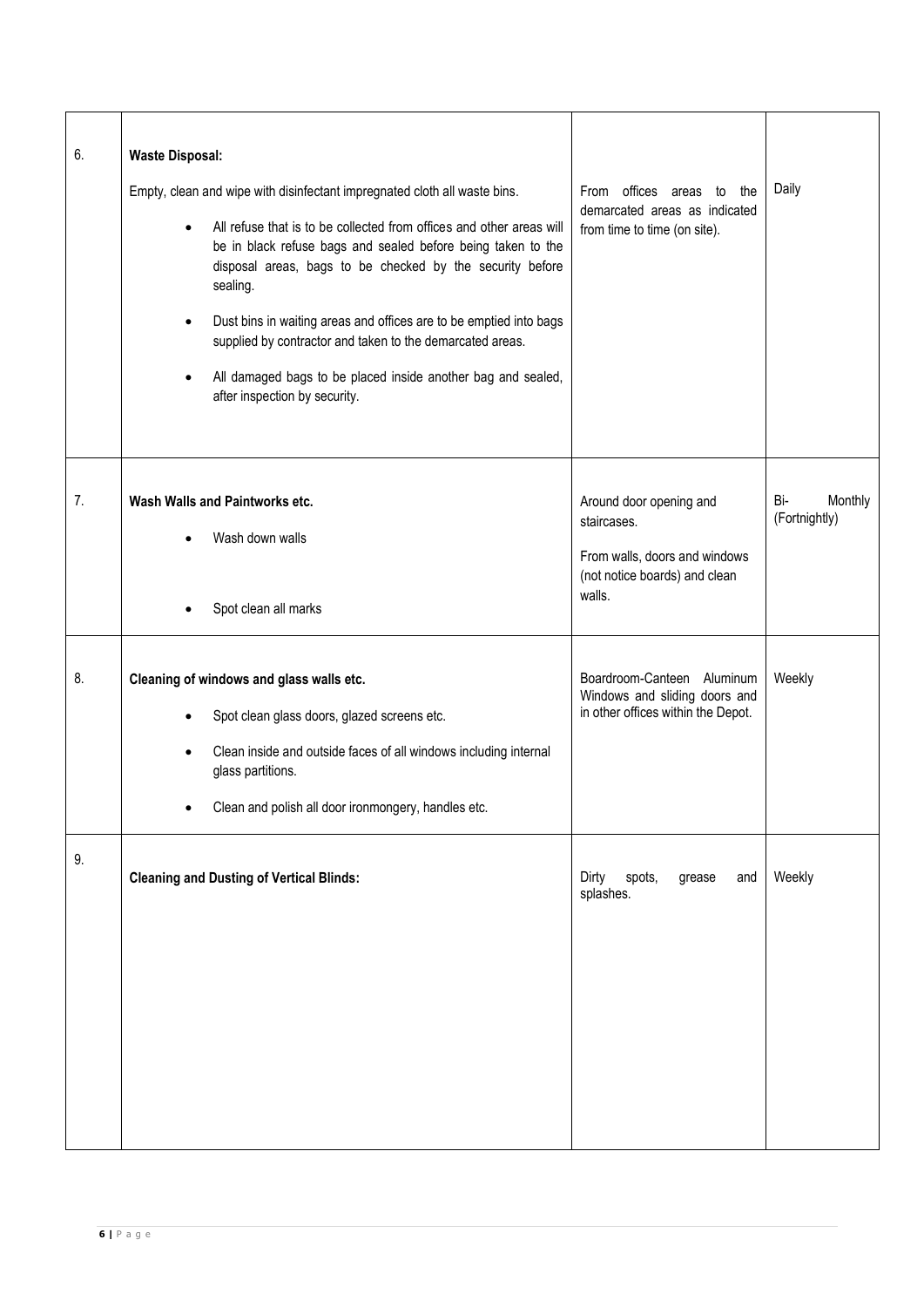| | | | |
|---|---|---|---|
| 6. | **Waste Disposal:**<br><br>Empty, clean and wipe with disinfectant impregnated cloth all waste bins.<br><br>• All refuse that is to be collected from offices and other areas will be in black refuse bags and sealed before being taken to the disposal areas, bags to be checked by the security before sealing.<br><br>• Dust bins in waiting areas and offices are to be emptied into bags supplied by contractor and taken to the demarcated areas.<br><br>• All damaged bags to be placed inside another bag and sealed, after inspection by security. | From offices areas to the demarcated areas as indicated from time to time (on site). | Daily |
| 7. | **Wash Walls and Paintworks etc.**<br><br>• Wash down walls<br><br>• Spot clean all marks | Around door opening and staircases.<br><br>From walls, doors and windows (not notice boards) and clean walls. | Bi- Monthly (Fortnightly) |
| 8. | **Cleaning of windows and glass walls etc.**<br><br>• Spot clean glass doors, glazed screens etc.<br><br>• Clean inside and outside faces of all windows including internal glass partitions.<br><br>• Clean and polish all door ironmongery, handles etc. | Boardroom-Canteen Aluminum Windows and sliding doors and in other offices within the Depot. | Weekly |
| 9. | **Cleaning and Dusting of Vertical Blinds:** | Dirty spots, grease and splashes. | Weekly |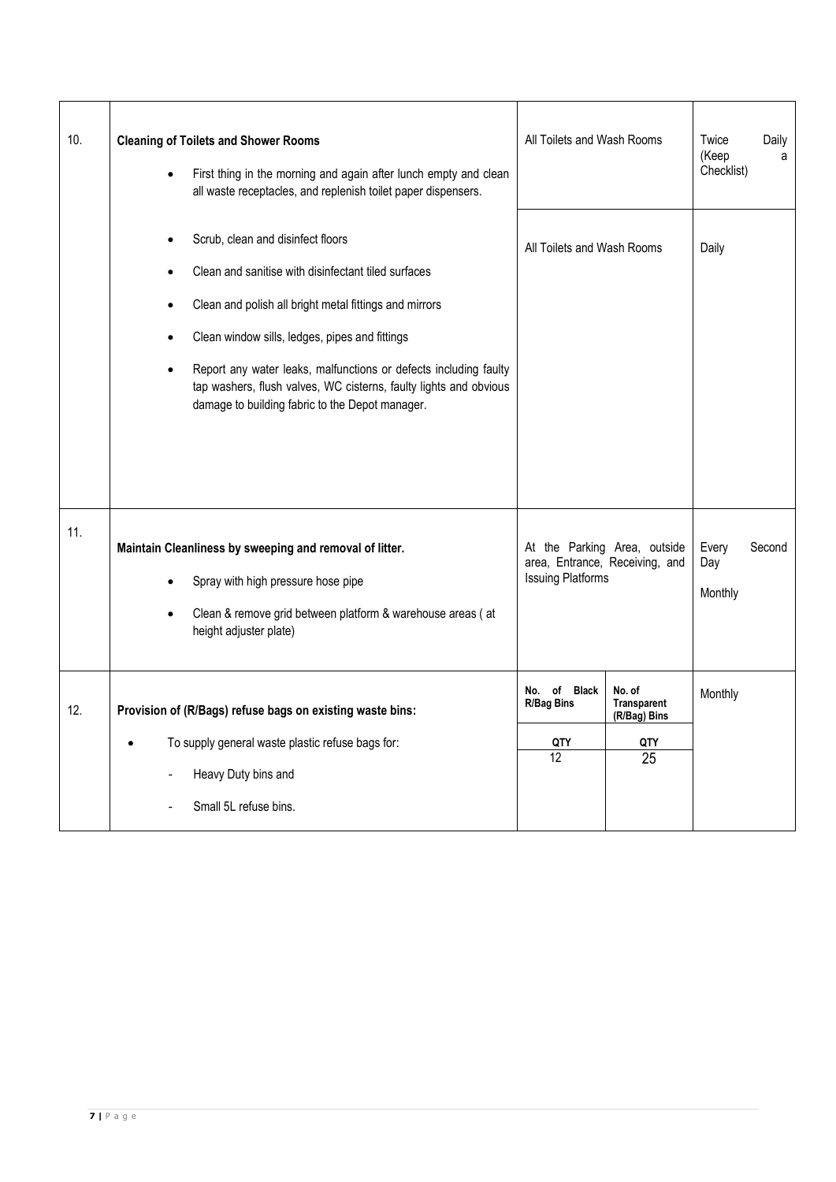| | | | | |
|---|---|---|---|---|
| 10. | **Cleaning of Toilets and Shower Rooms**<br>• First thing in the morning and again after lunch empty and clean all waste receptacles, and replenish toilet paper dispensers. | All Toilets and Wash Rooms | | Twice Daily (Keep a Checklist) |
| | • Scrub, clean and disinfect floors<br>• Clean and sanitise with disinfectant tiled surfaces<br>• Clean and polish all bright metal fittings and mirrors<br>• Clean window sills, ledges, pipes and fittings<br>• Report any water leaks, malfunctions or defects including faulty tap washers, flush valves, WC cisterns, faulty lights and obvious damage to building fabric to the Depot manager. | All Toilets and Wash Rooms | | Daily |
| 11. | **Maintain Cleanliness by sweeping and removal of litter.**<br>• Spray with high pressure hose pipe<br>• Clean & remove grid between platform & warehouse areas ( at height adjuster plate) | At the Parking Area, outside area, Entrance, Receiving, and Issuing Platforms | | Every Second Day<br><br>Monthly |
| 12. | **Provision of (R/Bags) refuse bags on existing waste bins:**<br>• To supply general waste plastic refuse bags for:<br>- Heavy Duty bins and<br>- Small 5L refuse bins. | **No. of Black R/Bag Bins**<br>**QTY**<br>12 | **No. of Transparent (R/Bag) Bins**<br>**QTY**<br>25 | Monthly |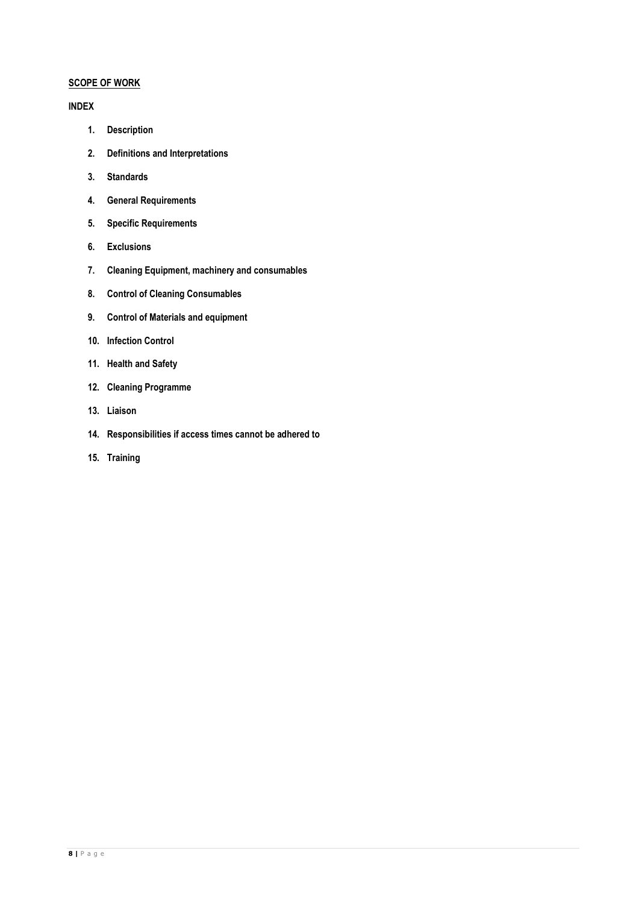**SCOPE OF WORK**

**INDEX**

1. **Description**
2. **Definitions and Interpretations**
3. **Standards**
4. **General Requirements**
5. **Specific Requirements**
6. **Exclusions**
7. **Cleaning Equipment, machinery and consumables**
8. **Control of Cleaning Consumables**
9. **Control of Materials and equipment**
10. **Infection Control**
11. **Health and Safety**
12. **Cleaning Programme**
13. **Liaison**
14. **Responsibilities if access times cannot be adhered to**
15. **Training**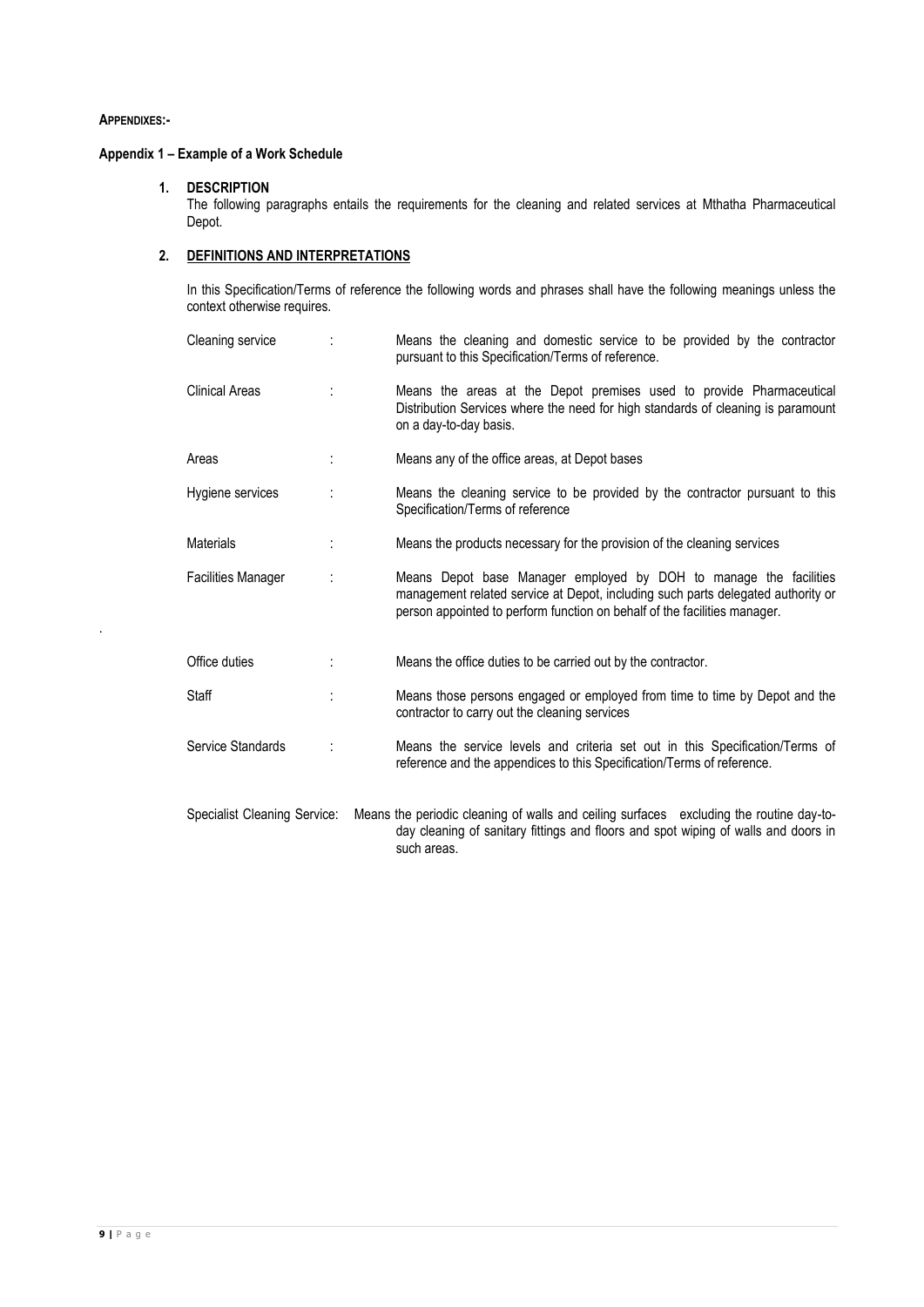**APPENDIXES:-**

**Appendix 1 – Example of a Work Schedule**

1. **DESCRIPTION**

   The following paragraphs entails the requirements for the cleaning and related services at Mthatha Pharmaceutical Depot.

2. **DEFINITIONS AND INTERPRETATIONS**

   In this Specification/Terms of reference the following words and phrases shall have the following meanings unless the context otherwise requires.

| | | |
|---|---|---|
| Cleaning service | : | Means the cleaning and domestic service to be provided by the contractor pursuant to this Specification/Terms of reference. |
| Clinical Areas | : | Means the areas at the Depot premises used to provide Pharmaceutical Distribution Services where the need for high standards of cleaning is paramount on a day-to-day basis. |
| Areas | : | Means any of the office areas, at Depot bases |
| Hygiene services | : | Means the cleaning service to be provided by the contractor pursuant to this Specification/Terms of reference |
| Materials | : | Means the products necessary for the provision of the cleaning services |
| Facilities Manager | : | Means Depot base Manager employed by DOH to manage the facilities management related service at Depot, including such parts delegated authority or person appointed to perform function on behalf of the facilities manager. |
| Office duties | : | Means the office duties to be carried out by the contractor. |
| Staff | : | Means those persons engaged or employed from time to time by Depot and the contractor to carry out the cleaning services |
| Service Standards | : | Means the service levels and criteria set out in this Specification/Terms of reference and the appendices to this Specification/Terms of reference. |
| Specialist Cleaning Service: | | Means the periodic cleaning of walls and ceiling surfaces excluding the routine day-to-day cleaning of sanitary fittings and floors and spot wiping of walls and doors in such areas. |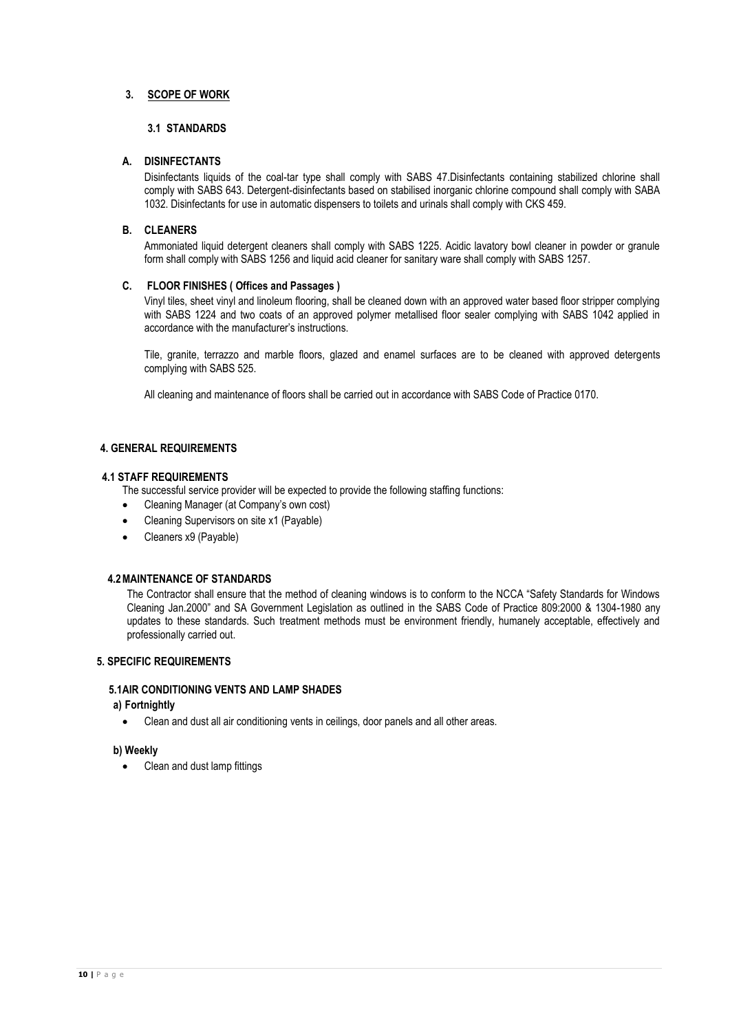## 3. SCOPE OF WORK

### 3.1 STANDARDS

#### A. DISINFECTANTS

Disinfectants liquids of the coal-tar type shall comply with SABS 47.Disinfectants containing stabilized chlorine shall comply with SABS 643. Detergent-disinfectants based on stabilised inorganic chlorine compound shall comply with SABA 1032. Disinfectants for use in automatic dispensers to toilets and urinals shall comply with CKS 459.

#### B. CLEANERS

Ammoniated liquid detergent cleaners shall comply with SABS 1225. Acidic lavatory bowl cleaner in powder or granule form shall comply with SABS 1256 and liquid acid cleaner for sanitary ware shall comply with SABS 1257.

#### C. FLOOR FINISHES ( Offices and Passages )

Vinyl tiles, sheet vinyl and linoleum flooring, shall be cleaned down with an approved water based floor stripper complying with SABS 1224 and two coats of an approved polymer metallised floor sealer complying with SABS 1042 applied in accordance with the manufacturer's instructions.

Tile, granite, terrazzo and marble floors, glazed and enamel surfaces are to be cleaned with approved detergents complying with SABS 525.

All cleaning and maintenance of floors shall be carried out in accordance with SABS Code of Practice 0170.

## 4. GENERAL REQUIREMENTS

### 4.1 STAFF REQUIREMENTS

The successful service provider will be expected to provide the following staffing functions:

- Cleaning Manager (at Company's own cost)
- Cleaning Supervisors on site x1 (Payable)
- Cleaners x9 (Payable)

### 4.2 MAINTENANCE OF STANDARDS

The Contractor shall ensure that the method of cleaning windows is to conform to the NCCA "Safety Standards for Windows Cleaning Jan.2000" and SA Government Legislation as outlined in the SABS Code of Practice 809:2000 & 1304-1980 any updates to these standards. Such treatment methods must be environment friendly, humanely acceptable, effectively and professionally carried out.

## 5. SPECIFIC REQUIREMENTS

### 5.1 AIR CONDITIONING VENTS AND LAMP SHADES

**a) Fortnightly**

- Clean and dust all air conditioning vents in ceilings, door panels and all other areas.

**b) Weekly**

- Clean and dust lamp fittings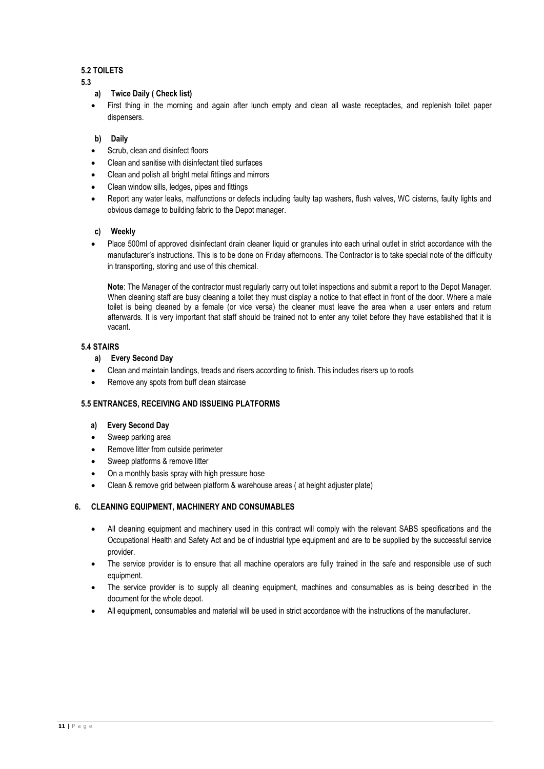**5.2 TOILETS**

**5.3**

**a) Twice Daily ( Check list)**

- First thing in the morning and again after lunch empty and clean all waste receptacles, and replenish toilet paper dispensers.

**b) Daily**

- Scrub, clean and disinfect floors
- Clean and sanitise with disinfectant tiled surfaces
- Clean and polish all bright metal fittings and mirrors
- Clean window sills, ledges, pipes and fittings
- Report any water leaks, malfunctions or defects including faulty tap washers, flush valves, WC cisterns, faulty lights and obvious damage to building fabric to the Depot manager.

**c) Weekly**

- Place 500ml of approved disinfectant drain cleaner liquid or granules into each urinal outlet in strict accordance with the manufacturer's instructions. This is to be done on Friday afternoons. The Contractor is to take special note of the difficulty in transporting, storing and use of this chemical.

  **Note**: The Manager of the contractor must regularly carry out toilet inspections and submit a report to the Depot Manager. When cleaning staff are busy cleaning a toilet they must display a notice to that effect in front of the door. Where a male toilet is being cleaned by a female (or vice versa) the cleaner must leave the area when a user enters and return afterwards. It is very important that staff should be trained not to enter any toilet before they have established that it is vacant.

**5.4 STAIRS**

**a) Every Second Day**

- Clean and maintain landings, treads and risers according to finish. This includes risers up to roofs
- Remove any spots from buff clean staircase

**5.5 ENTRANCES, RECEIVING AND ISSUEING PLATFORMS**

**a) Every Second Day**

- Sweep parking area
- Remove litter from outside perimeter
- Sweep platforms & remove litter
- On a monthly basis spray with high pressure hose
- Clean & remove grid between platform & warehouse areas ( at height adjuster plate)

**6. CLEANING EQUIPMENT, MACHINERY AND CONSUMABLES**

- All cleaning equipment and machinery used in this contract will comply with the relevant SABS specifications and the Occupational Health and Safety Act and be of industrial type equipment and are to be supplied by the successful service provider.
- The service provider is to ensure that all machine operators are fully trained in the safe and responsible use of such equipment.
- The service provider is to supply all cleaning equipment, machines and consumables as is being described in the document for the whole depot.
- All equipment, consumables and material will be used in strict accordance with the instructions of the manufacturer.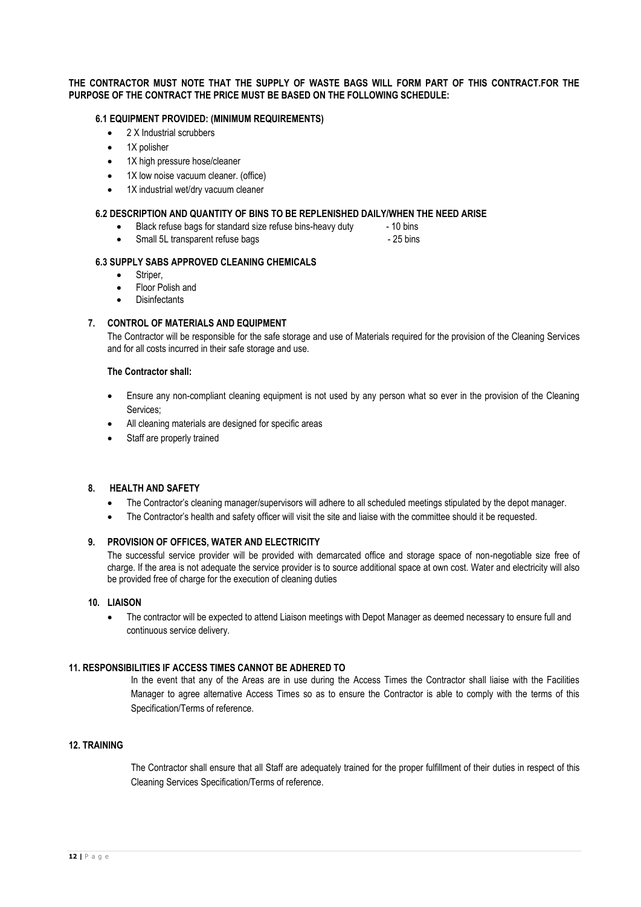**THE CONTRACTOR MUST NOTE THAT THE SUPPLY OF WASTE BAGS WILL FORM PART OF THIS CONTRACT.FOR THE PURPOSE OF THE CONTRACT THE PRICE MUST BE BASED ON THE FOLLOWING SCHEDULE:**

### 6.1 EQUIPMENT PROVIDED: (MINIMUM REQUIREMENTS)

- 2 X Industrial scrubbers
- 1X polisher
- 1X high pressure hose/cleaner
- 1X low noise vacuum cleaner. (office)
- 1X industrial wet/dry vacuum cleaner

### 6.2 DESCRIPTION AND QUANTITY OF BINS TO BE REPLENISHED DAILY/WHEN THE NEED ARISE

- Black refuse bags for standard size refuse bins-heavy duty - 10 bins
- Small 5L transparent refuse bags - 25 bins

### 6.3 SUPPLY SABS APPROVED CLEANING CHEMICALS

- Striper,
- Floor Polish and
- Disinfectants

## 7. CONTROL OF MATERIALS AND EQUIPMENT

The Contractor will be responsible for the safe storage and use of Materials required for the provision of the Cleaning Services and for all costs incurred in their safe storage and use.

**The Contractor shall:**

- Ensure any non-compliant cleaning equipment is not used by any person what so ever in the provision of the Cleaning Services;
- All cleaning materials are designed for specific areas
- Staff are properly trained

## 8. HEALTH AND SAFETY

- The Contractor's cleaning manager/supervisors will adhere to all scheduled meetings stipulated by the depot manager.
- The Contractor's health and safety officer will visit the site and liaise with the committee should it be requested.

## 9. PROVISION OF OFFICES, WATER AND ELECTRICITY

The successful service provider will be provided with demarcated office and storage space of non-negotiable size free of charge. If the area is not adequate the service provider is to source additional space at own cost. Water and electricity will also be provided free of charge for the execution of cleaning duties

## 10. LIAISON

- The contractor will be expected to attend Liaison meetings with Depot Manager as deemed necessary to ensure full and continuous service delivery.

## 11. RESPONSIBILITIES IF ACCESS TIMES CANNOT BE ADHERED TO

In the event that any of the Areas are in use during the Access Times the Contractor shall liaise with the Facilities Manager to agree alternative Access Times so as to ensure the Contractor is able to comply with the terms of this Specification/Terms of reference.

## 12. TRAINING

The Contractor shall ensure that all Staff are adequately trained for the proper fulfillment of their duties in respect of this Cleaning Services Specification/Terms of reference.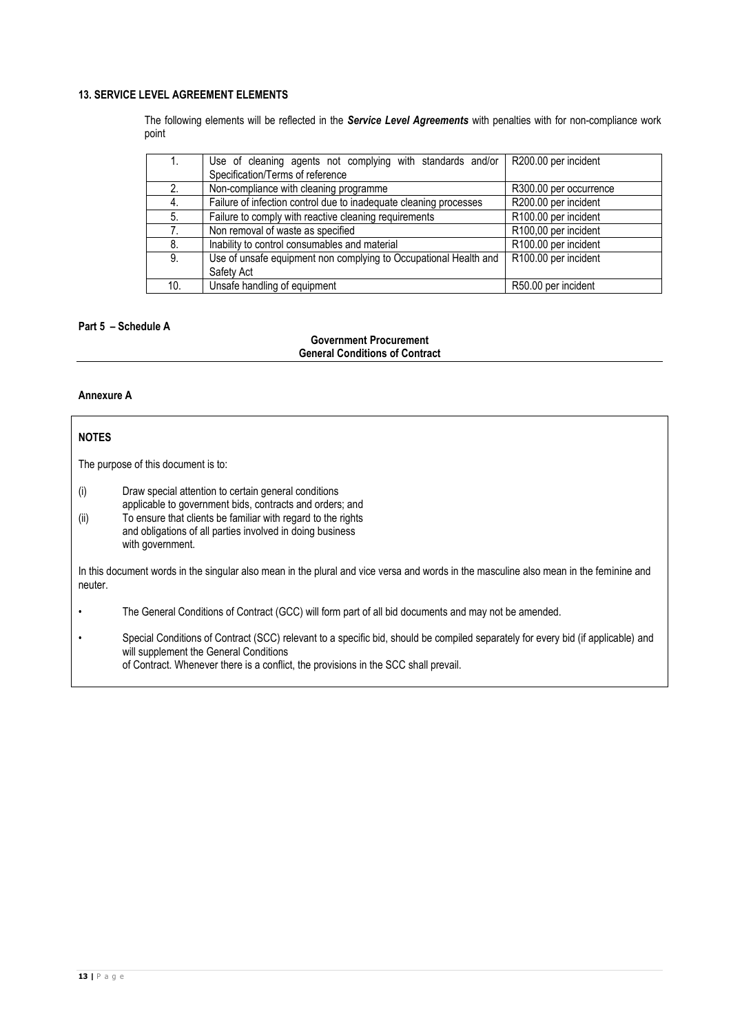#### 13. SERVICE LEVEL AGREEMENT ELEMENTS

The following elements will be reflected in the ***Service Level Agreements*** with penalties with for non-compliance work point

| | | |
|---|---|---|
| 1. | Use of cleaning agents not complying with standards and/or Specification/Terms of reference | R200.00 per incident |
| 2. | Non-compliance with cleaning programme | R300.00 per occurrence |
| 4. | Failure of infection control due to inadequate cleaning processes | R200.00 per incident |
| 5. | Failure to comply with reactive cleaning requirements | R100.00 per incident |
| 7. | Non removal of waste as specified | R100,00 per incident |
| 8. | Inability to control consumables and material | R100.00 per incident |
| 9. | Use of unsafe equipment non complying to Occupational Health and Safety Act | R100.00 per incident |
| 10. | Unsafe handling of equipment | R50.00 per incident |

**Part 5 – Schedule A**

**Government Procurement**
**General Conditions of Contract**

**Annexure A**

**NOTES**

The purpose of this document is to:

(i) Draw special attention to certain general conditions applicable to government bids, contracts and orders; and
(ii) To ensure that clients be familiar with regard to the rights and obligations of all parties involved in doing business with government.

In this document words in the singular also mean in the plural and vice versa and words in the masculine also mean in the feminine and neuter.

- The General Conditions of Contract (GCC) will form part of all bid documents and may not be amended.
- Special Conditions of Contract (SCC) relevant to a specific bid, should be compiled separately for every bid (if applicable) and will supplement the General Conditions of Contract. Whenever there is a conflict, the provisions in the SCC shall prevail.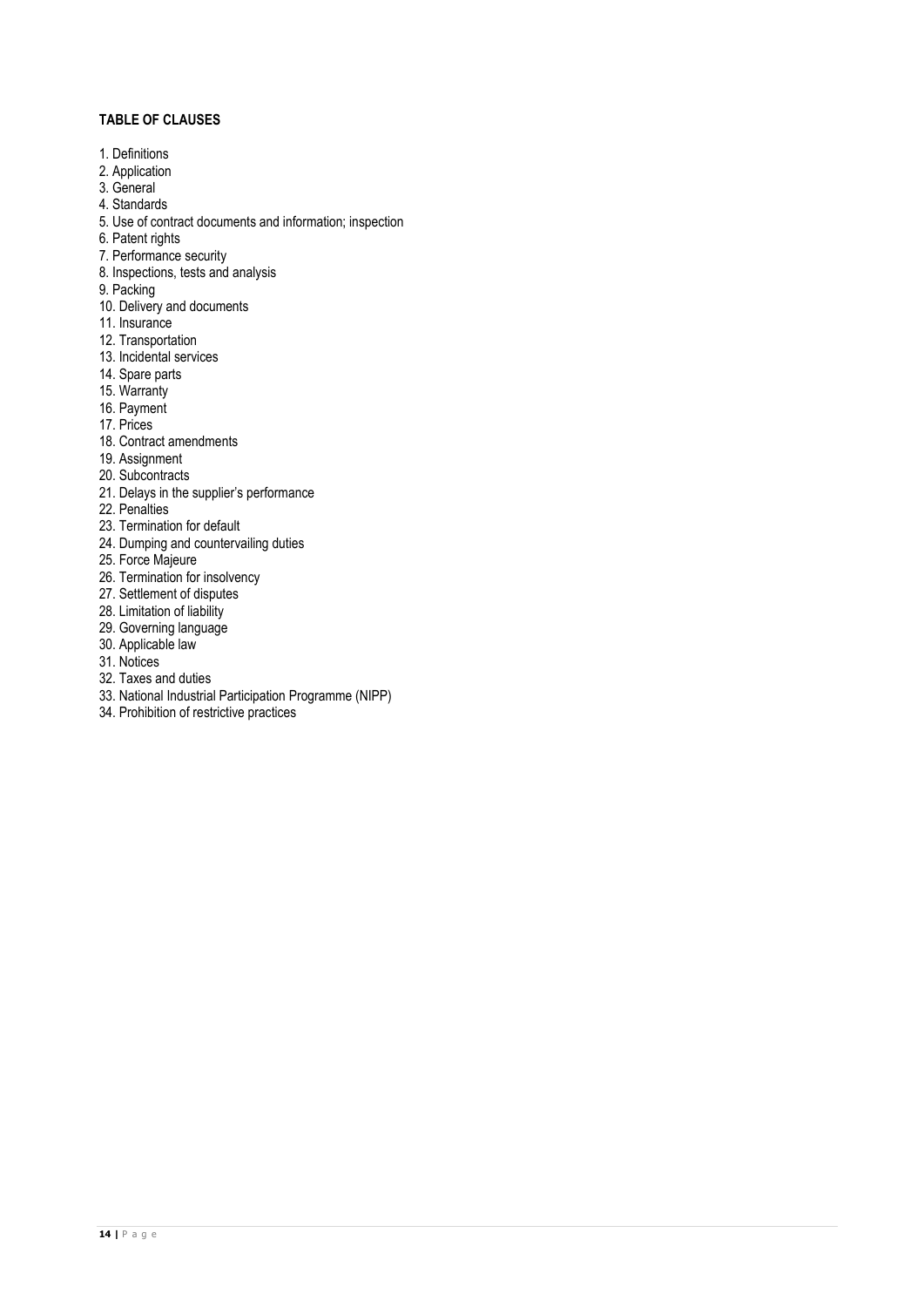**TABLE OF CLAUSES**

1. Definitions
2. Application
3. General
4. Standards
5. Use of contract documents and information; inspection
6. Patent rights
7. Performance security
8. Inspections, tests and analysis
9. Packing
10. Delivery and documents
11. Insurance
12. Transportation
13. Incidental services
14. Spare parts
15. Warranty
16. Payment
17. Prices
18. Contract amendments
19. Assignment
20. Subcontracts
21. Delays in the supplier's performance
22. Penalties
23. Termination for default
24. Dumping and countervailing duties
25. Force Majeure
26. Termination for insolvency
27. Settlement of disputes
28. Limitation of liability
29. Governing language
30. Applicable law
31. Notices
32. Taxes and duties
33. National Industrial Participation Programme (NIPP)
34. Prohibition of restrictive practices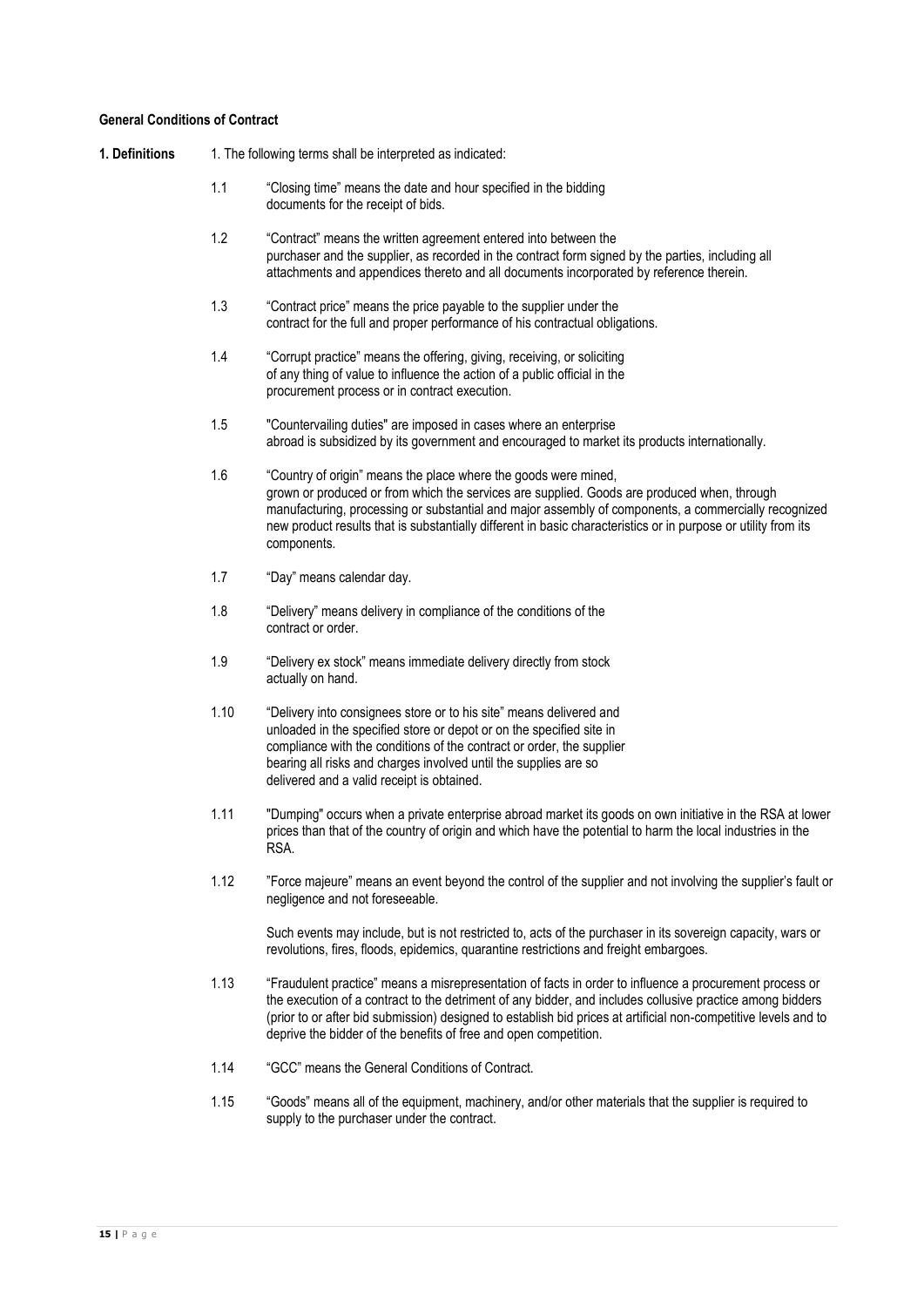**General Conditions of Contract**

**1. Definitions**

1. The following terms shall be interpreted as indicated:

1.1 "Closing time" means the date and hour specified in the bidding documents for the receipt of bids.

1.2 "Contract" means the written agreement entered into between the purchaser and the supplier, as recorded in the contract form signed by the parties, including all attachments and appendices thereto and all documents incorporated by reference therein.

1.3 "Contract price" means the price payable to the supplier under the contract for the full and proper performance of his contractual obligations.

1.4 "Corrupt practice" means the offering, giving, receiving, or soliciting of any thing of value to influence the action of a public official in the procurement process or in contract execution.

1.5 "Countervailing duties" are imposed in cases where an enterprise abroad is subsidized by its government and encouraged to market its products internationally.

1.6 "Country of origin" means the place where the goods were mined, grown or produced or from which the services are supplied. Goods are produced when, through manufacturing, processing or substantial and major assembly of components, a commercially recognized new product results that is substantially different in basic characteristics or in purpose or utility from its components.

1.7 "Day" means calendar day.

1.8 "Delivery" means delivery in compliance of the conditions of the contract or order.

1.9 "Delivery ex stock" means immediate delivery directly from stock actually on hand.

1.10 "Delivery into consignees store or to his site" means delivered and unloaded in the specified store or depot or on the specified site in compliance with the conditions of the contract or order, the supplier bearing all risks and charges involved until the supplies are so delivered and a valid receipt is obtained.

1.11 "Dumping" occurs when a private enterprise abroad market its goods on own initiative in the RSA at lower prices than that of the country of origin and which have the potential to harm the local industries in the RSA.

1.12 "Force majeure" means an event beyond the control of the supplier and not involving the supplier's fault or negligence and not foreseeable.

Such events may include, but is not restricted to, acts of the purchaser in its sovereign capacity, wars or revolutions, fires, floods, epidemics, quarantine restrictions and freight embargoes.

1.13 "Fraudulent practice" means a misrepresentation of facts in order to influence a procurement process or the execution of a contract to the detriment of any bidder, and includes collusive practice among bidders (prior to or after bid submission) designed to establish bid prices at artificial non-competitive levels and to deprive the bidder of the benefits of free and open competition.

1.14 "GCC" means the General Conditions of Contract.

1.15 "Goods" means all of the equipment, machinery, and/or other materials that the supplier is required to supply to the purchaser under the contract.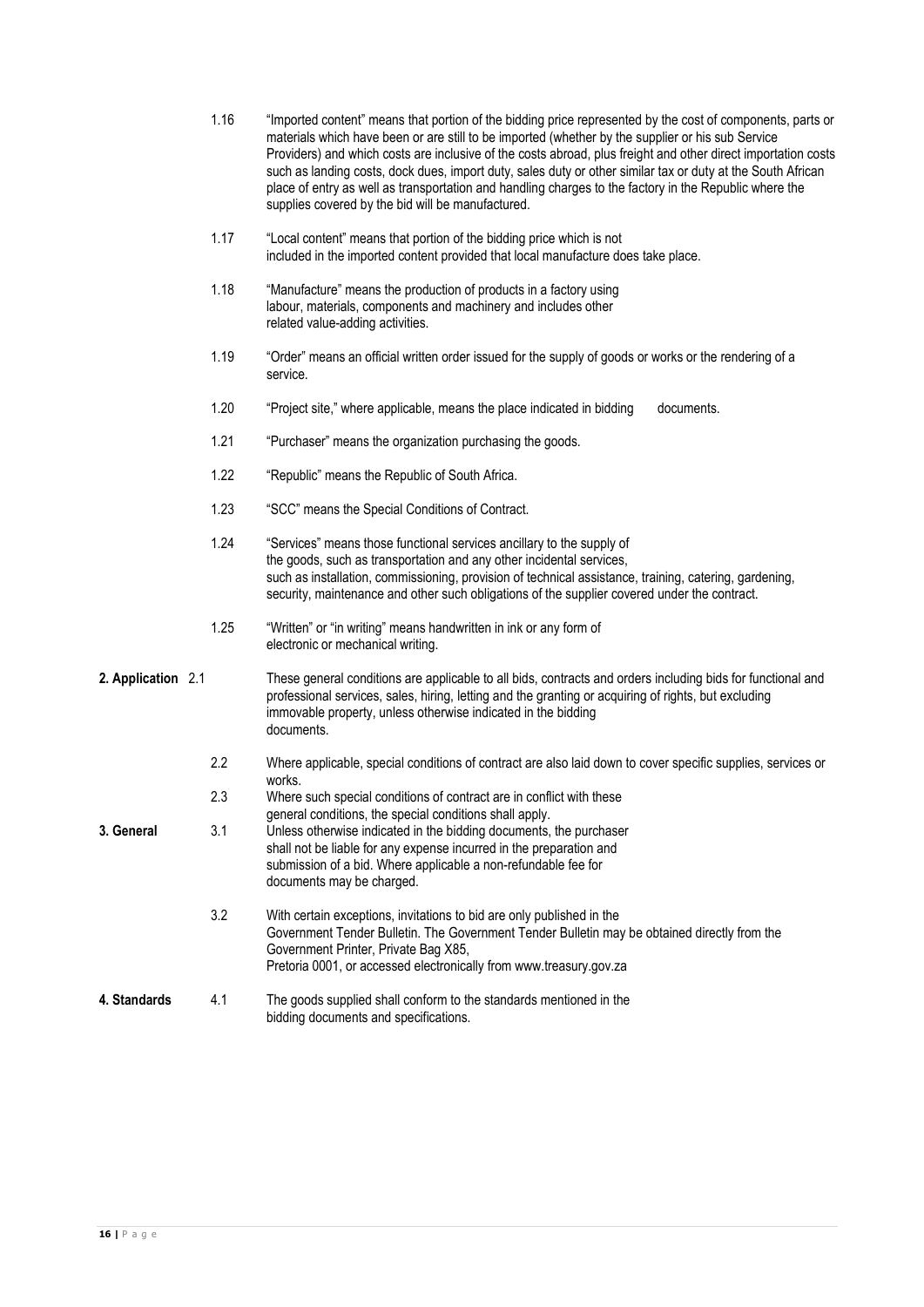1.16 "Imported content" means that portion of the bidding price represented by the cost of components, parts or materials which have been or are still to be imported (whether by the supplier or his sub Service Providers) and which costs are inclusive of the costs abroad, plus freight and other direct importation costs such as landing costs, dock dues, import duty, sales duty or other similar tax or duty at the South African place of entry as well as transportation and handling charges to the factory in the Republic where the supplies covered by the bid will be manufactured.

1.17 "Local content" means that portion of the bidding price which is not included in the imported content provided that local manufacture does take place.

1.18 "Manufacture" means the production of products in a factory using labour, materials, components and machinery and includes other related value-adding activities.

1.19 "Order" means an official written order issued for the supply of goods or works or the rendering of a service.

1.20 "Project site," where applicable, means the place indicated in bidding documents.

1.21 "Purchaser" means the organization purchasing the goods.

1.22 "Republic" means the Republic of South Africa.

1.23 "SCC" means the Special Conditions of Contract.

1.24 "Services" means those functional services ancillary to the supply of the goods, such as transportation and any other incidental services, such as installation, commissioning, provision of technical assistance, training, catering, gardening, security, maintenance and other such obligations of the supplier covered under the contract.

1.25 "Written" or "in writing" means handwritten in ink or any form of electronic or mechanical writing.

**2. Application**

2.1 These general conditions are applicable to all bids, contracts and orders including bids for functional and professional services, sales, hiring, letting and the granting or acquiring of rights, but excluding immovable property, unless otherwise indicated in the bidding documents.

2.2 Where applicable, special conditions of contract are also laid down to cover specific supplies, services or works.

2.3 Where such special conditions of contract are in conflict with these general conditions, the special conditions shall apply.

**3. General**

3.1 Unless otherwise indicated in the bidding documents, the purchaser shall not be liable for any expense incurred in the preparation and submission of a bid. Where applicable a non-refundable fee for documents may be charged.

3.2 With certain exceptions, invitations to bid are only published in the Government Tender Bulletin. The Government Tender Bulletin may be obtained directly from the Government Printer, Private Bag X85, Pretoria 0001, or accessed electronically from www.treasury.gov.za

**4. Standards**

4.1 The goods supplied shall conform to the standards mentioned in the bidding documents and specifications.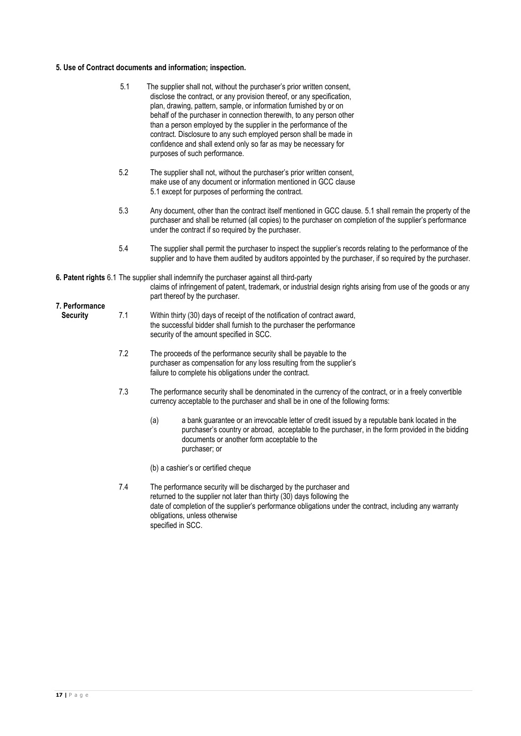**5. Use of Contract documents and information; inspection.**

5.1 The supplier shall not, without the purchaser's prior written consent, disclose the contract, or any provision thereof, or any specification, plan, drawing, pattern, sample, or information furnished by or on behalf of the purchaser in connection therewith, to any person other than a person employed by the supplier in the performance of the contract. Disclosure to any such employed person shall be made in confidence and shall extend only so far as may be necessary for purposes of such performance.

5.2 The supplier shall not, without the purchaser's prior written consent, make use of any document or information mentioned in GCC clause 5.1 except for purposes of performing the contract.

5.3 Any document, other than the contract itself mentioned in GCC clause. 5.1 shall remain the property of the purchaser and shall be returned (all copies) to the purchaser on completion of the supplier's performance under the contract if so required by the purchaser.

5.4 The supplier shall permit the purchaser to inspect the supplier's records relating to the performance of the supplier and to have them audited by auditors appointed by the purchaser, if so required by the purchaser.

**6. Patent rights** 6.1 The supplier shall indemnify the purchaser against all third-party claims of infringement of patent, trademark, or industrial design rights arising from use of the goods or any part thereof by the purchaser.

**7. Performance Security**

7.1 Within thirty (30) days of receipt of the notification of contract award, the successful bidder shall furnish to the purchaser the performance security of the amount specified in SCC.

7.2 The proceeds of the performance security shall be payable to the purchaser as compensation for any loss resulting from the supplier's failure to complete his obligations under the contract.

7.3 The performance security shall be denominated in the currency of the contract, or in a freely convertible currency acceptable to the purchaser and shall be in one of the following forms:

(a) a bank guarantee or an irrevocable letter of credit issued by a reputable bank located in the purchaser's country or abroad, acceptable to the purchaser, in the form provided in the bidding documents or another form acceptable to the purchaser; or

(b) a cashier's or certified cheque

7.4 The performance security will be discharged by the purchaser and returned to the supplier not later than thirty (30) days following the date of completion of the supplier's performance obligations under the contract, including any warranty obligations, unless otherwise specified in SCC.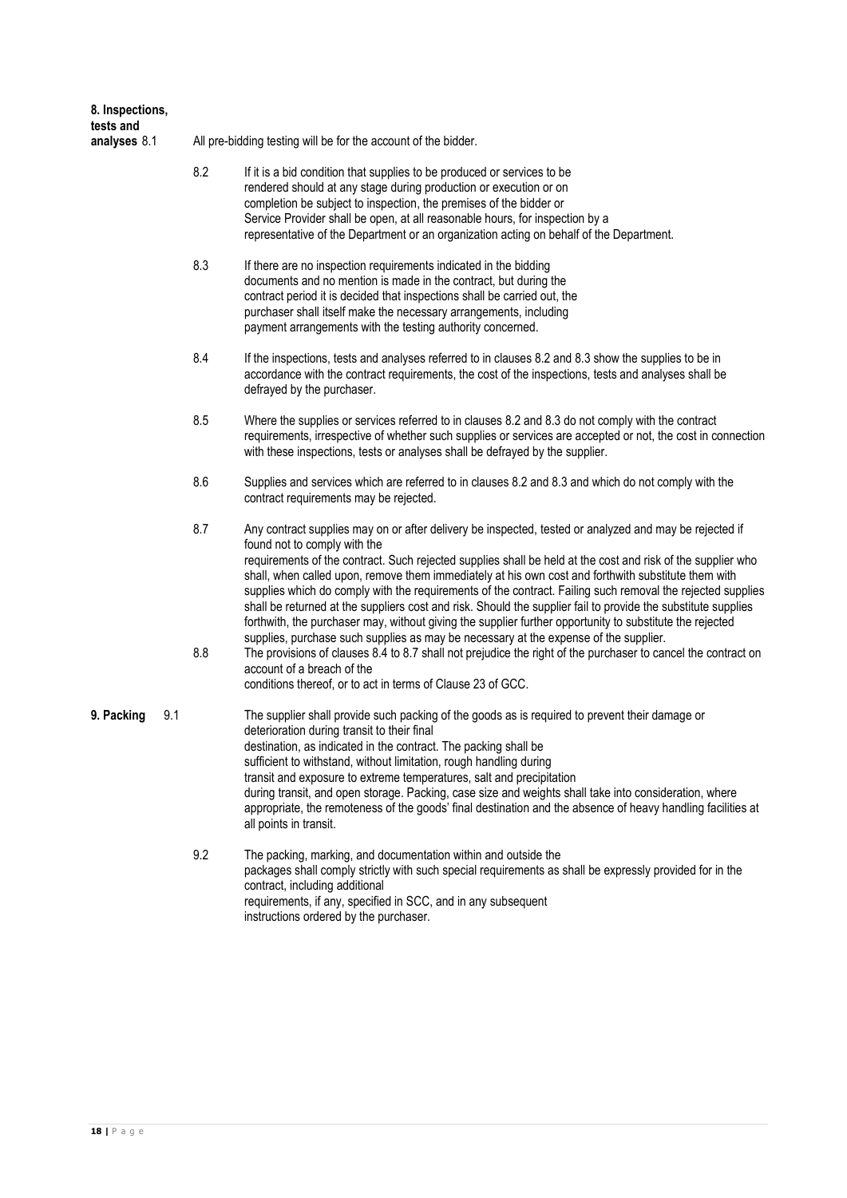**8. Inspections, tests and analyses**

8.1 All pre-bidding testing will be for the account of the bidder.

8.2 If it is a bid condition that supplies to be produced or services to be rendered should at any stage during production or execution or on completion be subject to inspection, the premises of the bidder or Service Provider shall be open, at all reasonable hours, for inspection by a representative of the Department or an organization acting on behalf of the Department.

8.3 If there are no inspection requirements indicated in the bidding documents and no mention is made in the contract, but during the contract period it is decided that inspections shall be carried out, the purchaser shall itself make the necessary arrangements, including payment arrangements with the testing authority concerned.

8.4 If the inspections, tests and analyses referred to in clauses 8.2 and 8.3 show the supplies to be in accordance with the contract requirements, the cost of the inspections, tests and analyses shall be defrayed by the purchaser.

8.5 Where the supplies or services referred to in clauses 8.2 and 8.3 do not comply with the contract requirements, irrespective of whether such supplies or services are accepted or not, the cost in connection with these inspections, tests or analyses shall be defrayed by the supplier.

8.6 Supplies and services which are referred to in clauses 8.2 and 8.3 and which do not comply with the contract requirements may be rejected.

8.7 Any contract supplies may on or after delivery be inspected, tested or analyzed and may be rejected if found not to comply with the requirements of the contract. Such rejected supplies shall be held at the cost and risk of the supplier who shall, when called upon, remove them immediately at his own cost and forthwith substitute them with supplies which do comply with the requirements of the contract. Failing such removal the rejected supplies shall be returned at the suppliers cost and risk. Should the supplier fail to provide the substitute supplies forthwith, the purchaser may, without giving the supplier further opportunity to substitute the rejected supplies, purchase such supplies as may be necessary at the expense of the supplier.

8.8 The provisions of clauses 8.4 to 8.7 shall not prejudice the right of the purchaser to cancel the contract on account of a breach of the conditions thereof, or to act in terms of Clause 23 of GCC.

**9. Packing**

9.1 The supplier shall provide such packing of the goods as is required to prevent their damage or deterioration during transit to their final destination, as indicated in the contract. The packing shall be sufficient to withstand, without limitation, rough handling during transit and exposure to extreme temperatures, salt and precipitation during transit, and open storage. Packing, case size and weights shall take into consideration, where appropriate, the remoteness of the goods' final destination and the absence of heavy handling facilities at all points in transit.

9.2 The packing, marking, and documentation within and outside the packages shall comply strictly with such special requirements as shall be expressly provided for in the contract, including additional requirements, if any, specified in SCC, and in any subsequent instructions ordered by the purchaser.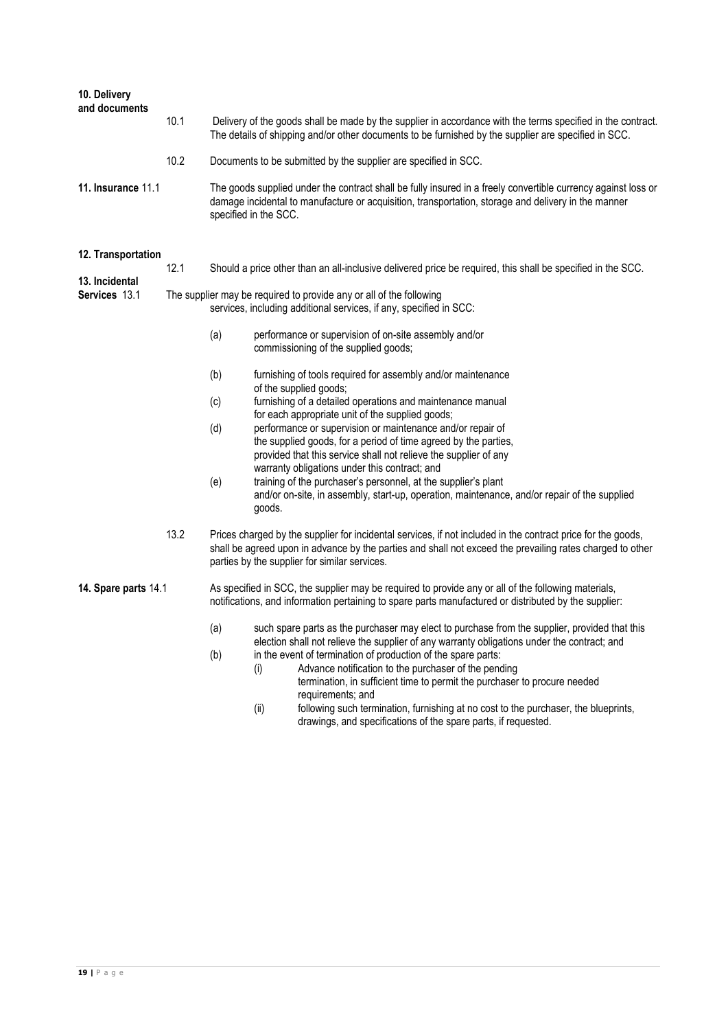**10. Delivery and documents**

10.1 Delivery of the goods shall be made by the supplier in accordance with the terms specified in the contract. The details of shipping and/or other documents to be furnished by the supplier are specified in SCC.

10.2 Documents to be submitted by the supplier are specified in SCC.

**11. Insurance** 11.1 The goods supplied under the contract shall be fully insured in a freely convertible currency against loss or damage incidental to manufacture or acquisition, transportation, storage and delivery in the manner specified in the SCC.

**12. Transportation**

12.1 Should a price other than an all-inclusive delivered price be required, this shall be specified in the SCC.

**13. Incidental Services** 13.1 The supplier may be required to provide any or all of the following services, including additional services, if any, specified in SCC:

(a) performance or supervision of on-site assembly and/or commissioning of the supplied goods;

(b) furnishing of tools required for assembly and/or maintenance of the supplied goods;

(c) furnishing of a detailed operations and maintenance manual for each appropriate unit of the supplied goods;

(d) performance or supervision or maintenance and/or repair of the supplied goods, for a period of time agreed by the parties, provided that this service shall not relieve the supplier of any warranty obligations under this contract; and

(e) training of the purchaser's personnel, at the supplier's plant and/or on-site, in assembly, start-up, operation, maintenance, and/or repair of the supplied goods.

13.2 Prices charged by the supplier for incidental services, if not included in the contract price for the goods, shall be agreed upon in advance by the parties and shall not exceed the prevailing rates charged to other parties by the supplier for similar services.

**14. Spare parts** 14.1 As specified in SCC, the supplier may be required to provide any or all of the following materials, notifications, and information pertaining to spare parts manufactured or distributed by the supplier:

(a) such spare parts as the purchaser may elect to purchase from the supplier, provided that this election shall not relieve the supplier of any warranty obligations under the contract; and

(b) in the event of termination of production of the spare parts:

(i) Advance notification to the purchaser of the pending termination, in sufficient time to permit the purchaser to procure needed requirements; and

(ii) following such termination, furnishing at no cost to the purchaser, the blueprints, drawings, and specifications of the spare parts, if requested.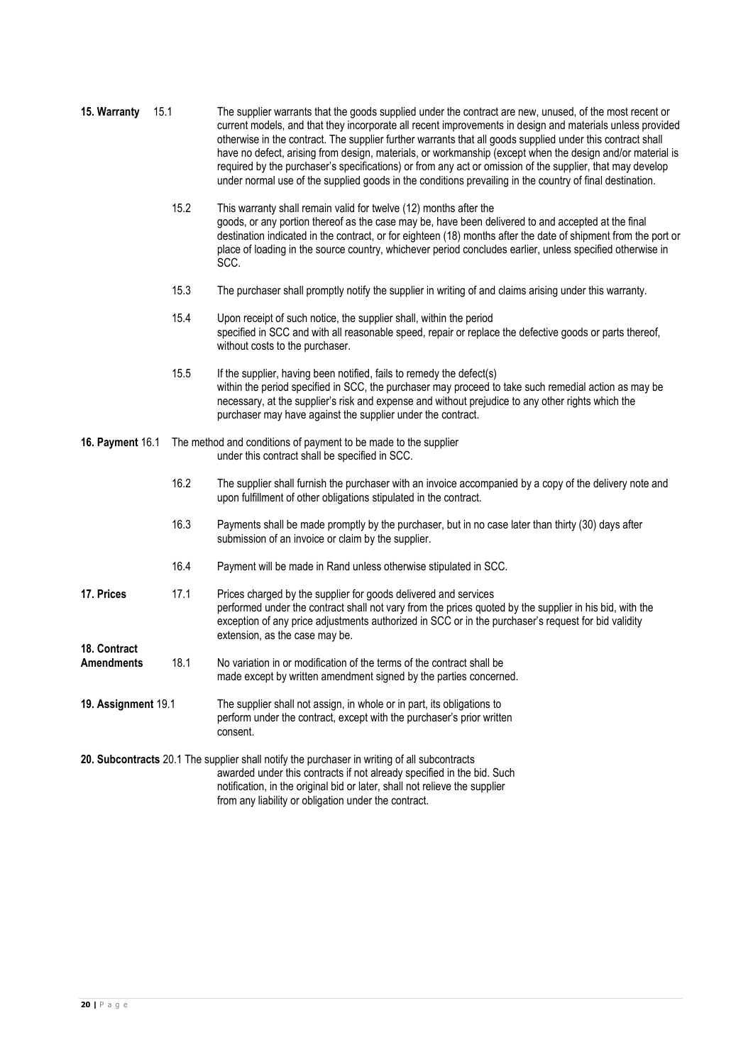**15. Warranty**

15.1 The supplier warrants that the goods supplied under the contract are new, unused, of the most recent or current models, and that they incorporate all recent improvements in design and materials unless provided otherwise in the contract. The supplier further warrants that all goods supplied under this contract shall have no defect, arising from design, materials, or workmanship (except when the design and/or material is required by the purchaser's specifications) or from any act or omission of the supplier, that may develop under normal use of the supplied goods in the conditions prevailing in the country of final destination.

15.2 This warranty shall remain valid for twelve (12) months after the goods, or any portion thereof as the case may be, have been delivered to and accepted at the final destination indicated in the contract, or for eighteen (18) months after the date of shipment from the port or place of loading in the source country, whichever period concludes earlier, unless specified otherwise in SCC.

15.3 The purchaser shall promptly notify the supplier in writing of and claims arising under this warranty.

15.4 Upon receipt of such notice, the supplier shall, within the period specified in SCC and with all reasonable speed, repair or replace the defective goods or parts thereof, without costs to the purchaser.

15.5 If the supplier, having been notified, fails to remedy the defect(s) within the period specified in SCC, the purchaser may proceed to take such remedial action as may be necessary, at the supplier's risk and expense and without prejudice to any other rights which the purchaser may have against the supplier under the contract.

**16. Payment**

16.1 The method and conditions of payment to be made to the supplier under this contract shall be specified in SCC.

16.2 The supplier shall furnish the purchaser with an invoice accompanied by a copy of the delivery note and upon fulfillment of other obligations stipulated in the contract.

16.3 Payments shall be made promptly by the purchaser, but in no case later than thirty (30) days after submission of an invoice or claim by the supplier.

16.4 Payment will be made in Rand unless otherwise stipulated in SCC.

**17. Prices**

17.1 Prices charged by the supplier for goods delivered and services performed under the contract shall not vary from the prices quoted by the supplier in his bid, with the exception of any price adjustments authorized in SCC or in the purchaser's request for bid validity extension, as the case may be.

**18. Contract Amendments**

18.1 No variation in or modification of the terms of the contract shall be made except by written amendment signed by the parties concerned.

**19. Assignment**

19.1 The supplier shall not assign, in whole or in part, its obligations to perform under the contract, except with the purchaser's prior written consent.

**20. Subcontracts**

20.1 The supplier shall notify the purchaser in writing of all subcontracts awarded under this contracts if not already specified in the bid. Such notification, in the original bid or later, shall not relieve the supplier from any liability or obligation under the contract.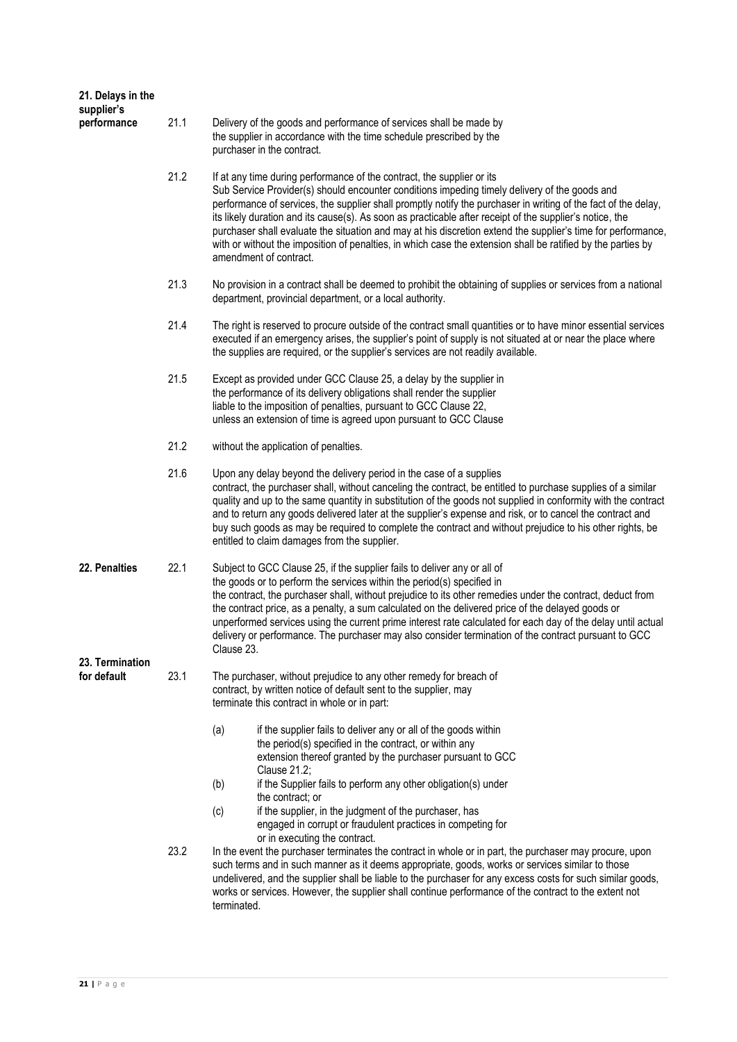**21. Delays in the supplier's performance**

21.1 Delivery of the goods and performance of services shall be made by the supplier in accordance with the time schedule prescribed by the purchaser in the contract.

21.2 If at any time during performance of the contract, the supplier or its Sub Service Provider(s) should encounter conditions impeding timely delivery of the goods and performance of services, the supplier shall promptly notify the purchaser in writing of the fact of the delay, its likely duration and its cause(s). As soon as practicable after receipt of the supplier's notice, the purchaser shall evaluate the situation and may at his discretion extend the supplier's time for performance, with or without the imposition of penalties, in which case the extension shall be ratified by the parties by amendment of contract.

21.3 No provision in a contract shall be deemed to prohibit the obtaining of supplies or services from a national department, provincial department, or a local authority.

21.4 The right is reserved to procure outside of the contract small quantities or to have minor essential services executed if an emergency arises, the supplier's point of supply is not situated at or near the place where the supplies are required, or the supplier's services are not readily available.

21.5 Except as provided under GCC Clause 25, a delay by the supplier in the performance of its delivery obligations shall render the supplier liable to the imposition of penalties, pursuant to GCC Clause 22, unless an extension of time is agreed upon pursuant to GCC Clause

21.2 without the application of penalties.

21.6 Upon any delay beyond the delivery period in the case of a supplies contract, the purchaser shall, without canceling the contract, be entitled to purchase supplies of a similar quality and up to the same quantity in substitution of the goods not supplied in conformity with the contract and to return any goods delivered later at the supplier's expense and risk, or to cancel the contract and buy such goods as may be required to complete the contract and without prejudice to his other rights, be entitled to claim damages from the supplier.

**22. Penalties**

22.1 Subject to GCC Clause 25, if the supplier fails to deliver any or all of the goods or to perform the services within the period(s) specified in the contract, the purchaser shall, without prejudice to its other remedies under the contract, deduct from the contract price, as a penalty, a sum calculated on the delivered price of the delayed goods or unperformed services using the current prime interest rate calculated for each day of the delay until actual delivery or performance. The purchaser may also consider termination of the contract pursuant to GCC Clause 23.

**23. Termination for default**

23.1 The purchaser, without prejudice to any other remedy for breach of contract, by written notice of default sent to the supplier, may terminate this contract in whole or in part:

(a) if the supplier fails to deliver any or all of the goods within the period(s) specified in the contract, or within any extension thereof granted by the purchaser pursuant to GCC Clause 21.2;

(b) if the Supplier fails to perform any other obligation(s) under the contract; or

(c) if the supplier, in the judgment of the purchaser, has engaged in corrupt or fraudulent practices in competing for or in executing the contract.

23.2 In the event the purchaser terminates the contract in whole or in part, the purchaser may procure, upon such terms and in such manner as it deems appropriate, goods, works or services similar to those undelivered, and the supplier shall be liable to the purchaser for any excess costs for such similar goods, works or services. However, the supplier shall continue performance of the contract to the extent not terminated.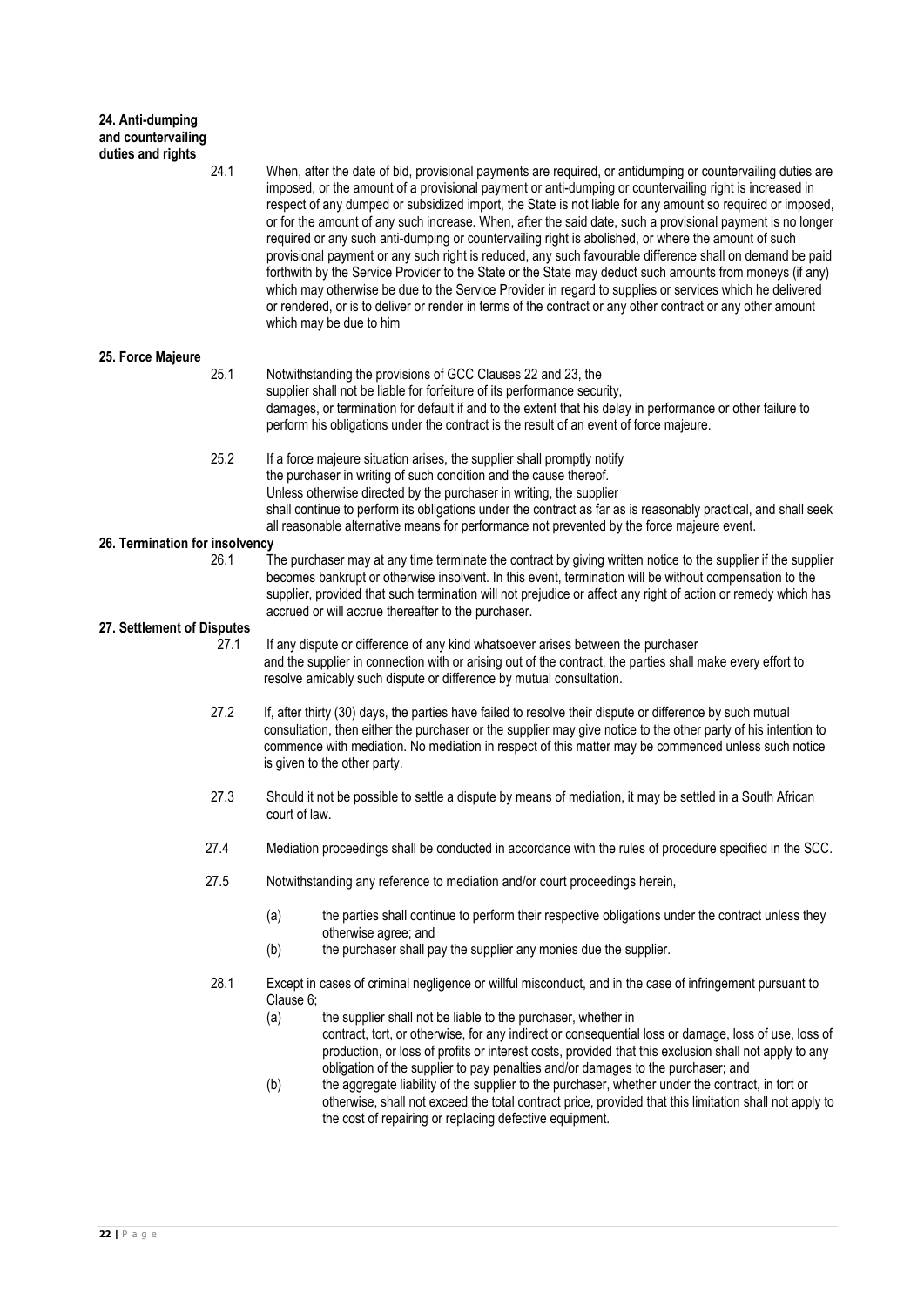**24. Anti-dumping and countervailing duties and rights**

24.1 When, after the date of bid, provisional payments are required, or antidumping or countervailing duties are imposed, or the amount of a provisional payment or anti-dumping or countervailing right is increased in respect of any dumped or subsidized import, the State is not liable for any amount so required or imposed, or for the amount of any such increase. When, after the said date, such a provisional payment is no longer required or any such anti-dumping or countervailing right is abolished, or where the amount of such provisional payment or any such right is reduced, any such favourable difference shall on demand be paid forthwith by the Service Provider to the State or the State may deduct such amounts from moneys (if any) which may otherwise be due to the Service Provider in regard to supplies or services which he delivered or rendered, or is to deliver or render in terms of the contract or any other contract or any other amount which may be due to him

**25. Force Majeure**

25.1 Notwithstanding the provisions of GCC Clauses 22 and 23, the supplier shall not be liable for forfeiture of its performance security, damages, or termination for default if and to the extent that his delay in performance or other failure to perform his obligations under the contract is the result of an event of force majeure.

25.2 If a force majeure situation arises, the supplier shall promptly notify the purchaser in writing of such condition and the cause thereof. Unless otherwise directed by the purchaser in writing, the supplier shall continue to perform its obligations under the contract as far as is reasonably practical, and shall seek all reasonable alternative means for performance not prevented by the force majeure event.

**26. Termination for insolvency**

26.1 The purchaser may at any time terminate the contract by giving written notice to the supplier if the supplier becomes bankrupt or otherwise insolvent. In this event, termination will be without compensation to the supplier, provided that such termination will not prejudice or affect any right of action or remedy which has accrued or will accrue thereafter to the purchaser.

**27. Settlement of Disputes**

27.1 If any dispute or difference of any kind whatsoever arises between the purchaser and the supplier in connection with or arising out of the contract, the parties shall make every effort to resolve amicably such dispute or difference by mutual consultation.

27.2 If, after thirty (30) days, the parties have failed to resolve their dispute or difference by such mutual consultation, then either the purchaser or the supplier may give notice to the other party of his intention to commence with mediation. No mediation in respect of this matter may be commenced unless such notice is given to the other party.

27.3 Should it not be possible to settle a dispute by means of mediation, it may be settled in a South African court of law.

27.4 Mediation proceedings shall be conducted in accordance with the rules of procedure specified in the SCC.

27.5 Notwithstanding any reference to mediation and/or court proceedings herein,

(a) the parties shall continue to perform their respective obligations under the contract unless they otherwise agree; and

(b) the purchaser shall pay the supplier any monies due the supplier.

28.1 Except in cases of criminal negligence or willful misconduct, and in the case of infringement pursuant to Clause 6;

(a) the supplier shall not be liable to the purchaser, whether in contract, tort, or otherwise, for any indirect or consequential loss or damage, loss of use, loss of production, or loss of profits or interest costs, provided that this exclusion shall not apply to any obligation of the supplier to pay penalties and/or damages to the purchaser; and

(b) the aggregate liability of the supplier to the purchaser, whether under the contract, in tort or otherwise, shall not exceed the total contract price, provided that this limitation shall not apply to the cost of repairing or replacing defective equipment.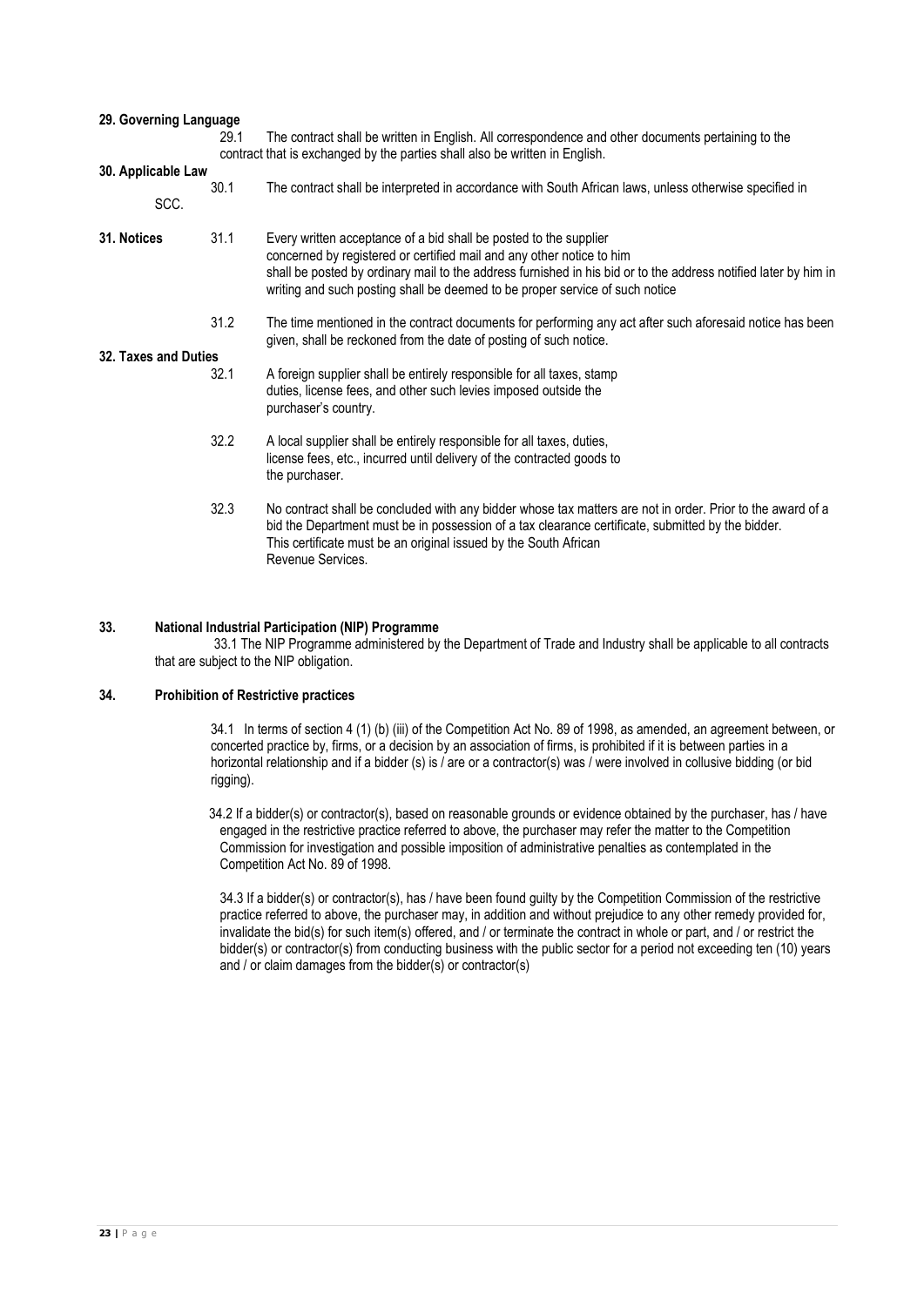**29. Governing Language**

29.1 The contract shall be written in English. All correspondence and other documents pertaining to the contract that is exchanged by the parties shall also be written in English.

**30. Applicable Law**

30.1 The contract shall be interpreted in accordance with South African laws, unless otherwise specified in SCC.

**31. Notices**

31.1 Every written acceptance of a bid shall be posted to the supplier concerned by registered or certified mail and any other notice to him shall be posted by ordinary mail to the address furnished in his bid or to the address notified later by him in writing and such posting shall be deemed to be proper service of such notice

31.2 The time mentioned in the contract documents for performing any act after such aforesaid notice has been given, shall be reckoned from the date of posting of such notice.

**32. Taxes and Duties**

32.1 A foreign supplier shall be entirely responsible for all taxes, stamp duties, license fees, and other such levies imposed outside the purchaser's country.

32.2 A local supplier shall be entirely responsible for all taxes, duties, license fees, etc., incurred until delivery of the contracted goods to the purchaser.

32.3 No contract shall be concluded with any bidder whose tax matters are not in order. Prior to the award of a bid the Department must be in possession of a tax clearance certificate, submitted by the bidder. This certificate must be an original issued by the South African Revenue Services.

**33. National Industrial Participation (NIP) Programme**

33.1 The NIP Programme administered by the Department of Trade and Industry shall be applicable to all contracts that are subject to the NIP obligation.

**34. Prohibition of Restrictive practices**

34.1 In terms of section 4 (1) (b) (iii) of the Competition Act No. 89 of 1998, as amended, an agreement between, or concerted practice by, firms, or a decision by an association of firms, is prohibited if it is between parties in a horizontal relationship and if a bidder (s) is / are or a contractor(s) was / were involved in collusive bidding (or bid rigging).

34.2 If a bidder(s) or contractor(s), based on reasonable grounds or evidence obtained by the purchaser, has / have engaged in the restrictive practice referred to above, the purchaser may refer the matter to the Competition Commission for investigation and possible imposition of administrative penalties as contemplated in the Competition Act No. 89 of 1998.

34.3 If a bidder(s) or contractor(s), has / have been found guilty by the Competition Commission of the restrictive practice referred to above, the purchaser may, in addition and without prejudice to any other remedy provided for, invalidate the bid(s) for such item(s) offered, and / or terminate the contract in whole or part, and / or restrict the bidder(s) or contractor(s) from conducting business with the public sector for a period not exceeding ten (10) years and / or claim damages from the bidder(s) or contractor(s)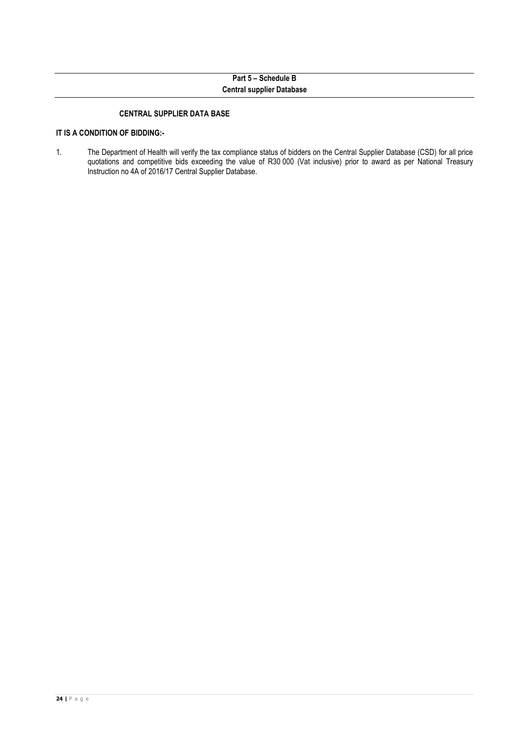## Part 5 – Schedule B
## Central supplier Database

### CENTRAL SUPPLIER DATA BASE

**IT IS A CONDITION OF BIDDING:-**

1. The Department of Health will verify the tax compliance status of bidders on the Central Supplier Database (CSD) for all price quotations and competitive bids exceeding the value of R30 000 (Vat inclusive) prior to award as per National Treasury Instruction no 4A of 2016/17 Central Supplier Database.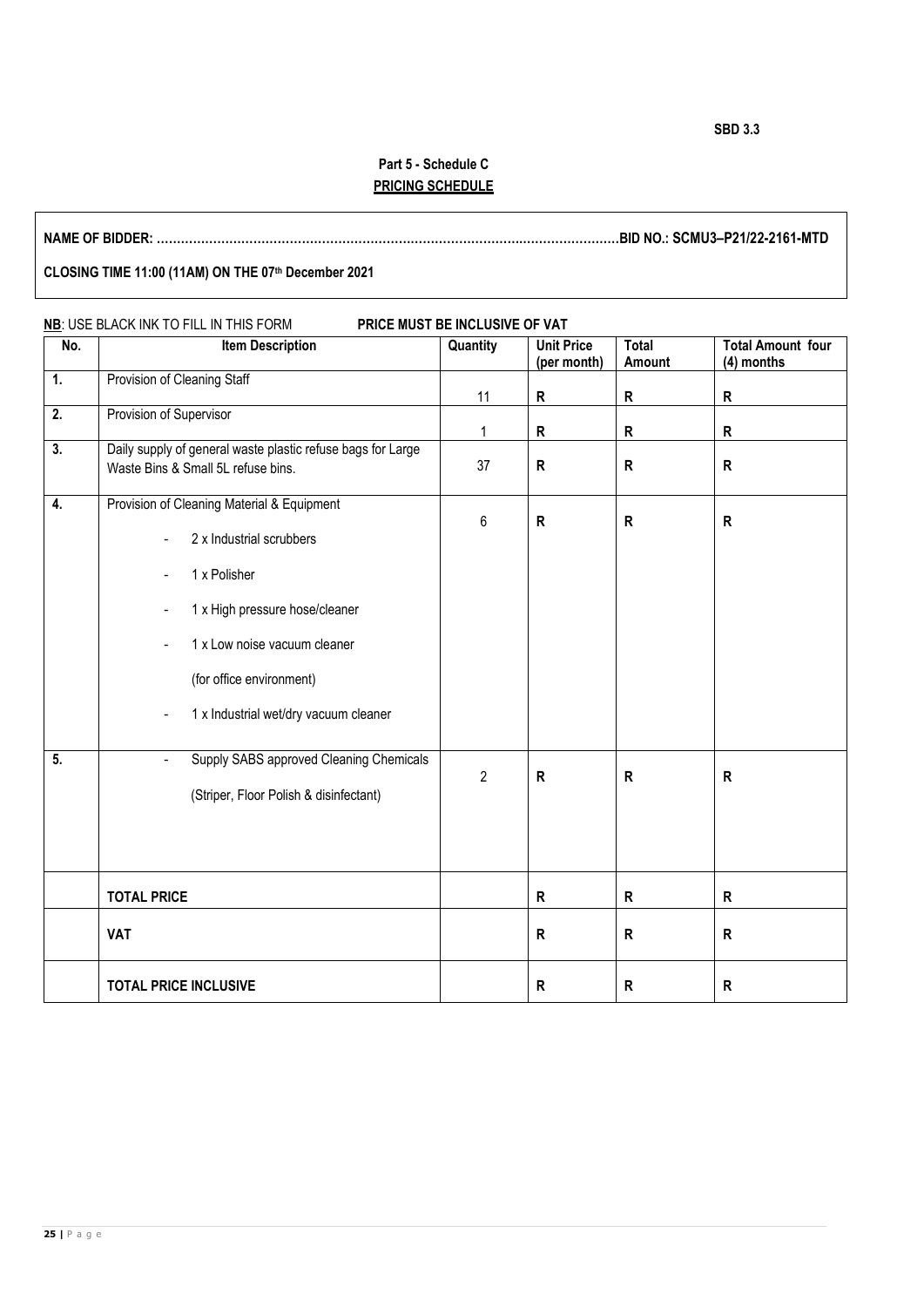**SBD 3.3**

## Part 5 - Schedule C
## PRICING SCHEDULE

**NAME OF BIDDER: ……………………………………………………………………………………………………BID NO.: SCMU3–P21/22-2161-MTD**

**CLOSING TIME 11:00 (11AM) ON THE 07th December 2021**

**NB**: USE BLACK INK TO FILL IN THIS FORM **PRICE MUST BE INCLUSIVE OF VAT**

| No. | Item Description | Quantity | Unit Price (per month) | Total Amount | Total Amount four (4) months |
|---|---|---|---|---|---|
| 1. | Provision of Cleaning Staff | 11 | R | R | R |
| 2. | Provision of Supervisor | 1 | R | R | R |
| 3. | Daily supply of general waste plastic refuse bags for Large Waste Bins & Small 5L refuse bins. | 37 | R | R | R |
| 4. | Provision of Cleaning Material & Equipment<br>- 2 x Industrial scrubbers<br>- 1 x Polisher<br>- 1 x High pressure hose/cleaner<br>- 1 x Low noise vacuum cleaner (for office environment)<br>- 1 x Industrial wet/dry vacuum cleaner | 6 | R | R | R |
| 5. | - Supply SABS approved Cleaning Chemicals (Striper, Floor Polish & disinfectant) | 2 | R | R | R |
| | **TOTAL PRICE** | | R | R | R |
| | **VAT** | | R | R | R |
| | **TOTAL PRICE INCLUSIVE** | | R | R | R |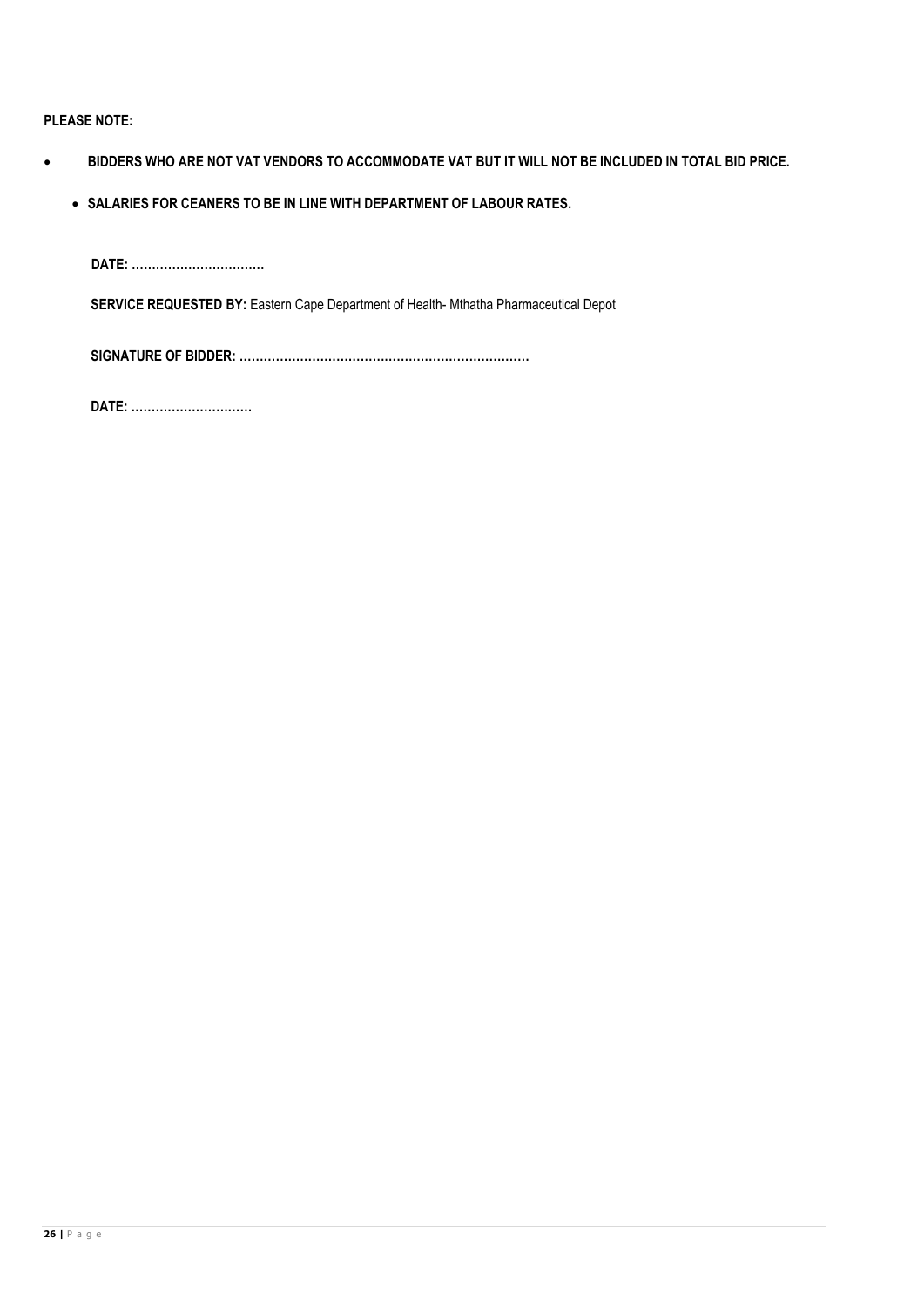**PLEASE NOTE:**

- **BIDDERS WHO ARE NOT VAT VENDORS TO ACCOMMODATE VAT BUT IT WILL NOT BE INCLUDED IN TOTAL BID PRICE.**
  - **SALARIES FOR CEANERS TO BE IN LINE WITH DEPARTMENT OF LABOUR RATES.**

**DATE: ……………………………**

**SERVICE REQUESTED BY:** Eastern Cape Department of Health- Mthatha Pharmaceutical Depot

**SIGNATURE OF BIDDER: ………………………………………………………………**

**DATE: …………………………**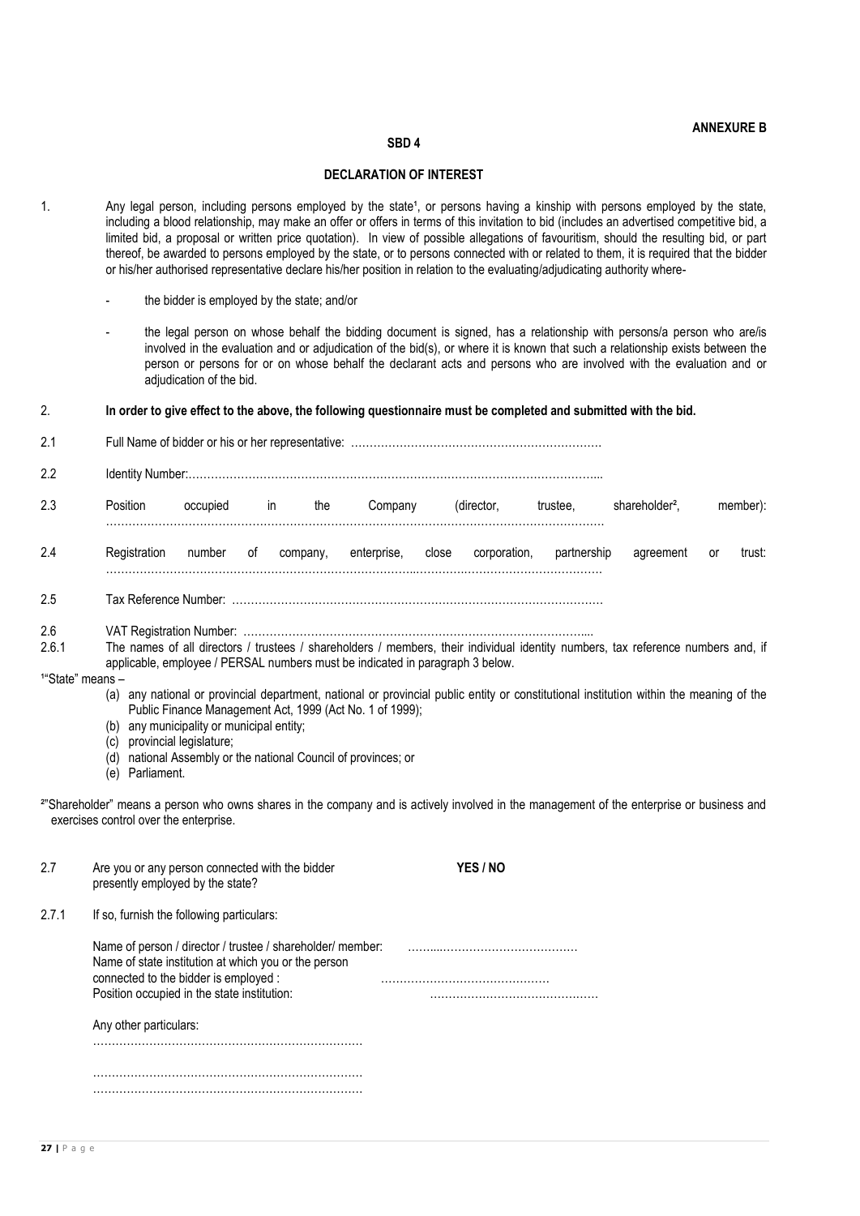**ANNEXURE B**

**SBD 4**

**DECLARATION OF INTEREST**

1. Any legal person, including persons employed by the state[1], or persons having a kinship with persons employed by the state, including a blood relationship, may make an offer or offers in terms of this invitation to bid (includes an advertised competitive bid, a limited bid, a proposal or written price quotation). In view of possible allegations of favouritism, should the resulting bid, or part thereof, be awarded to persons employed by the state, or to persons connected with or related to them, it is required that the bidder or his/her authorised representative declare his/her position in relation to the evaluating/adjudicating authority where-

   - the bidder is employed by the state; and/or
   - the legal person on whose behalf the bidding document is signed, has a relationship with persons/a person who are/is involved in the evaluation and or adjudication of the bid(s), or where it is known that such a relationship exists between the person or persons for or on whose behalf the declarant acts and persons who are involved with the evaluation and or adjudication of the bid.

2. **In order to give effect to the above, the following questionnaire must be completed and submitted with the bid.**

2.1 Full Name of bidder or his or her representative: …………………………………………………………

2.2 Identity Number:………………………………………………………………………………………………...

2.3 Position occupied in the Company (director, trustee, shareholder[2], member): ……………………………………………………………………………………………………………………

2.4 Registration number of company, enterprise, close corporation, partnership agreement or trust: ……………………………………………………………………………………………………………………

2.5 Tax Reference Number: ………………………………………………………………………………………

2.6 VAT Registration Number: ………………………………………………………………………………...

2.6.1 The names of all directors / trustees / shareholders / members, their individual identity numbers, tax reference numbers and, if applicable, employee / PERSAL numbers must be indicated in paragraph 3 below.

[1]"State" means –

(a) any national or provincial department, national or provincial public entity or constitutional institution within the meaning of the Public Finance Management Act, 1999 (Act No. 1 of 1999);
(b) any municipality or municipal entity;
(c) provincial legislature;
(d) national Assembly or the national Council of provinces; or
(e) Parliament.

[2]"Shareholder" means a person who owns shares in the company and is actively involved in the management of the enterprise or business and exercises control over the enterprise.

2.7 Are you or any person connected with the bidder presently employed by the state? **YES / NO**

2.7.1 If so, furnish the following particulars:

Name of person / director / trustee / shareholder/ member: ……..…………………………………
Name of state institution at which you or the person connected to the bidder is employed : ………………………………………
Position occupied in the state institution: ………………………………………

Any other particulars:
………………………………………………………………
………………………………………………………………
………………………………………………………………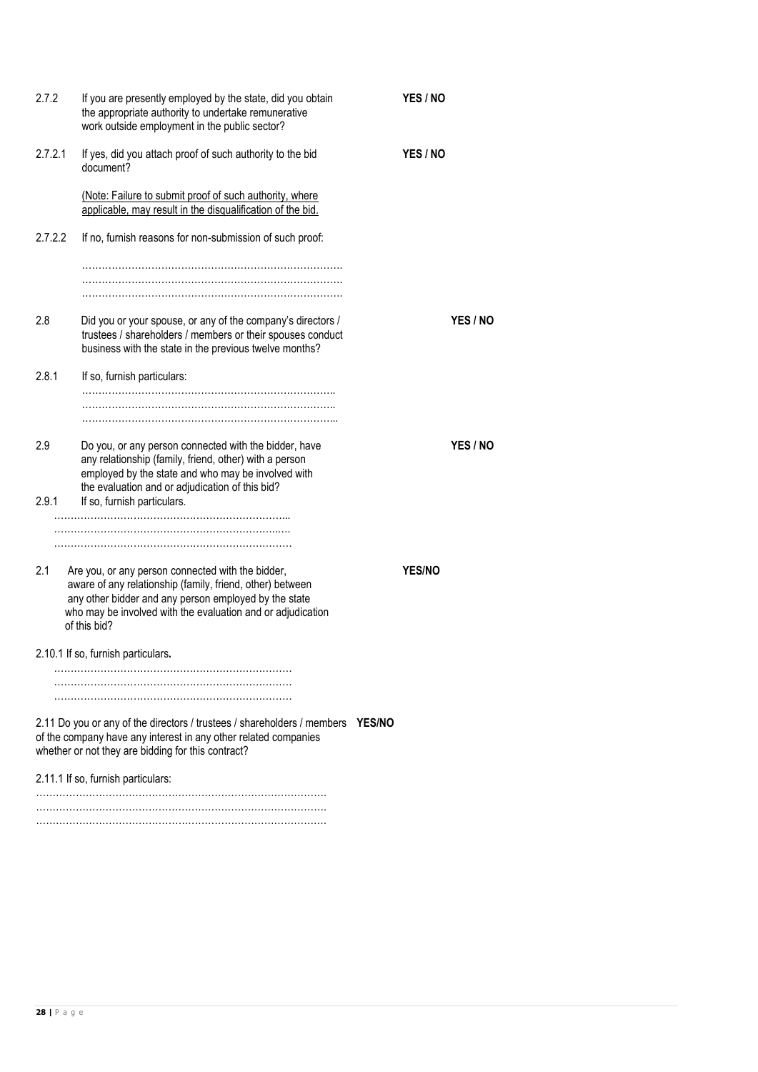2.7.2 If you are presently employed by the state, did you obtain the appropriate authority to undertake remunerative work outside employment in the public sector? **YES / NO**

2.7.2.1 If yes, did you attach proof of such authority to the bid document? **YES / NO**

(Note: Failure to submit proof of such authority, where applicable, may result in the disqualification of the bid.

2.7.2.2 If no, furnish reasons for non-submission of such proof:

…………………………………………………………………….
…………………………………………………………………….
…………………………………………………………………….

2.8 Did you or your spouse, or any of the company's directors / trustees / shareholders / members or their spouses conduct business with the state in the previous twelve months? **YES / NO**

2.8.1 If so, furnish particulars:

…………………………………………………………………..
…………………………………………………………………..
…………………………………………………………………...

2.9 Do you, or any person connected with the bidder, have any relationship (family, friend, other) with a person employed by the state and who may be involved with the evaluation and or adjudication of this bid? **YES / NO**

2.9.1 If so, furnish particulars.

……………………………………………………………...
…………………………………………………………..…
………………………………………………………………

2.1 Are you, or any person connected with the bidder, aware of any relationship (family, friend, other) between any other bidder and any person employed by the state who may be involved with the evaluation and or adjudication of this bid? **YES/NO**

2.10.1 If so, furnish particulars**.**

………………………………………………………………
………………………………………………………………
………………………………………………………………

2.11 Do you or any of the directors / trustees / shareholders / members of the company have any interest in any other related companies whether or not they are bidding for this contract? **YES/NO**

2.11.1 If so, furnish particulars:

…………………………………………………………………………….
…………………………………………………………………………….
…………………………………………………………………………….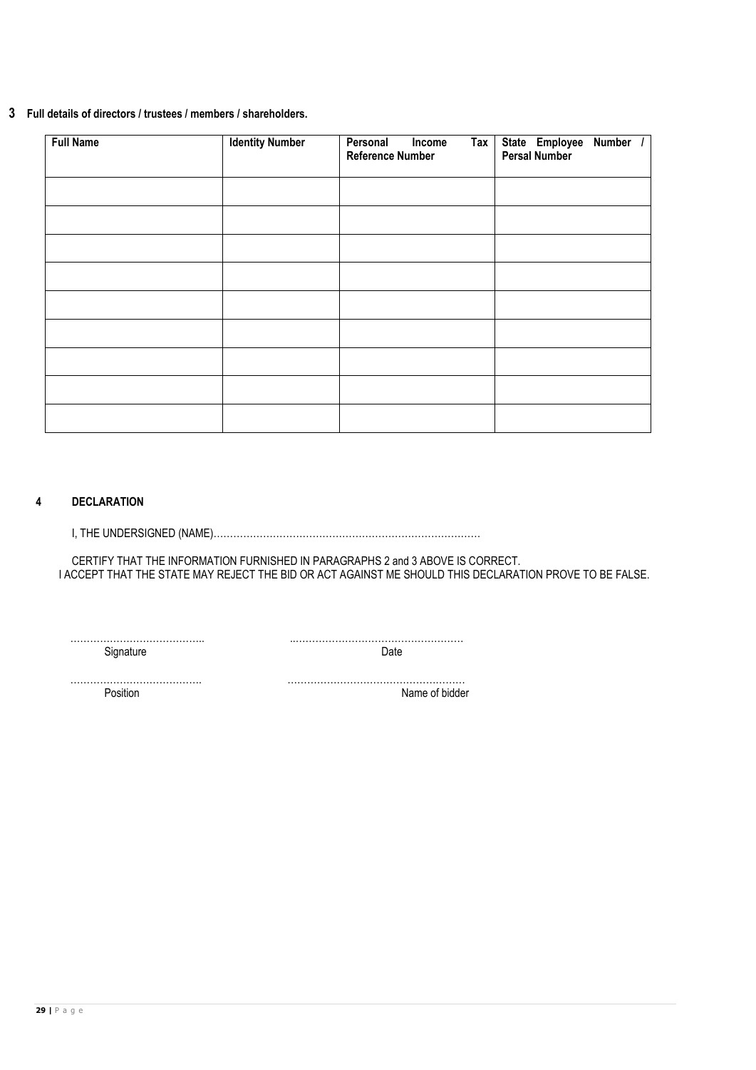## 3 Full details of directors / trustees / members / shareholders.

| Full Name | Identity Number | Personal Income Tax Reference Number | State Employee Number / Persal Number |
|---|---|---|---|
| | | | |
| | | | |
| | | | |
| | | | |
| | | | |
| | | | |
| | | | |
| | | | |
| | | | |

## 4 DECLARATION

I, THE UNDERSIGNED (NAME)……………………………………………………………………

CERTIFY THAT THE INFORMATION FURNISHED IN PARAGRAPHS 2 and 3 ABOVE IS CORRECT.
I ACCEPT THAT THE STATE MAY REJECT THE BID OR ACT AGAINST ME SHOULD THIS DECLARATION PROVE TO BE FALSE.

………………………………….. ……………………………………………
Signature Date

…………………………………. ………………………………………………
Position Name of bidder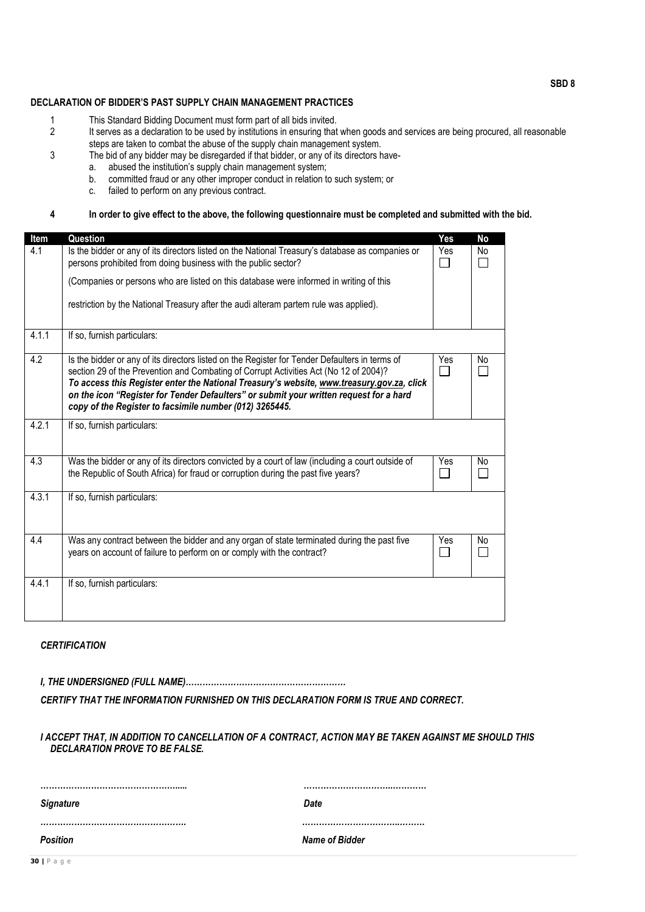SBD 8

## DECLARATION OF BIDDER'S PAST SUPPLY CHAIN MANAGEMENT PRACTICES

1. This Standard Bidding Document must form part of all bids invited.
2. It serves as a declaration to be used by institutions in ensuring that when goods and services are being procured, all reasonable steps are taken to combat the abuse of the supply chain management system.
3. The bid of any bidder may be disregarded if that bidder, or any of its directors have-
   a. abused the institution's supply chain management system;
   b. committed fraud or any other improper conduct in relation to such system; or
   c. failed to perform on any previous contract.

**4 In order to give effect to the above, the following questionnaire must be completed and submitted with the bid.**

| Item | Question | Yes | No |
|---|---|---|---|
| 4.1 | Is the bidder or any of its directors listed on the National Treasury's database as companies or persons prohibited from doing business with the public sector?<br><br>(Companies or persons who are listed on this database were informed in writing of this restriction by the National Treasury after the audi alteram partem rule was applied). | Yes ☐ | No ☐ |
| 4.1.1 | If so, furnish particulars: | | |
| 4.2 | Is the bidder or any of its directors listed on the Register for Tender Defaulters in terms of section 29 of the Prevention and Combating of Corrupt Activities Act (No 12 of 2004)? ***To access this Register enter the National Treasury's website, www.treasury.gov.za, click on the icon "Register for Tender Defaulters" or submit your written request for a hard copy of the Register to facsimile number (012) 3265445.*** | Yes ☐ | No ☐ |
| 4.2.1 | If so, furnish particulars: | | |
| 4.3 | Was the bidder or any of its directors convicted by a court of law (including a court outside of the Republic of South Africa) for fraud or corruption during the past five years? | Yes ☐ | No ☐ |
| 4.3.1 | If so, furnish particulars: | | |
| 4.4 | Was any contract between the bidder and any organ of state terminated during the past five years on account of failure to perform on or comply with the contract? | Yes ☐ | No ☐ |
| 4.4.1 | If so, furnish particulars: | | |

***CERTIFICATION***

***I, THE UNDERSIGNED (FULL NAME)…………………………………………………***

***CERTIFY THAT THE INFORMATION FURNISHED ON THIS DECLARATION FORM IS TRUE AND CORRECT.***

***I ACCEPT THAT, IN ADDITION TO CANCELLATION OF A CONTRACT, ACTION MAY BE TAKEN AGAINST ME SHOULD THIS DECLARATION PROVE TO BE FALSE.***

…………………………………………..... &nbsp;&nbsp;&nbsp;&nbsp;&nbsp;&nbsp;&nbsp;&nbsp; ………………………..…………

***Signature*** &nbsp;&nbsp;&nbsp;&nbsp;&nbsp;&nbsp;&nbsp;&nbsp; ***Date***

……………………………………………. &nbsp;&nbsp;&nbsp;&nbsp;&nbsp;&nbsp;&nbsp;&nbsp; ……………………………..………

***Position*** &nbsp;&nbsp;&nbsp;&nbsp;&nbsp;&nbsp;&nbsp;&nbsp; ***Name of Bidder***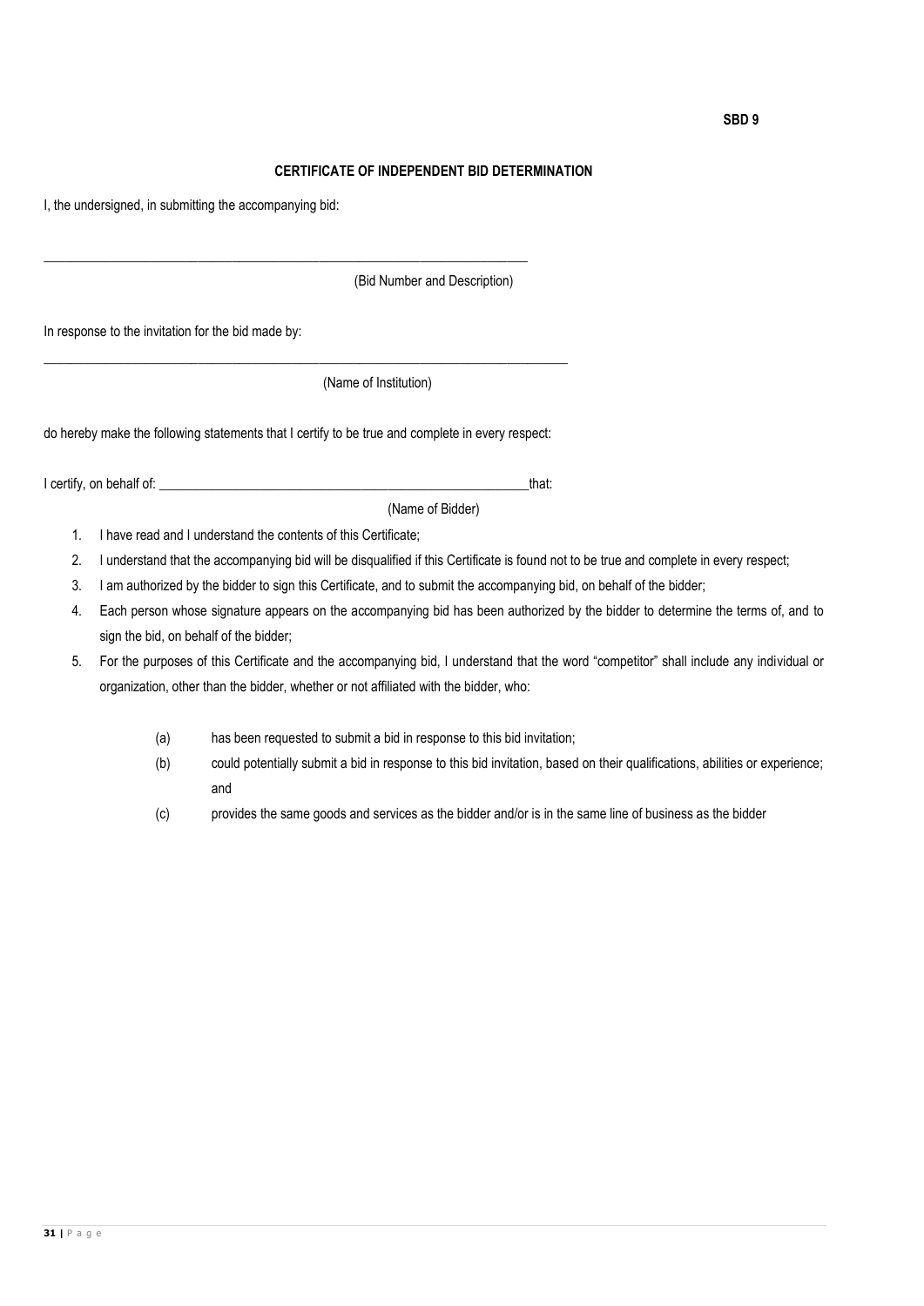SBD 9

**CERTIFICATE OF INDEPENDENT BID DETERMINATION**

I, the undersigned, in submitting the accompanying bid:

\_\_\_\_\_\_\_\_\_\_\_\_\_\_\_\_\_\_\_\_\_\_\_\_\_\_\_\_\_\_\_\_\_\_\_\_\_\_\_\_\_\_\_\_\_\_\_\_\_\_\_\_\_\_\_\_\_\_\_\_\_\_\_\_\_\_\_\_\_\_\_\_\_\_\_\_

(Bid Number and Description)

In response to the invitation for the bid made by:

\_\_\_\_\_\_\_\_\_\_\_\_\_\_\_\_\_\_\_\_\_\_\_\_\_\_\_\_\_\_\_\_\_\_\_\_\_\_\_\_\_\_\_\_\_\_\_\_\_\_\_\_\_\_\_\_\_\_\_\_\_\_\_\_\_\_\_\_\_\_\_\_\_\_\_\_\_\_\_\_

(Name of Institution)

do hereby make the following statements that I certify to be true and complete in every respect:

I certify, on behalf of: \_\_\_\_\_\_\_\_\_\_\_\_\_\_\_\_\_\_\_\_\_\_\_\_\_\_\_\_\_\_\_\_\_\_\_\_\_\_\_\_\_\_\_\_\_\_\_\_\_\_\_\_\_\_\_\_that:

(Name of Bidder)

1. I have read and I understand the contents of this Certificate;
2. I understand that the accompanying bid will be disqualified if this Certificate is found not to be true and complete in every respect;
3. I am authorized by the bidder to sign this Certificate, and to submit the accompanying bid, on behalf of the bidder;
4. Each person whose signature appears on the accompanying bid has been authorized by the bidder to determine the terms of, and to sign the bid, on behalf of the bidder;
5. For the purposes of this Certificate and the accompanying bid, I understand that the word "competitor" shall include any individual or organization, other than the bidder, whether or not affiliated with the bidder, who:

   (a) has been requested to submit a bid in response to this bid invitation;

   (b) could potentially submit a bid in response to this bid invitation, based on their qualifications, abilities or experience; and

   (c) provides the same goods and services as the bidder and/or is in the same line of business as the bidder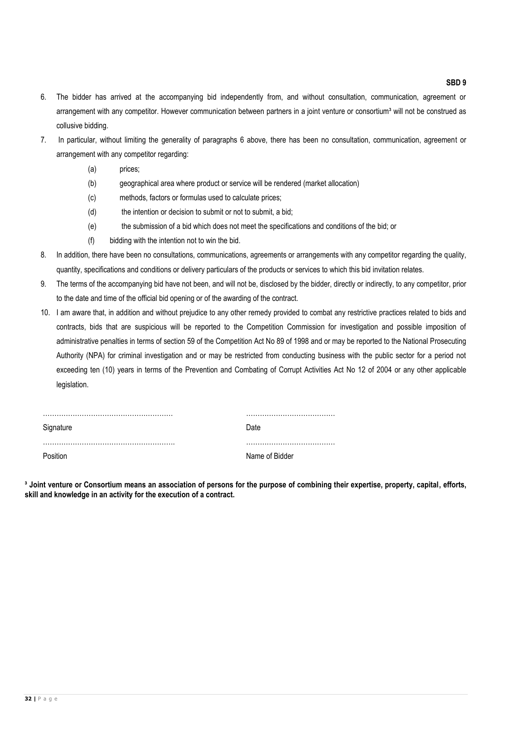**SBD 9**

6. The bidder has arrived at the accompanying bid independently from, and without consultation, communication, agreement or arrangement with any competitor. However communication between partners in a joint venture or consortium[3] will not be construed as collusive bidding.

7. In particular, without limiting the generality of paragraphs 6 above, there has been no consultation, communication, agreement or arrangement with any competitor regarding:

    (a) prices;

    (b) geographical area where product or service will be rendered (market allocation)

    (c) methods, factors or formulas used to calculate prices;

    (d) the intention or decision to submit or not to submit, a bid;

    (e) the submission of a bid which does not meet the specifications and conditions of the bid; or

    (f) bidding with the intention not to win the bid.

8. In addition, there have been no consultations, communications, agreements or arrangements with any competitor regarding the quality, quantity, specifications and conditions or delivery particulars of the products or services to which this bid invitation relates.

9. The terms of the accompanying bid have not been, and will not be, disclosed by the bidder, directly or indirectly, to any competitor, prior to the date and time of the official bid opening or of the awarding of the contract.

10. I am aware that, in addition and without prejudice to any other remedy provided to combat any restrictive practices related to bids and contracts, bids that are suspicious will be reported to the Competition Commission for investigation and possible imposition of administrative penalties in terms of section 59 of the Competition Act No 89 of 1998 and or may be reported to the National Prosecuting Authority (NPA) for criminal investigation and or may be restricted from conducting business with the public sector for a period not exceeding ten (10) years in terms of the Prevention and Combating of Corrupt Activities Act No 12 of 2004 or any other applicable legislation.

………………………………………………… ………………………………
Signature Date

………………………………………………… ………………………………
Position Name of Bidder

**[3] Joint venture or Consortium means an association of persons for the purpose of combining their expertise, property, capital, efforts, skill and knowledge in an activity for the execution of a contract.**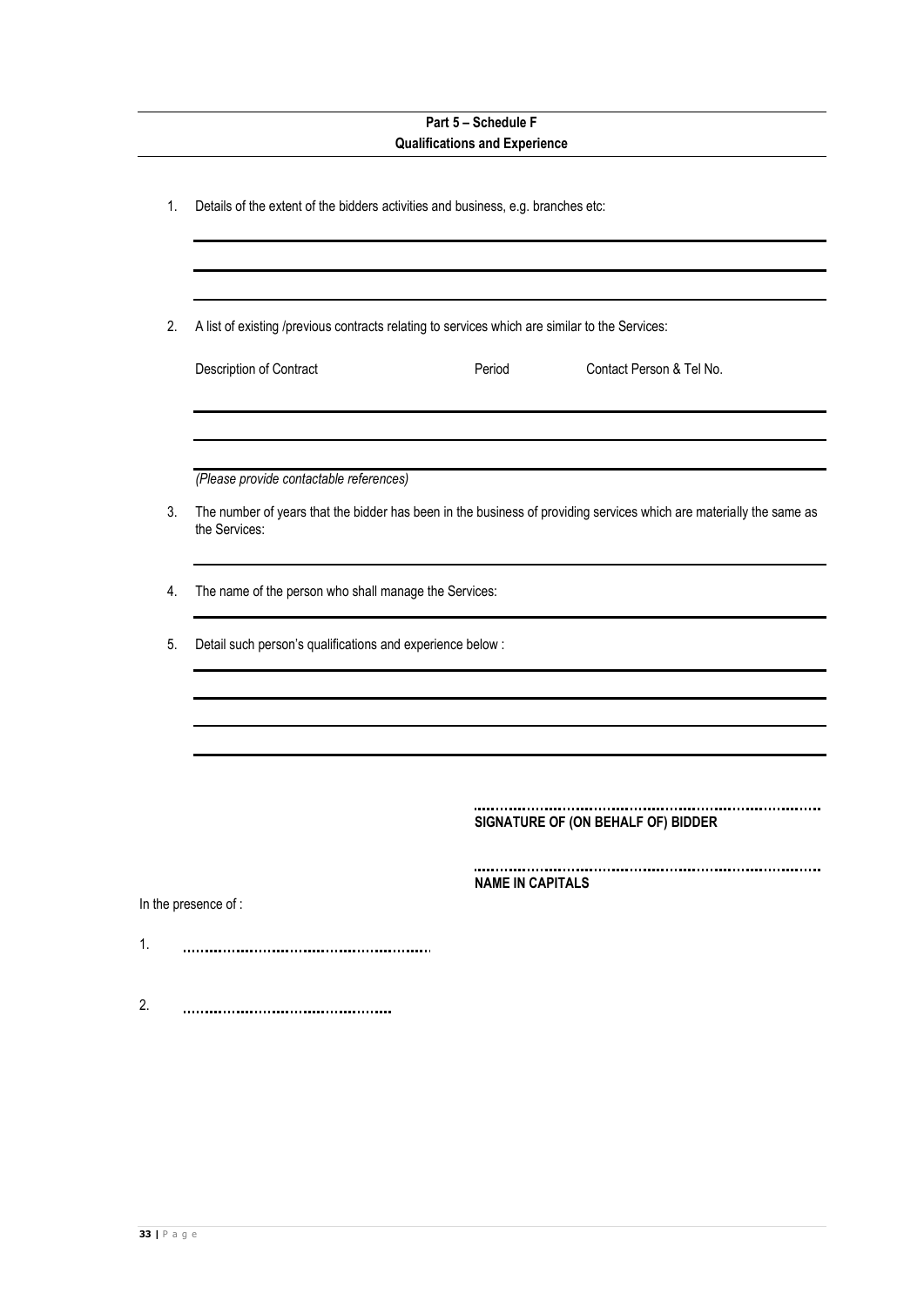## Part 5 – Schedule F
## Qualifications and Experience

1. Details of the extent of the bidders activities and business, e.g. branches etc:

___

___

___

2. A list of existing /previous contracts relating to services which are similar to the Services:

| Description of Contract | Period | Contact Person & Tel No. |
|---|---|---|
| | | |
| | | |
| | | |

*(Please provide contactable references)*

3. The number of years that the bidder has been in the business of providing services which are materially the same as the Services:

___

4. The name of the person who shall manage the Services:

___

5. Detail such person's qualifications and experience below :

___

___

___

___

……………………………………………………………………
**SIGNATURE OF (ON BEHALF OF) BIDDER**

……………………………………………………………………
**NAME IN CAPITALS**

In the presence of :

1. ……………………………………………………

2. ……………………………………………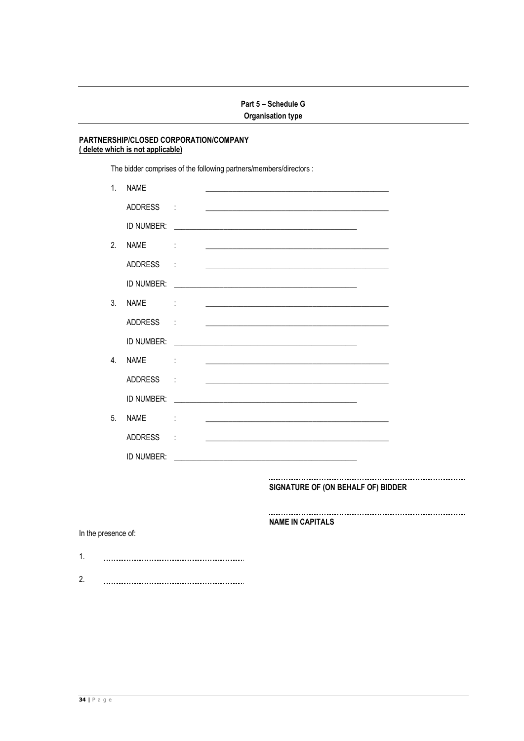## Part 5 – Schedule G
## Organisation type

**<u>PARTNERSHIP/CLOSED CORPORATION/COMPANY</u>**
**<u>( delete which is not applicable)</u>**

The bidder comprises of the following partners/members/directors :

1. NAME ________________________________________________

   ADDRESS : ________________________________________________

   ID NUMBER: ________________________________________________

2. NAME : ________________________________________________

   ADDRESS : ________________________________________________

   ID NUMBER: ________________________________________________

3. NAME : ________________________________________________

   ADDRESS : ________________________________________________

   ID NUMBER: ________________________________________________

4. NAME : ________________________________________________

   ADDRESS : ________________________________________________

   ID NUMBER: ________________________________________________

5. NAME : ________________________________________________

   ADDRESS : ________________________________________________

   ID NUMBER: ________________________________________________

..................................................................................
**SIGNATURE OF (ON BEHALF OF) BIDDER**

..................................................................................
**NAME IN CAPITALS**

In the presence of:

1. ......................................................

2. ......................................................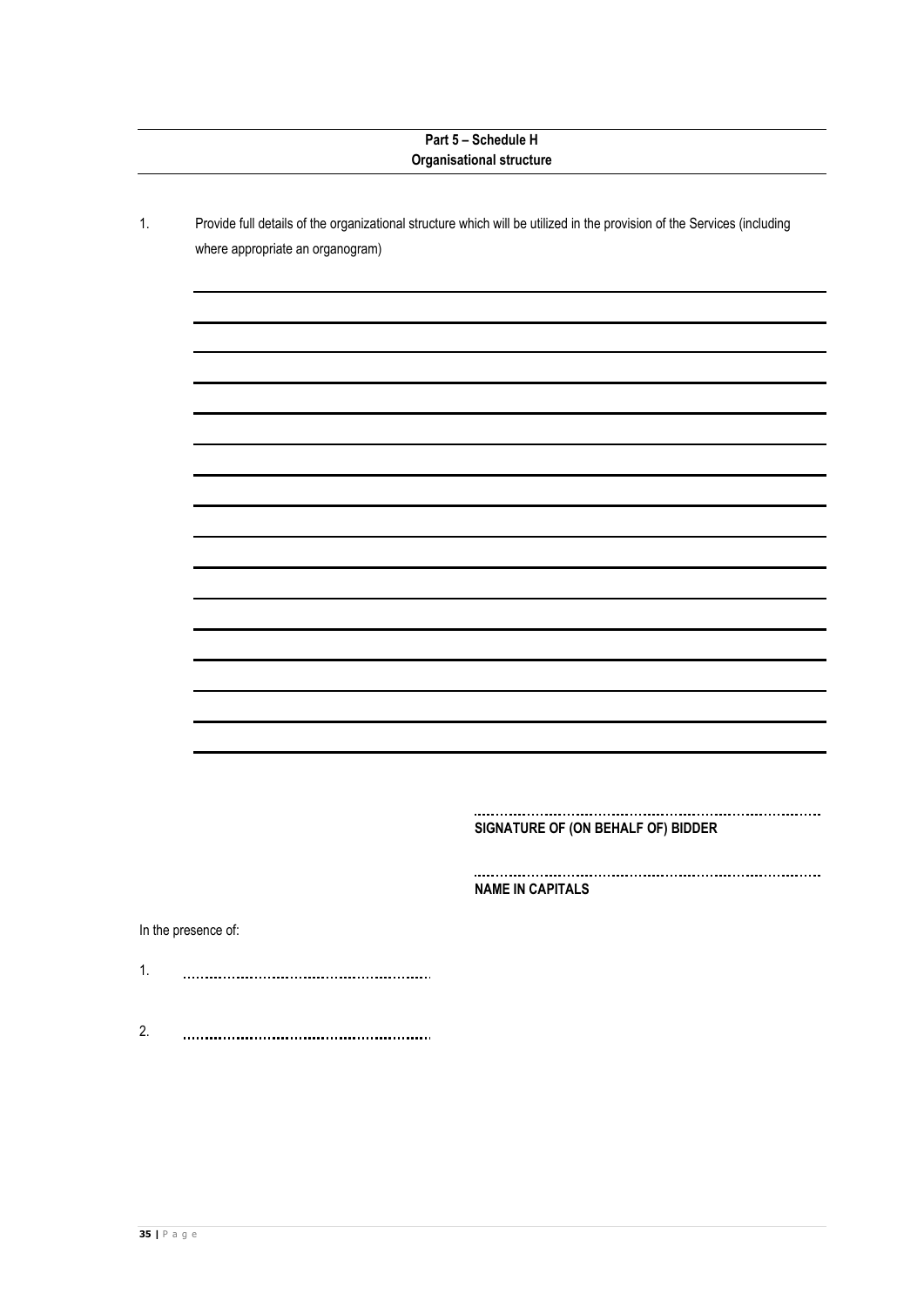**Part 5 – Schedule H**
**Organisational structure**

1. Provide full details of the organizational structure which will be utilized in the provision of the Services (including where appropriate an organogram)

.................................................................................
**SIGNATURE OF (ON BEHALF OF) BIDDER**

.................................................................................
**NAME IN CAPITALS**

In the presence of:

1. ..........................................................

2. ..........................................................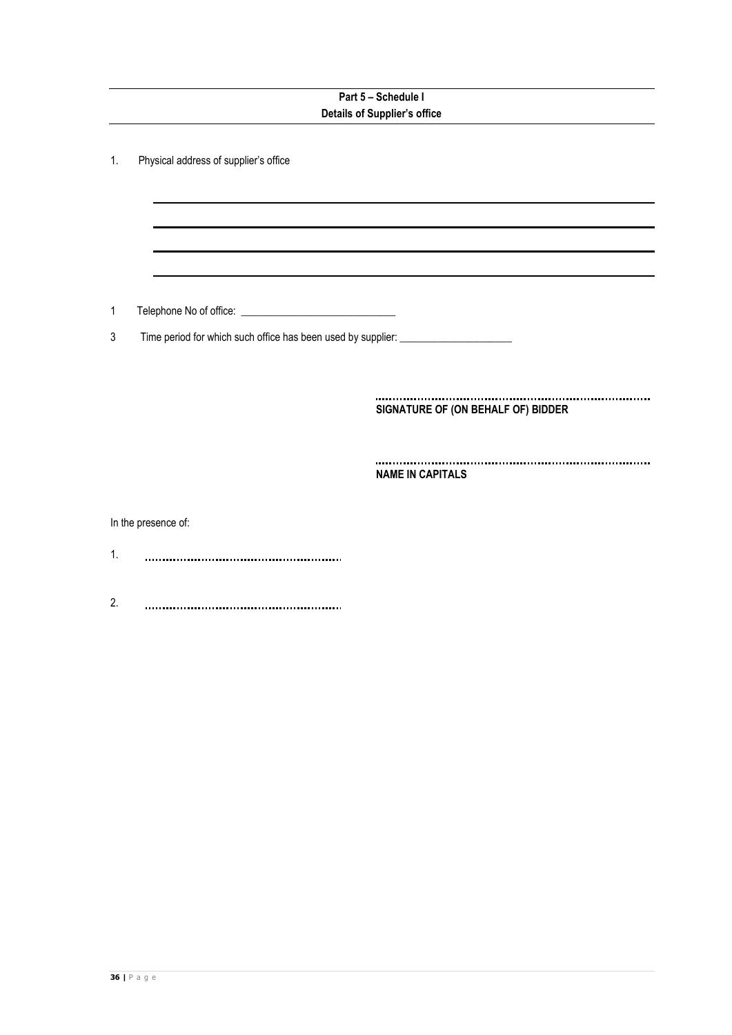## Part 5 – Schedule I
## Details of Supplier's office

1. Physical address of supplier's office

\_\_\_\_\_\_\_\_\_\_\_\_\_\_\_\_\_\_\_\_\_\_\_\_\_\_\_\_\_\_\_\_\_\_\_\_\_\_\_\_\_\_\_\_\_\_\_\_\_\_\_\_\_\_\_\_\_\_\_\_

\_\_\_\_\_\_\_\_\_\_\_\_\_\_\_\_\_\_\_\_\_\_\_\_\_\_\_\_\_\_\_\_\_\_\_\_\_\_\_\_\_\_\_\_\_\_\_\_\_\_\_\_\_\_\_\_\_\_\_\_

\_\_\_\_\_\_\_\_\_\_\_\_\_\_\_\_\_\_\_\_\_\_\_\_\_\_\_\_\_\_\_\_\_\_\_\_\_\_\_\_\_\_\_\_\_\_\_\_\_\_\_\_\_\_\_\_\_\_\_\_

\_\_\_\_\_\_\_\_\_\_\_\_\_\_\_\_\_\_\_\_\_\_\_\_\_\_\_\_\_\_\_\_\_\_\_\_\_\_\_\_\_\_\_\_\_\_\_\_\_\_\_\_\_\_\_\_\_\_\_\_

1 Telephone No of office: \_\_\_\_\_\_\_\_\_\_\_\_\_\_\_\_\_\_\_\_\_\_\_\_\_\_\_\_\_\_

3 Time period for which such office has been used by supplier: \_\_\_\_\_\_\_\_\_\_\_\_\_\_\_\_\_\_\_\_\_\_

..............................................................................
**SIGNATURE OF (ON BEHALF OF) BIDDER**

..............................................................................
**NAME IN CAPITALS**

In the presence of:

1. ..........................................................

2. ..........................................................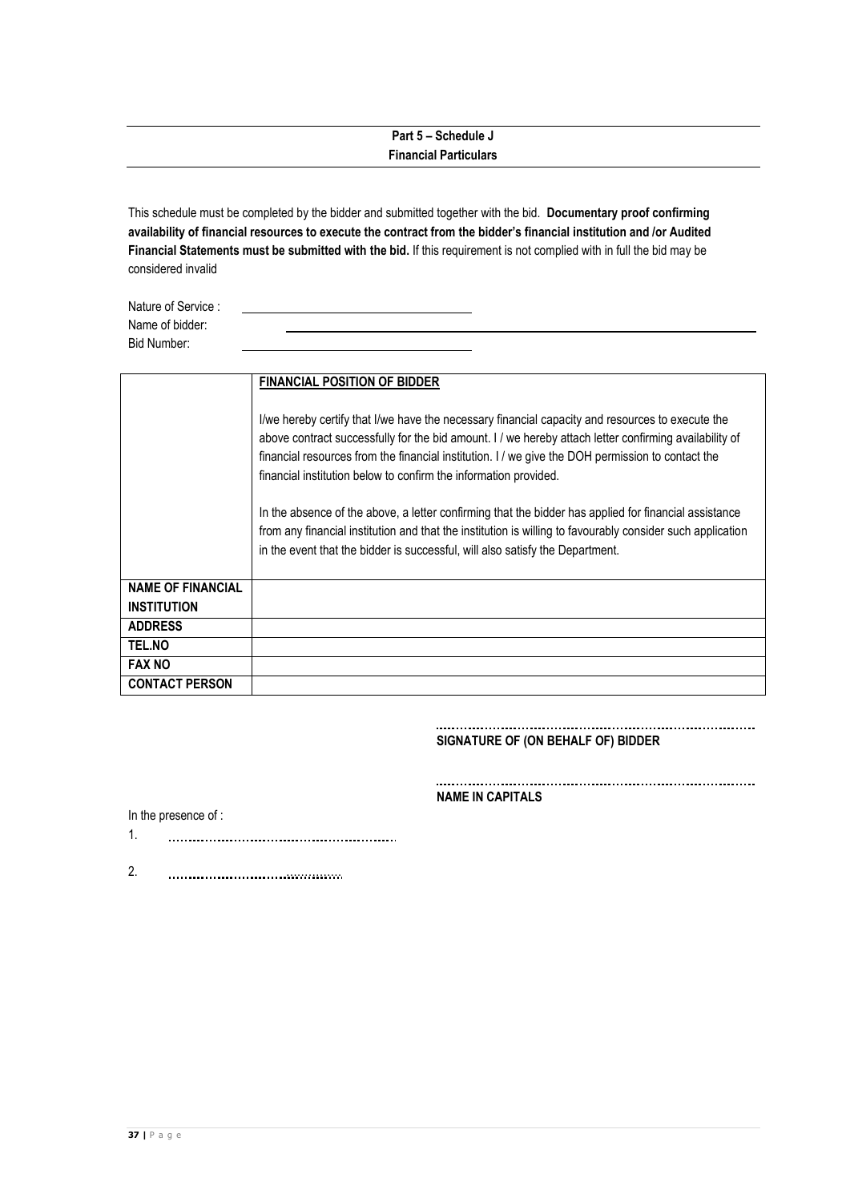## Part 5 – Schedule J
## Financial Particulars

This schedule must be completed by the bidder and submitted together with the bid. **Documentary proof confirming availability of financial resources to execute the contract from the bidder's financial institution and /or Audited Financial Statements must be submitted with the bid.** If this requirement is not complied with in full the bid may be considered invalid

Nature of Service : ________________________________

Name of bidder: ________________________________________________

Bid Number: ________________________________

| | **FINANCIAL POSITION OF BIDDER**<br><br>I/we hereby certify that I/we have the necessary financial capacity and resources to execute the above contract successfully for the bid amount. I / we hereby attach letter confirming availability of financial resources from the financial institution. I / we give the DOH permission to contact the financial institution below to confirm the information provided.<br><br>In the absence of the above, a letter confirming that the bidder has applied for financial assistance from any financial institution and that the institution is willing to favourably consider such application in the event that the bidder is successful, will also satisfy the Department. |
|---|---|
| **NAME OF FINANCIAL INSTITUTION** | |
| **ADDRESS** | |
| **TEL.NO** | |
| **FAX NO** | |
| **CONTACT PERSON** | |

..........................................................................

**SIGNATURE OF (ON BEHALF OF) BIDDER**

..........................................................................

**NAME IN CAPITALS**

In the presence of :

1. ..........................................................

2. ..........................................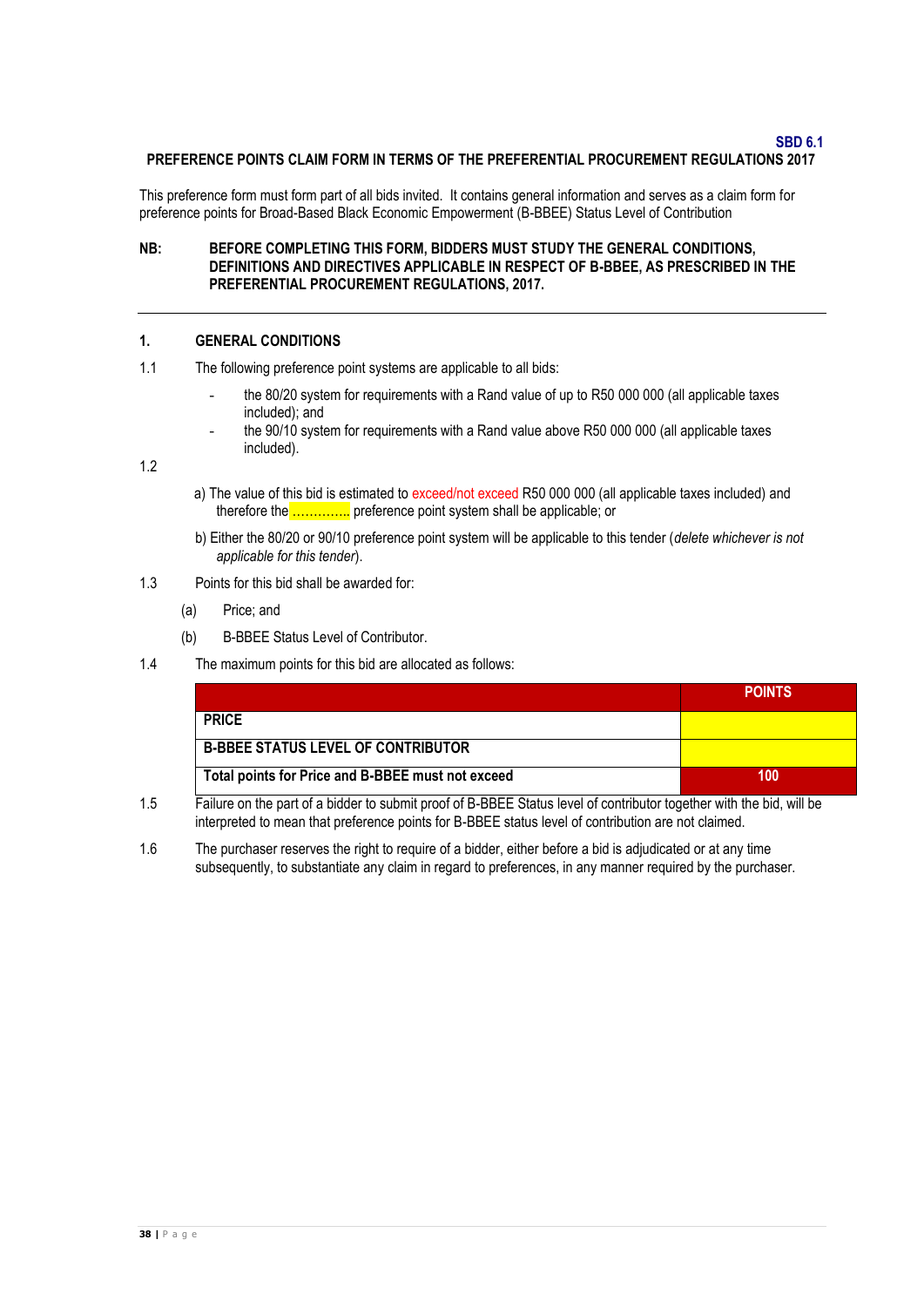**SBD 6.1**

**PREFERENCE POINTS CLAIM FORM IN TERMS OF THE PREFERENTIAL PROCUREMENT REGULATIONS 2017**

This preference form must form part of all bids invited. It contains general information and serves as a claim form for preference points for Broad-Based Black Economic Empowerment (B-BBEE) Status Level of Contribution

**NB: BEFORE COMPLETING THIS FORM, BIDDERS MUST STUDY THE GENERAL CONDITIONS, DEFINITIONS AND DIRECTIVES APPLICABLE IN RESPECT OF B-BBEE, AS PRESCRIBED IN THE PREFERENTIAL PROCUREMENT REGULATIONS, 2017.**

---

## 1. GENERAL CONDITIONS

1.1 The following preference point systems are applicable to all bids:

- the 80/20 system for requirements with a Rand value of up to R50 000 000 (all applicable taxes included); and
- the 90/10 system for requirements with a Rand value above R50 000 000 (all applicable taxes included).

1.2

a) The value of this bid is estimated to exceed/not exceed R50 000 000 (all applicable taxes included) and therefore the ………….. preference point system shall be applicable; or

b) Either the 80/20 or 90/10 preference point system will be applicable to this tender (*delete whichever is not applicable for this tender*).

1.3 Points for this bid shall be awarded for:

(a) Price; and

(b) B-BBEE Status Level of Contributor.

1.4 The maximum points for this bid are allocated as follows:

| | **POINTS** |
|---|---|
| **PRICE** | |
| **B-BBEE STATUS LEVEL OF CONTRIBUTOR** | |
| **Total points for Price and B-BBEE must not exceed** | **100** |

1.5 Failure on the part of a bidder to submit proof of B-BBEE Status level of contributor together with the bid, will be interpreted to mean that preference points for B-BBEE status level of contribution are not claimed.

1.6 The purchaser reserves the right to require of a bidder, either before a bid is adjudicated or at any time subsequently, to substantiate any claim in regard to preferences, in any manner required by the purchaser.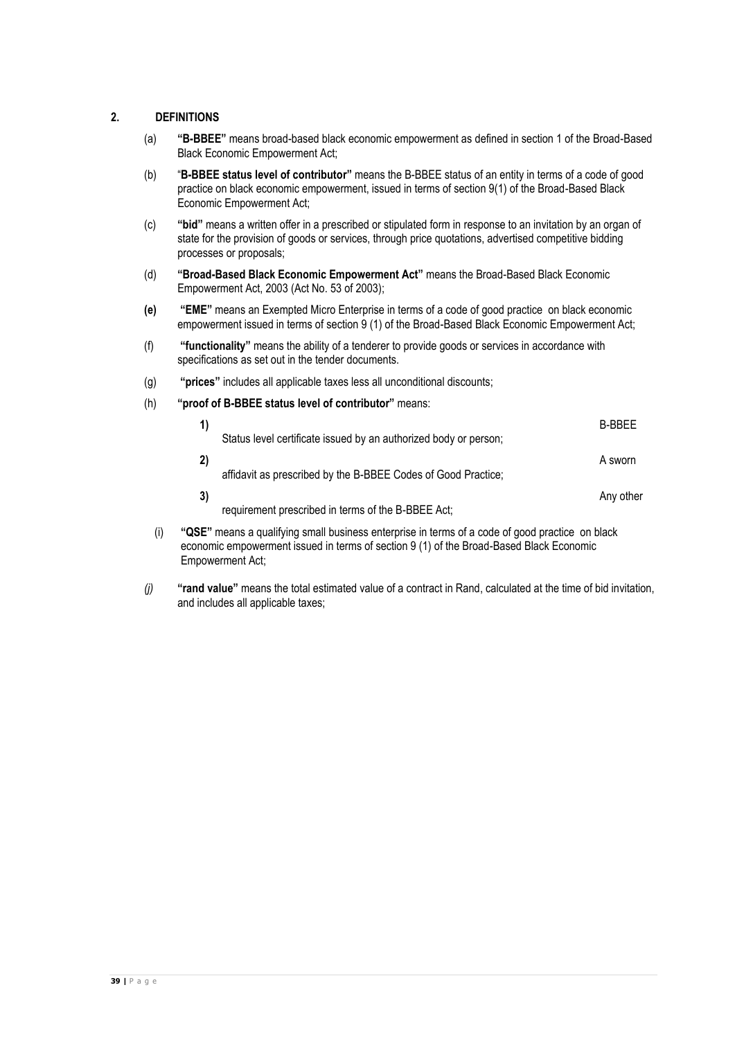## 2. DEFINITIONS

(a) **"B-BBEE"** means broad-based black economic empowerment as defined in section 1 of the Broad-Based Black Economic Empowerment Act;

(b) "**B-BBEE status level of contributor"** means the B-BBEE status of an entity in terms of a code of good practice on black economic empowerment, issued in terms of section 9(1) of the Broad-Based Black Economic Empowerment Act;

(c) **"bid"** means a written offer in a prescribed or stipulated form in response to an invitation by an organ of state for the provision of goods or services, through price quotations, advertised competitive bidding processes or proposals;

(d) **"Broad-Based Black Economic Empowerment Act"** means the Broad-Based Black Economic Empowerment Act, 2003 (Act No. 53 of 2003);

**(e)** **"EME"** means an Exempted Micro Enterprise in terms of a code of good practice on black economic empowerment issued in terms of section 9 (1) of the Broad-Based Black Economic Empowerment Act;

(f) **"functionality"** means the ability of a tenderer to provide goods or services in accordance with specifications as set out in the tender documents.

(g) **"prices"** includes all applicable taxes less all unconditional discounts;

(h) **"proof of B-BBEE status level of contributor"** means:

**1)** B-BBEE Status level certificate issued by an authorized body or person;

**2)** A sworn affidavit as prescribed by the B-BBEE Codes of Good Practice;

**3)** Any other requirement prescribed in terms of the B-BBEE Act;

(i) **"QSE"** means a qualifying small business enterprise in terms of a code of good practice on black economic empowerment issued in terms of section 9 (1) of the Broad-Based Black Economic Empowerment Act;

*(j)* **"rand value"** means the total estimated value of a contract in Rand, calculated at the time of bid invitation, and includes all applicable taxes;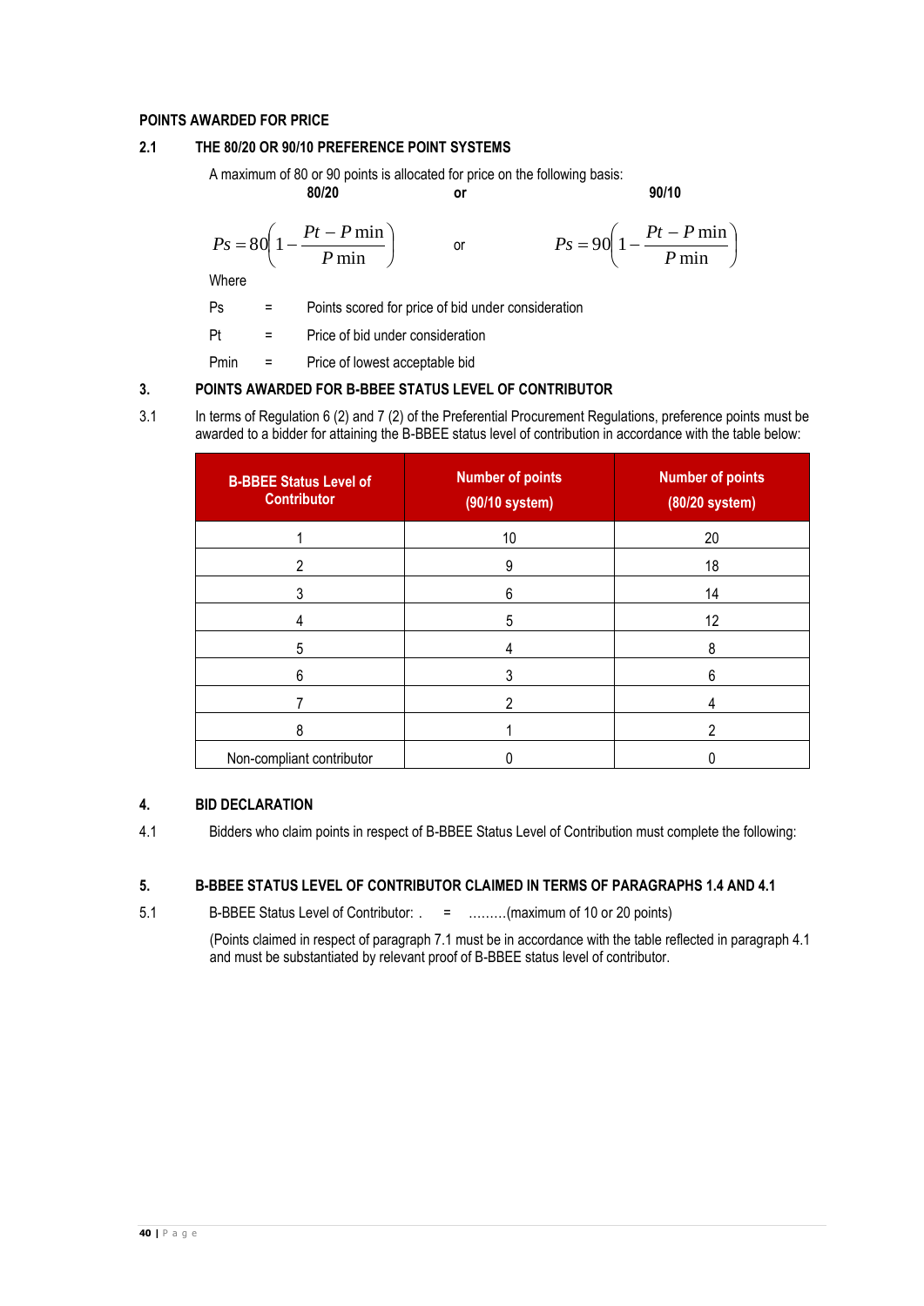**POINTS AWARDED FOR PRICE**

## 2.1 THE 80/20 OR 90/10 PREFERENCE POINT SYSTEMS

A maximum of 80 or 90 points is allocated for price on the following basis:

**80/20** **or** **90/10**

$$Ps = 80\left(1 - \frac{Pt - P\min}{P\min}\right) \quad \text{or} \quad Ps = 90\left(1 - \frac{Pt - P\min}{P\min}\right)$$

Where

Ps = Points scored for price of bid under consideration

Pt = Price of bid under consideration

Pmin = Price of lowest acceptable bid

## 3. POINTS AWARDED FOR B-BBEE STATUS LEVEL OF CONTRIBUTOR

3.1 In terms of Regulation 6 (2) and 7 (2) of the Preferential Procurement Regulations, preference points must be awarded to a bidder for attaining the B-BBEE status level of contribution in accordance with the table below:

| B-BBEE Status Level of Contributor | Number of points (90/10 system) | Number of points (80/20 system) |
|---|---|---|
| 1 | 10 | 20 |
| 2 | 9 | 18 |
| 3 | 6 | 14 |
| 4 | 5 | 12 |
| 5 | 4 | 8 |
| 6 | 3 | 6 |
| 7 | 2 | 4 |
| 8 | 1 | 2 |
| Non-compliant contributor | 0 | 0 |

## 4. BID DECLARATION

4.1 Bidders who claim points in respect of B-BBEE Status Level of Contribution must complete the following:

## 5. B-BBEE STATUS LEVEL OF CONTRIBUTOR CLAIMED IN TERMS OF PARAGRAPHS 1.4 AND 4.1

5.1 B-BBEE Status Level of Contributor: . = ………(maximum of 10 or 20 points)

(Points claimed in respect of paragraph 7.1 must be in accordance with the table reflected in paragraph 4.1 and must be substantiated by relevant proof of B-BBEE status level of contributor.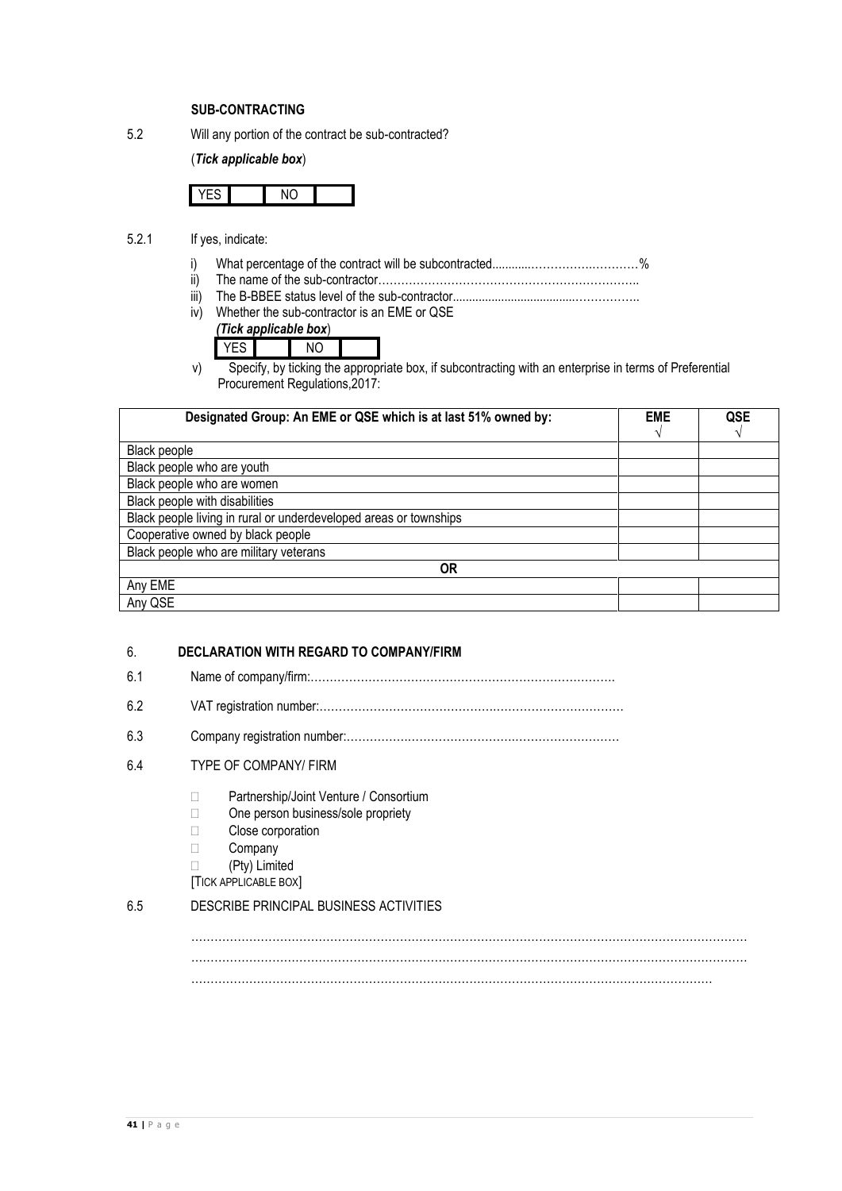**SUB-CONTRACTING**

5.2 Will any portion of the contract be sub-contracted?

(***Tick applicable box***)

| YES | | NO | |
|---|---|---|---|

5.2.1 If yes, indicate:

i) What percentage of the contract will be subcontracted............…………….…………%

ii) The name of the sub-contractor…………………………………………………………..

iii) The B-BBEE status level of the sub-contractor......................................……………..

iv) Whether the sub-contractor is an EME or QSE

***(Tick applicable box***)

| YES | | NO | |
|---|---|---|---|

v) Specify, by ticking the appropriate box, if subcontracting with an enterprise in terms of Preferential Procurement Regulations,2017:

| Designated Group: An EME or QSE which is at last 51% owned by: | EME √ | QSE √ |
|---|---|---|
| Black people | | |
| Black people who are youth | | |
| Black people who are women | | |
| Black people with disabilities | | |
| Black people living in rural or underdeveloped areas or townships | | |
| Cooperative owned by black people | | |
| Black people who are military veterans | | |
| **OR** | | |
| Any EME | | |
| Any QSE | | |

## 6. DECLARATION WITH REGARD TO COMPANY/FIRM

6.1 Name of company/firm:…………………………………………………………………….

6.2 VAT registration number:……………………………………….…………………………

6.3 Company registration number:…………….……………………….…………………….

6.4 TYPE OF COMPANY/ FIRM

- ☐ Partnership/Joint Venture / Consortium
- ☐ One person business/sole propriety
- ☐ Close corporation
- ☐ Company
- ☐ (Pty) Limited

[TICK APPLICABLE BOX]

6.5 DESCRIBE PRINCIPAL BUSINESS ACTIVITIES

……………………………………………………………………………………………………………………………
……………………………………………………………………………………………………………………………
…………………………………………………………………………………………………………………………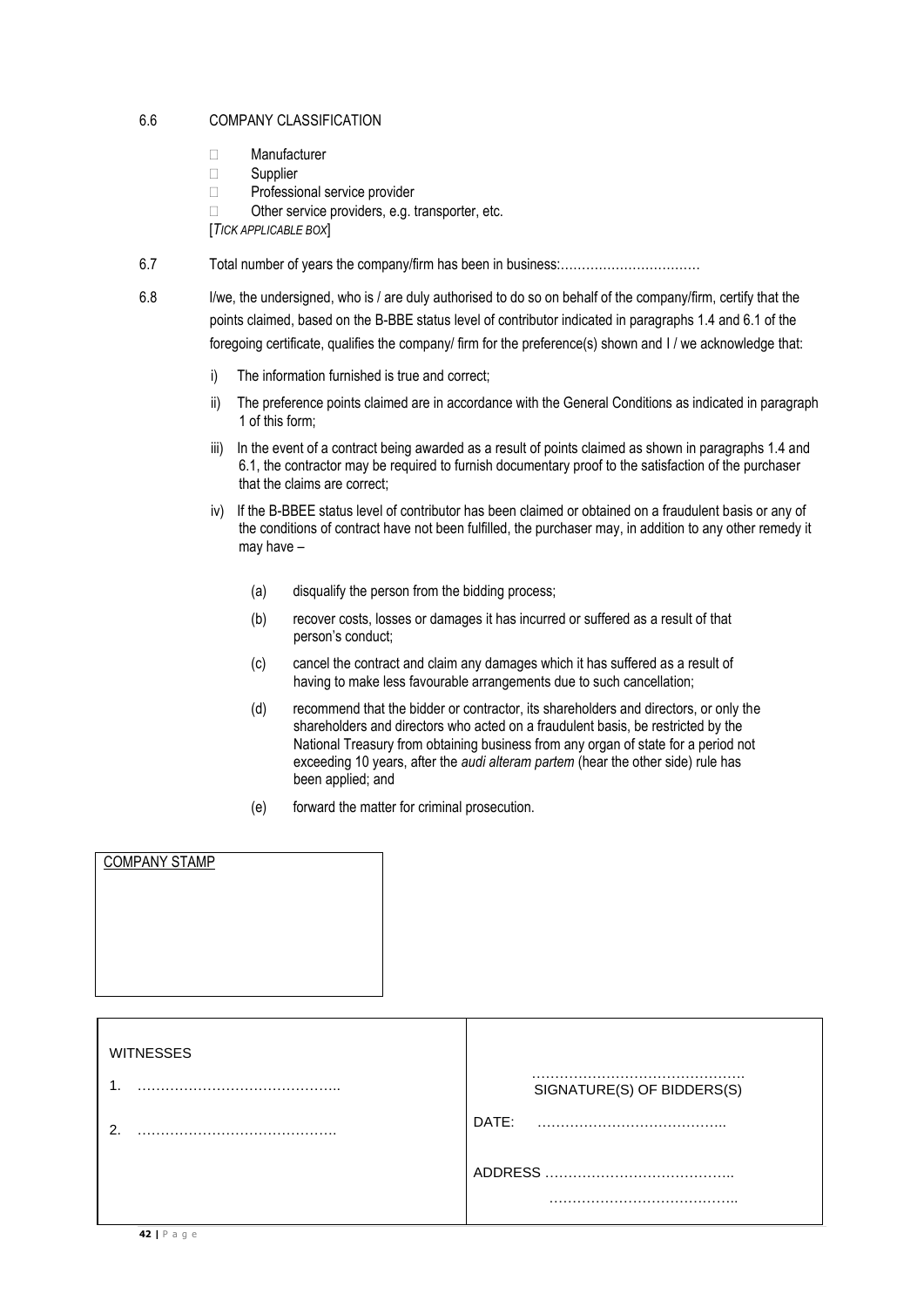6.6 COMPANY CLASSIFICATION

- ☐ Manufacturer
- ☐ Supplier
- ☐ Professional service provider
- ☐ Other service providers, e.g. transporter, etc.

[*TICK APPLICABLE BOX*]

6.7 Total number of years the company/firm has been in business:……………………………

6.8 I/we, the undersigned, who is / are duly authorised to do so on behalf of the company/firm, certify that the points claimed, based on the B-BBE status level of contributor indicated in paragraphs 1.4 and 6.1 of the foregoing certificate, qualifies the company/ firm for the preference(s) shown and I / we acknowledge that:

i) The information furnished is true and correct;

ii) The preference points claimed are in accordance with the General Conditions as indicated in paragraph 1 of this form;

iii) In the event of a contract being awarded as a result of points claimed as shown in paragraphs 1.4 and 6.1, the contractor may be required to furnish documentary proof to the satisfaction of the purchaser that the claims are correct;

iv) If the B-BBEE status level of contributor has been claimed or obtained on a fraudulent basis or any of the conditions of contract have not been fulfilled, the purchaser may, in addition to any other remedy it may have –

(a) disqualify the person from the bidding process;

(b) recover costs, losses or damages it has incurred or suffered as a result of that person's conduct;

(c) cancel the contract and claim any damages which it has suffered as a result of having to make less favourable arrangements due to such cancellation;

(d) recommend that the bidder or contractor, its shareholders and directors, or only the shareholders and directors who acted on a fraudulent basis, be restricted by the National Treasury from obtaining business from any organ of state for a period not exceeding 10 years, after the *audi alteram partem* (hear the other side) rule has been applied; and

(e) forward the matter for criminal prosecution.

| COMPANY STAMP |
|---|
| |

| | |
|---|---|
| WITNESSES | ………………………………………. SIGNATURE(S) OF BIDDERS(S) |
| 1. …………………………………….. | DATE: ………………………………….. |
| 2. ……………………………………. | ADDRESS ………………………………….. ………………………………….. |